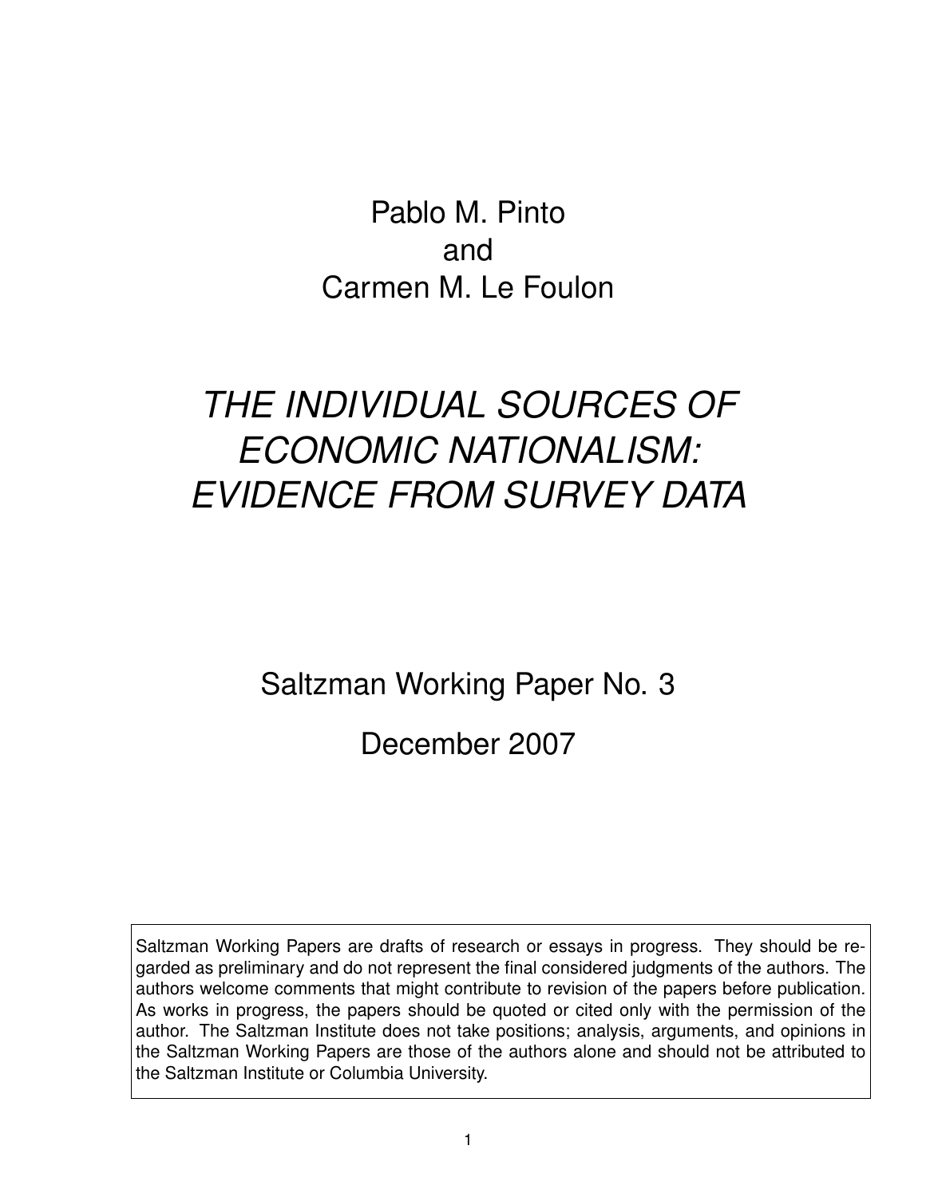Pablo M. Pinto
and
Carmen M. Le Foulon

# *THE INDIVIDUAL SOURCES OF ECONOMIC NATIONALISM: EVIDENCE FROM SURVEY DATA*

Saltzman Working Paper No. 3

December 2007

Saltzman Working Papers are drafts of research or essays in progress. They should be regarded as preliminary and do not represent the final considered judgments of the authors. The authors welcome comments that might contribute to revision of the papers before publication. As works in progress, the papers should be quoted or cited only with the permission of the author. The Saltzman Institute does not take positions; analysis, arguments, and opinions in the Saltzman Working Papers are those of the authors alone and should not be attributed to the Saltzman Institute or Columbia University.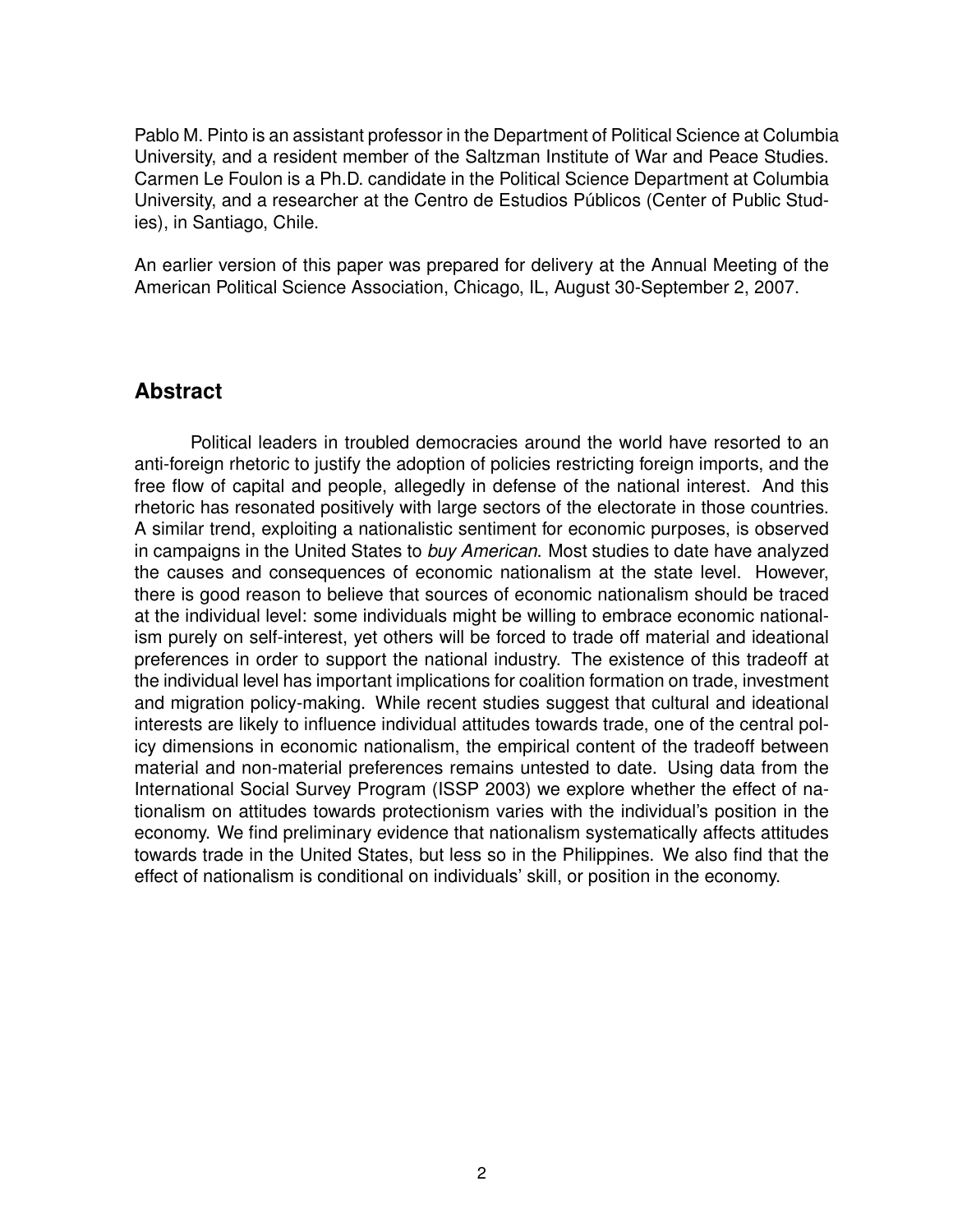Pablo M. Pinto is an assistant professor in the Department of Political Science at Columbia University, and a resident member of the Saltzman Institute of War and Peace Studies. Carmen Le Foulon is a Ph.D. candidate in the Political Science Department at Columbia University, and a researcher at the Centro de Estudios Públicos (Center of Public Studies), in Santiago, Chile.

An earlier version of this paper was prepared for delivery at the Annual Meeting of the American Political Science Association, Chicago, IL, August 30-September 2, 2007.

## Abstract

Political leaders in troubled democracies around the world have resorted to an anti-foreign rhetoric to justify the adoption of policies restricting foreign imports, and the free flow of capital and people, allegedly in defense of the national interest. And this rhetoric has resonated positively with large sectors of the electorate in those countries. A similar trend, exploiting a nationalistic sentiment for economic purposes, is observed in campaigns in the United States to *buy American*. Most studies to date have analyzed the causes and consequences of economic nationalism at the state level. However, there is good reason to believe that sources of economic nationalism should be traced at the individual level: some individuals might be willing to embrace economic nationalism purely on self-interest, yet others will be forced to trade off material and ideational preferences in order to support the national industry. The existence of this tradeoff at the individual level has important implications for coalition formation on trade, investment and migration policy-making. While recent studies suggest that cultural and ideational interests are likely to influence individual attitudes towards trade, one of the central policy dimensions in economic nationalism, the empirical content of the tradeoff between material and non-material preferences remains untested to date. Using data from the International Social Survey Program (ISSP 2003) we explore whether the effect of nationalism on attitudes towards protectionism varies with the individual's position in the economy. We find preliminary evidence that nationalism systematically affects attitudes towards trade in the United States, but less so in the Philippines. We also find that the effect of nationalism is conditional on individuals' skill, or position in the economy.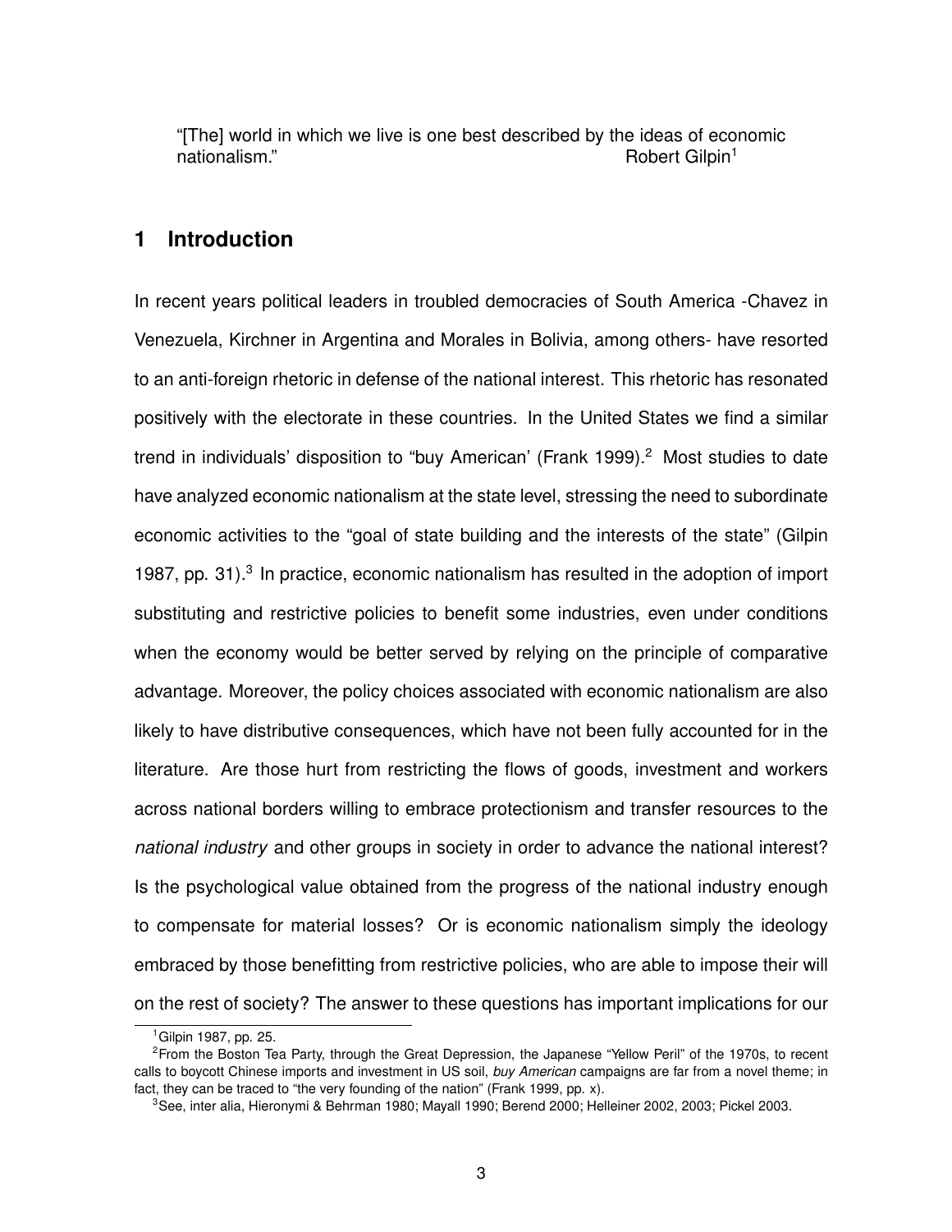"[The] world in which we live is one best described by the ideas of economic nationalism." Robert Gilpin[1]

## 1 Introduction

In recent years political leaders in troubled democracies of South America -Chavez in Venezuela, Kirchner in Argentina and Morales in Bolivia, among others- have resorted to an anti-foreign rhetoric in defense of the national interest. This rhetoric has resonated positively with the electorate in these countries. In the United States we find a similar trend in individuals' disposition to "buy American' (Frank 1999).[2] Most studies to date have analyzed economic nationalism at the state level, stressing the need to subordinate economic activities to the "goal of state building and the interests of the state" (Gilpin 1987, pp. 31).[3] In practice, economic nationalism has resulted in the adoption of import substituting and restrictive policies to benefit some industries, even under conditions when the economy would be better served by relying on the principle of comparative advantage. Moreover, the policy choices associated with economic nationalism are also likely to have distributive consequences, which have not been fully accounted for in the literature. Are those hurt from restricting the flows of goods, investment and workers across national borders willing to embrace protectionism and transfer resources to the *national industry* and other groups in society in order to advance the national interest? Is the psychological value obtained from the progress of the national industry enough to compensate for material losses? Or is economic nationalism simply the ideology embraced by those benefitting from restrictive policies, who are able to impose their will on the rest of society? The answer to these questions has important implications for our

[1] Gilpin 1987, pp. 25.

[2] From the Boston Tea Party, through the Great Depression, the Japanese "Yellow Peril" of the 1970s, to recent calls to boycott Chinese imports and investment in US soil, *buy American* campaigns are far from a novel theme; in fact, they can be traced to "the very founding of the nation" (Frank 1999, pp. x).

[3] See, inter alia, Hieronymi & Behrman 1980; Mayall 1990; Berend 2000; Helleiner 2002, 2003; Pickel 2003.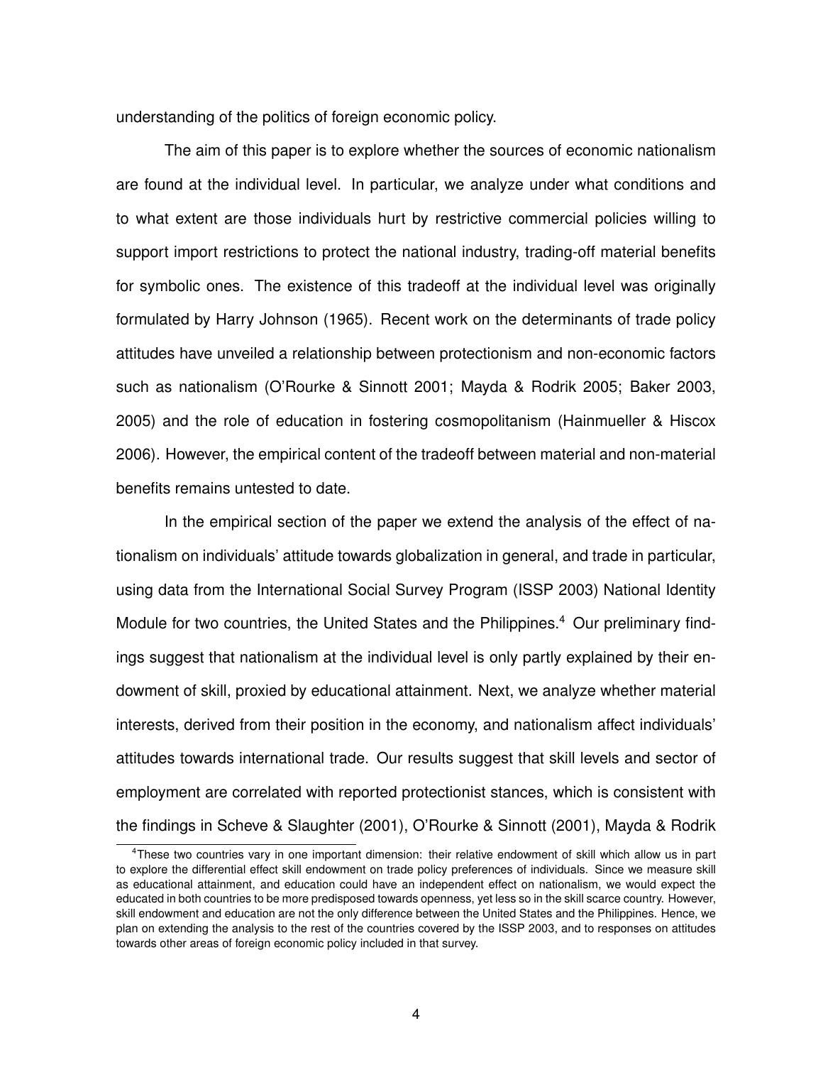understanding of the politics of foreign economic policy.

The aim of this paper is to explore whether the sources of economic nationalism are found at the individual level. In particular, we analyze under what conditions and to what extent are those individuals hurt by restrictive commercial policies willing to support import restrictions to protect the national industry, trading-off material benefits for symbolic ones. The existence of this tradeoff at the individual level was originally formulated by Harry Johnson (1965). Recent work on the determinants of trade policy attitudes have unveiled a relationship between protectionism and non-economic factors such as nationalism (O'Rourke & Sinnott 2001; Mayda & Rodrik 2005; Baker 2003, 2005) and the role of education in fostering cosmopolitanism (Hainmueller & Hiscox 2006). However, the empirical content of the tradeoff between material and non-material benefits remains untested to date.

In the empirical section of the paper we extend the analysis of the effect of nationalism on individuals' attitude towards globalization in general, and trade in particular, using data from the International Social Survey Program (ISSP 2003) National Identity Module for two countries, the United States and the Philippines.[4] Our preliminary findings suggest that nationalism at the individual level is only partly explained by their endowment of skill, proxied by educational attainment. Next, we analyze whether material interests, derived from their position in the economy, and nationalism affect individuals' attitudes towards international trade. Our results suggest that skill levels and sector of employment are correlated with reported protectionist stances, which is consistent with the findings in Scheve & Slaughter (2001), O'Rourke & Sinnott (2001), Mayda & Rodrik

[4]These two countries vary in one important dimension: their relative endowment of skill which allow us in part to explore the differential effect skill endowment on trade policy preferences of individuals. Since we measure skill as educational attainment, and education could have an independent effect on nationalism, we would expect the educated in both countries to be more predisposed towards openness, yet less so in the skill scarce country. However, skill endowment and education are not the only difference between the United States and the Philippines. Hence, we plan on extending the analysis to the rest of the countries covered by the ISSP 2003, and to responses on attitudes towards other areas of foreign economic policy included in that survey.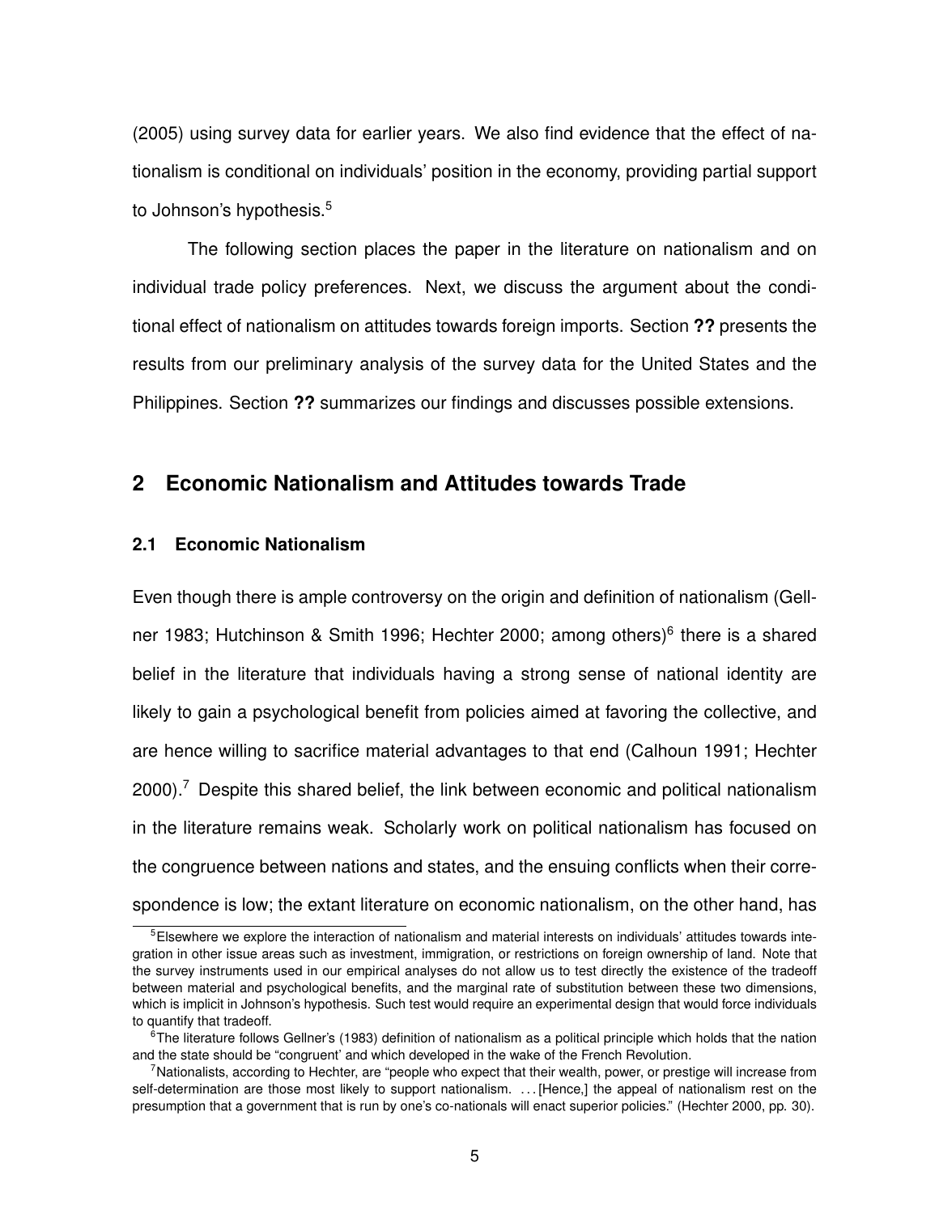(2005) using survey data for earlier years. We also find evidence that the effect of nationalism is conditional on individuals' position in the economy, providing partial support to Johnson's hypothesis.[5]

The following section places the paper in the literature on nationalism and on individual trade policy preferences. Next, we discuss the argument about the conditional effect of nationalism on attitudes towards foreign imports. Section **??** presents the results from our preliminary analysis of the survey data for the United States and the Philippines. Section **??** summarizes our findings and discusses possible extensions.

## 2 Economic Nationalism and Attitudes towards Trade

### 2.1 Economic Nationalism

Even though there is ample controversy on the origin and definition of nationalism (Gellner 1983; Hutchinson & Smith 1996; Hechter 2000; among others)[6] there is a shared belief in the literature that individuals having a strong sense of national identity are likely to gain a psychological benefit from policies aimed at favoring the collective, and are hence willing to sacrifice material advantages to that end (Calhoun 1991; Hechter 2000).[7] Despite this shared belief, the link between economic and political nationalism in the literature remains weak. Scholarly work on political nationalism has focused on the congruence between nations and states, and the ensuing conflicts when their correspondence is low; the extant literature on economic nationalism, on the other hand, has

[5]Elsewhere we explore the interaction of nationalism and material interests on individuals' attitudes towards integration in other issue areas such as investment, immigration, or restrictions on foreign ownership of land. Note that the survey instruments used in our empirical analyses do not allow us to test directly the existence of the tradeoff between material and psychological benefits, and the marginal rate of substitution between these two dimensions, which is implicit in Johnson's hypothesis. Such test would require an experimental design that would force individuals to quantify that tradeoff.

[6]The literature follows Gellner's (1983) definition of nationalism as a political principle which holds that the nation and the state should be "congruent' and which developed in the wake of the French Revolution.

[7]Nationalists, according to Hechter, are "people who expect that their wealth, power, or prestige will increase from self-determination are those most likely to support nationalism. ... [Hence,] the appeal of nationalism rest on the presumption that a government that is run by one's co-nationals will enact superior policies." (Hechter 2000, pp. 30).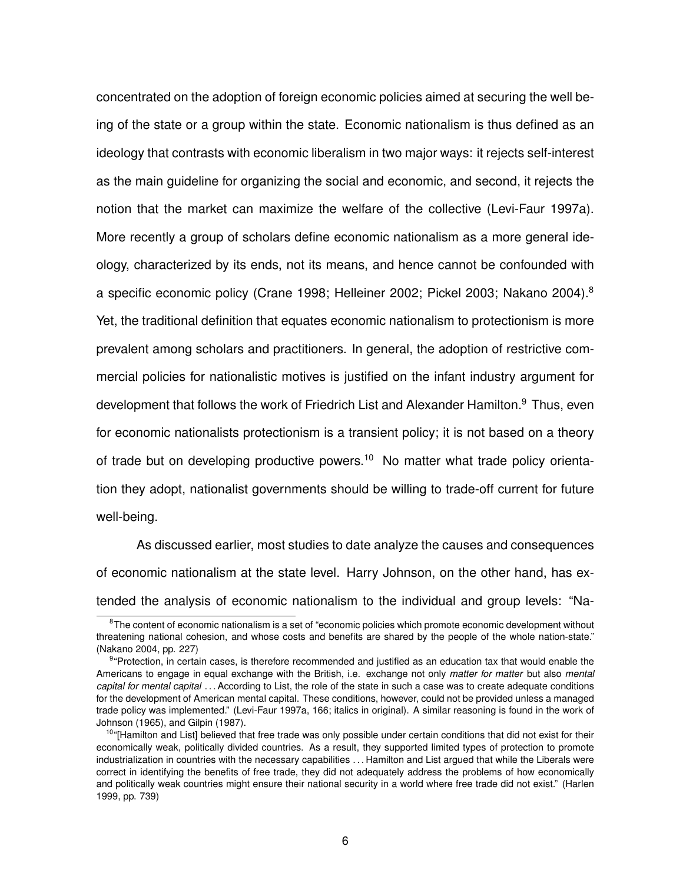concentrated on the adoption of foreign economic policies aimed at securing the well being of the state or a group within the state. Economic nationalism is thus defined as an ideology that contrasts with economic liberalism in two major ways: it rejects self-interest as the main guideline for organizing the social and economic, and second, it rejects the notion that the market can maximize the welfare of the collective (Levi-Faur 1997a). More recently a group of scholars define economic nationalism as a more general ideology, characterized by its ends, not its means, and hence cannot be confounded with a specific economic policy (Crane 1998; Helleiner 2002; Pickel 2003; Nakano 2004).[8] Yet, the traditional definition that equates economic nationalism to protectionism is more prevalent among scholars and practitioners. In general, the adoption of restrictive commercial policies for nationalistic motives is justified on the infant industry argument for development that follows the work of Friedrich List and Alexander Hamilton.[9] Thus, even for economic nationalists protectionism is a transient policy; it is not based on a theory of trade but on developing productive powers.[10] No matter what trade policy orientation they adopt, nationalist governments should be willing to trade-off current for future well-being.

As discussed earlier, most studies to date analyze the causes and consequences of economic nationalism at the state level. Harry Johnson, on the other hand, has extended the analysis of economic nationalism to the individual and group levels: "Na-

[8] The content of economic nationalism is a set of "economic policies which promote economic development without threatening national cohesion, and whose costs and benefits are shared by the people of the whole nation-state." (Nakano 2004, pp. 227)

[9] "Protection, in certain cases, is therefore recommended and justified as an education tax that would enable the Americans to engage in equal exchange with the British, i.e. exchange not only *matter for matter* but also *mental capital for mental capital* . . . According to List, the role of the state in such a case was to create adequate conditions for the development of American mental capital. These conditions, however, could not be provided unless a managed trade policy was implemented." (Levi-Faur 1997a, 166; italics in original). A similar reasoning is found in the work of Johnson (1965), and Gilpin (1987).

[10] "[Hamilton and List] believed that free trade was only possible under certain conditions that did not exist for their economically weak, politically divided countries. As a result, they supported limited types of protection to promote industrialization in countries with the necessary capabilities . . . Hamilton and List argued that while the Liberals were correct in identifying the benefits of free trade, they did not adequately address the problems of how economically and politically weak countries might ensure their national security in a world where free trade did not exist." (Harlen 1999, pp. 739)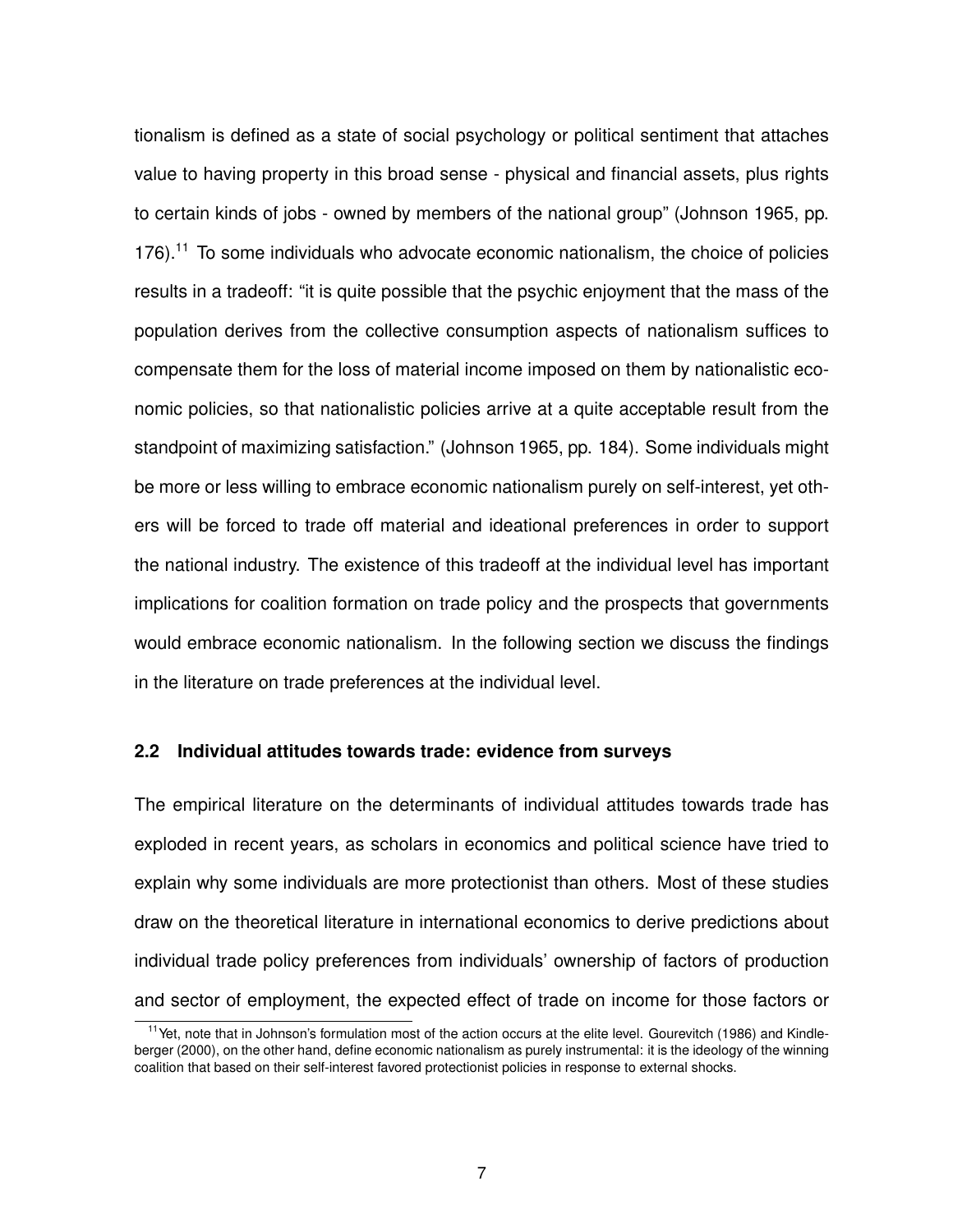tionalism is defined as a state of social psychology or political sentiment that attaches value to having property in this broad sense - physical and financial assets, plus rights to certain kinds of jobs - owned by members of the national group" (Johnson 1965, pp. 176).[11] To some individuals who advocate economic nationalism, the choice of policies results in a tradeoff: "it is quite possible that the psychic enjoyment that the mass of the population derives from the collective consumption aspects of nationalism suffices to compensate them for the loss of material income imposed on them by nationalistic economic policies, so that nationalistic policies arrive at a quite acceptable result from the standpoint of maximizing satisfaction." (Johnson 1965, pp. 184). Some individuals might be more or less willing to embrace economic nationalism purely on self-interest, yet others will be forced to trade off material and ideational preferences in order to support the national industry. The existence of this tradeoff at the individual level has important implications for coalition formation on trade policy and the prospects that governments would embrace economic nationalism. In the following section we discuss the findings in the literature on trade preferences at the individual level.

## 2.2 Individual attitudes towards trade: evidence from surveys

The empirical literature on the determinants of individual attitudes towards trade has exploded in recent years, as scholars in economics and political science have tried to explain why some individuals are more protectionist than others. Most of these studies draw on the theoretical literature in international economics to derive predictions about individual trade policy preferences from individuals' ownership of factors of production and sector of employment, the expected effect of trade on income for those factors or

[11] Yet, note that in Johnson's formulation most of the action occurs at the elite level. Gourevitch (1986) and Kindleberger (2000), on the other hand, define economic nationalism as purely instrumental: it is the ideology of the winning coalition that based on their self-interest favored protectionist policies in response to external shocks.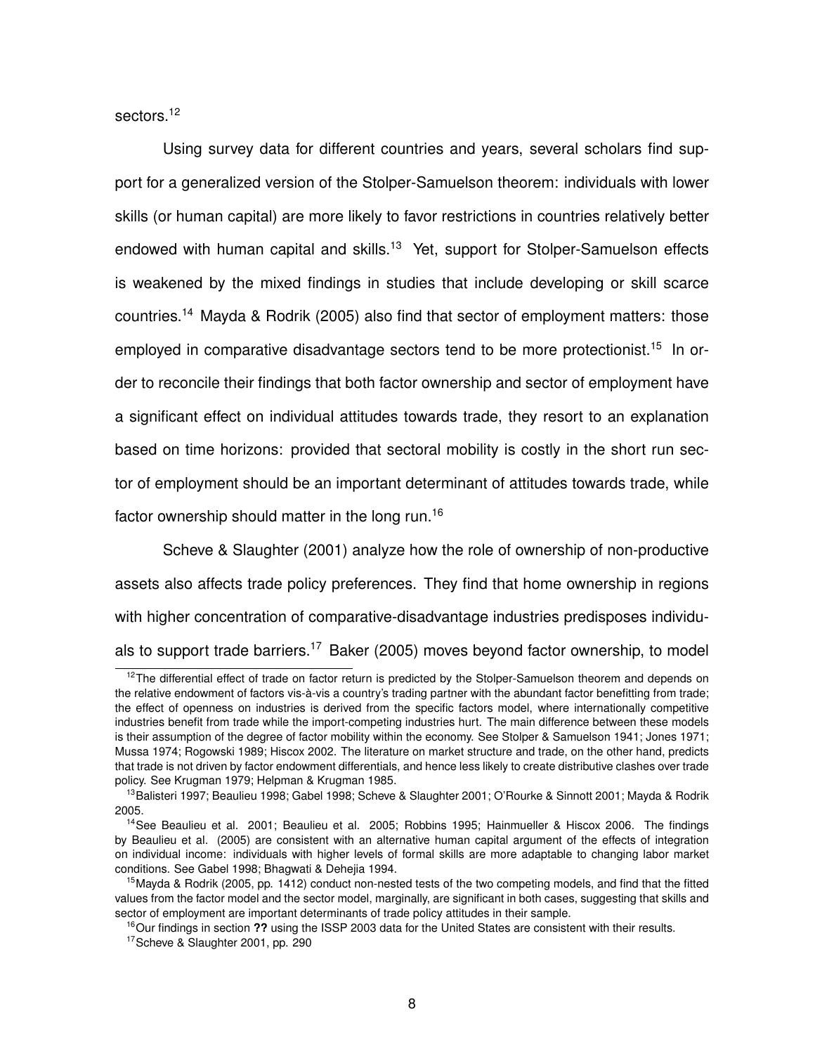sectors.[12]

Using survey data for different countries and years, several scholars find support for a generalized version of the Stolper-Samuelson theorem: individuals with lower skills (or human capital) are more likely to favor restrictions in countries relatively better endowed with human capital and skills.[13] Yet, support for Stolper-Samuelson effects is weakened by the mixed findings in studies that include developing or skill scarce countries.[14] Mayda & Rodrik (2005) also find that sector of employment matters: those employed in comparative disadvantage sectors tend to be more protectionist.[15] In order to reconcile their findings that both factor ownership and sector of employment have a significant effect on individual attitudes towards trade, they resort to an explanation based on time horizons: provided that sectoral mobility is costly in the short run sector of employment should be an important determinant of attitudes towards trade, while factor ownership should matter in the long run.[16]

Scheve & Slaughter (2001) analyze how the role of ownership of non-productive assets also affects trade policy preferences. They find that home ownership in regions with higher concentration of comparative-disadvantage industries predisposes individuals to support trade barriers.[17] Baker (2005) moves beyond factor ownership, to model

[12] The differential effect of trade on factor return is predicted by the Stolper-Samuelson theorem and depends on the relative endowment of factors vis-à-vis a country's trading partner with the abundant factor benefitting from trade; the effect of openness on industries is derived from the specific factors model, where internationally competitive industries benefit from trade while the import-competing industries hurt. The main difference between these models is their assumption of the degree of factor mobility within the economy. See Stolper & Samuelson 1941; Jones 1971; Mussa 1974; Rogowski 1989; Hiscox 2002. The literature on market structure and trade, on the other hand, predicts that trade is not driven by factor endowment differentials, and hence less likely to create distributive clashes over trade policy. See Krugman 1979; Helpman & Krugman 1985.

[13] Balisteri 1997; Beaulieu 1998; Gabel 1998; Scheve & Slaughter 2001; O'Rourke & Sinnott 2001; Mayda & Rodrik 2005.

[14] See Beaulieu et al. 2001; Beaulieu et al. 2005; Robbins 1995; Hainmueller & Hiscox 2006. The findings by Beaulieu et al. (2005) are consistent with an alternative human capital argument of the effects of integration on individual income: individuals with higher levels of formal skills are more adaptable to changing labor market conditions. See Gabel 1998; Bhagwati & Dehejia 1994.

[15] Mayda & Rodrik (2005, pp. 1412) conduct non-nested tests of the two competing models, and find that the fitted values from the factor model and the sector model, marginally, are significant in both cases, suggesting that skills and sector of employment are important determinants of trade policy attitudes in their sample.

[16] Our findings in section **??** using the ISSP 2003 data for the United States are consistent with their results.

[17] Scheve & Slaughter 2001, pp. 290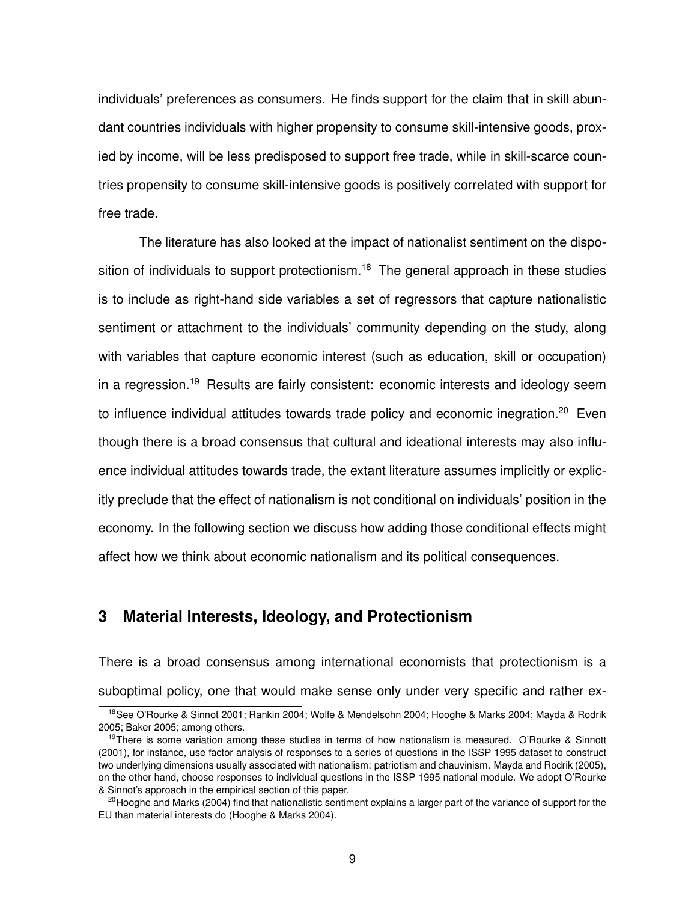individuals' preferences as consumers. He finds support for the claim that in skill abundant countries individuals with higher propensity to consume skill-intensive goods, proxied by income, will be less predisposed to support free trade, while in skill-scarce countries propensity to consume skill-intensive goods is positively correlated with support for free trade.

The literature has also looked at the impact of nationalist sentiment on the disposition of individuals to support protectionism.[18] The general approach in these studies is to include as right-hand side variables a set of regressors that capture nationalistic sentiment or attachment to the individuals' community depending on the study, along with variables that capture economic interest (such as education, skill or occupation) in a regression.[19] Results are fairly consistent: economic interests and ideology seem to influence individual attitudes towards trade policy and economic inegration.[20] Even though there is a broad consensus that cultural and ideational interests may also influence individual attitudes towards trade, the extant literature assumes implicitly or explicitly preclude that the effect of nationalism is not conditional on individuals' position in the economy. In the following section we discuss how adding those conditional effects might affect how we think about economic nationalism and its political consequences.

## 3 Material Interests, Ideology, and Protectionism

There is a broad consensus among international economists that protectionism is a suboptimal policy, one that would make sense only under very specific and rather ex-

[18] See O'Rourke & Sinnot 2001; Rankin 2004; Wolfe & Mendelsohn 2004; Hooghe & Marks 2004; Mayda & Rodrik 2005; Baker 2005; among others.

[19] There is some variation among these studies in terms of how nationalism is measured. O'Rourke & Sinnott (2001), for instance, use factor analysis of responses to a series of questions in the ISSP 1995 dataset to construct two underlying dimensions usually associated with nationalism: patriotism and chauvinism. Mayda and Rodrik (2005), on the other hand, choose responses to individual questions in the ISSP 1995 national module. We adopt O'Rourke & Sinnot's approach in the empirical section of this paper.

[20] Hooghe and Marks (2004) find that nationalistic sentiment explains a larger part of the variance of support for the EU than material interests do (Hooghe & Marks 2004).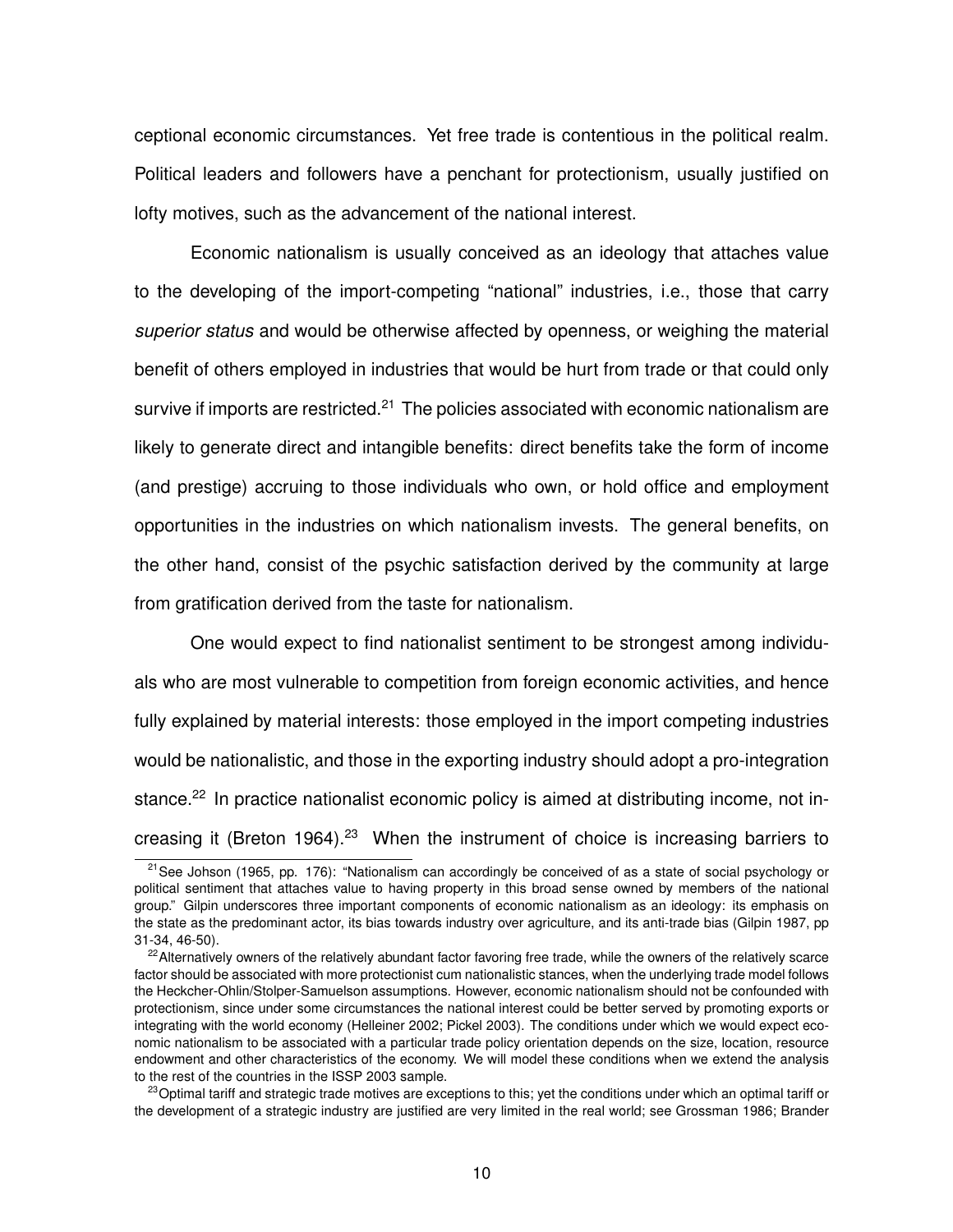ceptional economic circumstances. Yet free trade is contentious in the political realm. Political leaders and followers have a penchant for protectionism, usually justified on lofty motives, such as the advancement of the national interest.

Economic nationalism is usually conceived as an ideology that attaches value to the developing of the import-competing "national" industries, i.e., those that carry *superior status* and would be otherwise affected by openness, or weighing the material benefit of others employed in industries that would be hurt from trade or that could only survive if imports are restricted.[21] The policies associated with economic nationalism are likely to generate direct and intangible benefits: direct benefits take the form of income (and prestige) accruing to those individuals who own, or hold office and employment opportunities in the industries on which nationalism invests. The general benefits, on the other hand, consist of the psychic satisfaction derived by the community at large from gratification derived from the taste for nationalism.

One would expect to find nationalist sentiment to be strongest among individuals who are most vulnerable to competition from foreign economic activities, and hence fully explained by material interests: those employed in the import competing industries would be nationalistic, and those in the exporting industry should adopt a pro-integration stance.[22] In practice nationalist economic policy is aimed at distributing income, not increasing it (Breton 1964).[23] When the instrument of choice is increasing barriers to

[21] See Johson (1965, pp. 176): "Nationalism can accordingly be conceived of as a state of social psychology or political sentiment that attaches value to having property in this broad sense owned by members of the national group." Gilpin underscores three important components of economic nationalism as an ideology: its emphasis on the state as the predominant actor, its bias towards industry over agriculture, and its anti-trade bias (Gilpin 1987, pp 31-34, 46-50).

[22] Alternatively owners of the relatively abundant factor favoring free trade, while the owners of the relatively scarce factor should be associated with more protectionist cum nationalistic stances, when the underlying trade model follows the Heckcher-Ohlin/Stolper-Samuelson assumptions. However, economic nationalism should not be confounded with protectionism, since under some circumstances the national interest could be better served by promoting exports or integrating with the world economy (Helleiner 2002; Pickel 2003). The conditions under which we would expect economic nationalism to be associated with a particular trade policy orientation depends on the size, location, resource endowment and other characteristics of the economy. We will model these conditions when we extend the analysis to the rest of the countries in the ISSP 2003 sample.

[23] Optimal tariff and strategic trade motives are exceptions to this; yet the conditions under which an optimal tariff or the development of a strategic industry are justified are very limited in the real world; see Grossman 1986; Brander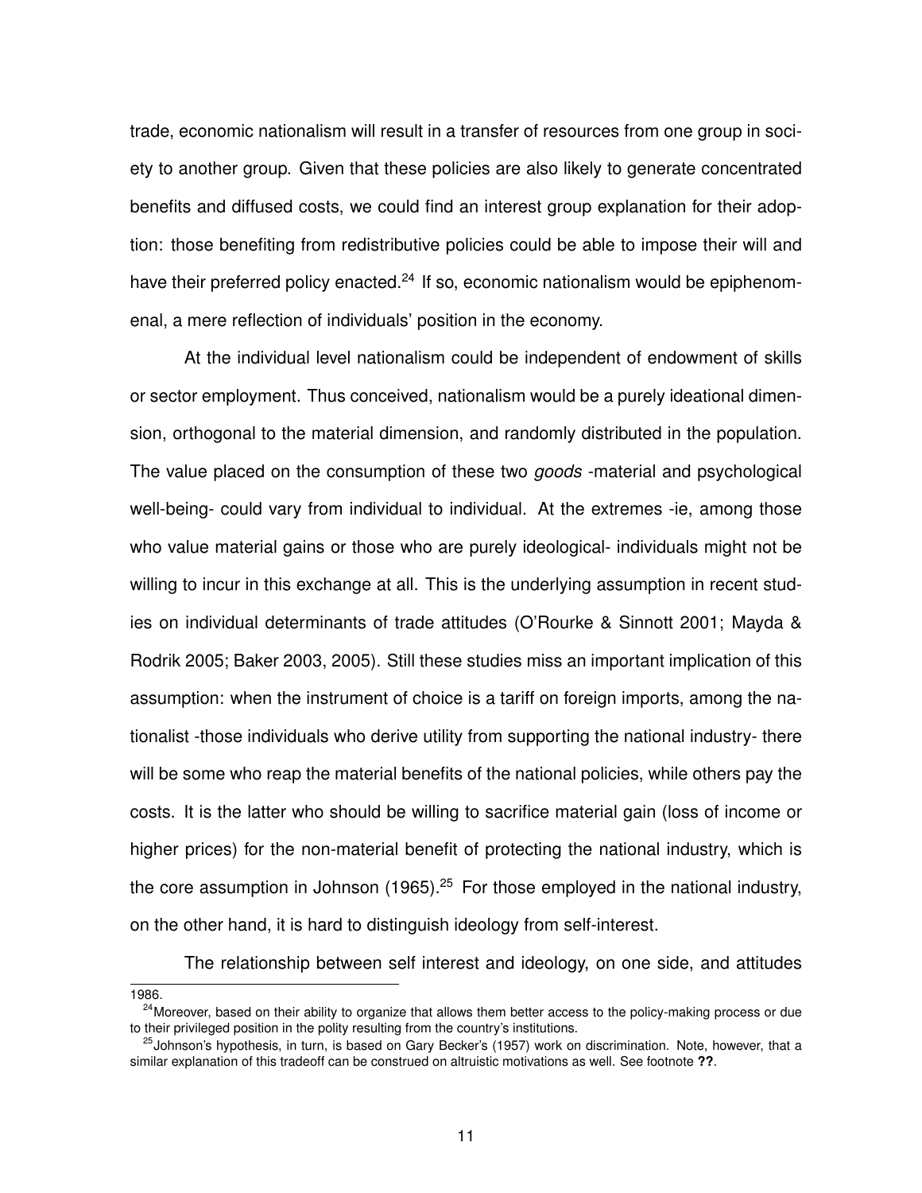trade, economic nationalism will result in a transfer of resources from one group in society to another group. Given that these policies are also likely to generate concentrated benefits and diffused costs, we could find an interest group explanation for their adoption: those benefiting from redistributive policies could be able to impose their will and have their preferred policy enacted.[24] If so, economic nationalism would be epiphenomenal, a mere reflection of individuals' position in the economy.

At the individual level nationalism could be independent of endowment of skills or sector employment. Thus conceived, nationalism would be a purely ideational dimension, orthogonal to the material dimension, and randomly distributed in the population. The value placed on the consumption of these two *goods* -material and psychological well-being- could vary from individual to individual. At the extremes -ie, among those who value material gains or those who are purely ideological- individuals might not be willing to incur in this exchange at all. This is the underlying assumption in recent studies on individual determinants of trade attitudes (O'Rourke & Sinnott 2001; Mayda & Rodrik 2005; Baker 2003, 2005). Still these studies miss an important implication of this assumption: when the instrument of choice is a tariff on foreign imports, among the nationalist -those individuals who derive utility from supporting the national industry- there will be some who reap the material benefits of the national policies, while others pay the costs. It is the latter who should be willing to sacrifice material gain (loss of income or higher prices) for the non-material benefit of protecting the national industry, which is the core assumption in Johnson (1965).[25] For those employed in the national industry, on the other hand, it is hard to distinguish ideology from self-interest.

The relationship between self interest and ideology, on one side, and attitudes

---

1986.

[24] Moreover, based on their ability to organize that allows them better access to the policy-making process or due to their privileged position in the polity resulting from the country's institutions.

[25] Johnson's hypothesis, in turn, is based on Gary Becker's (1957) work on discrimination. Note, however, that a similar explanation of this tradeoff can be construed on altruistic motivations as well. See footnote **??**.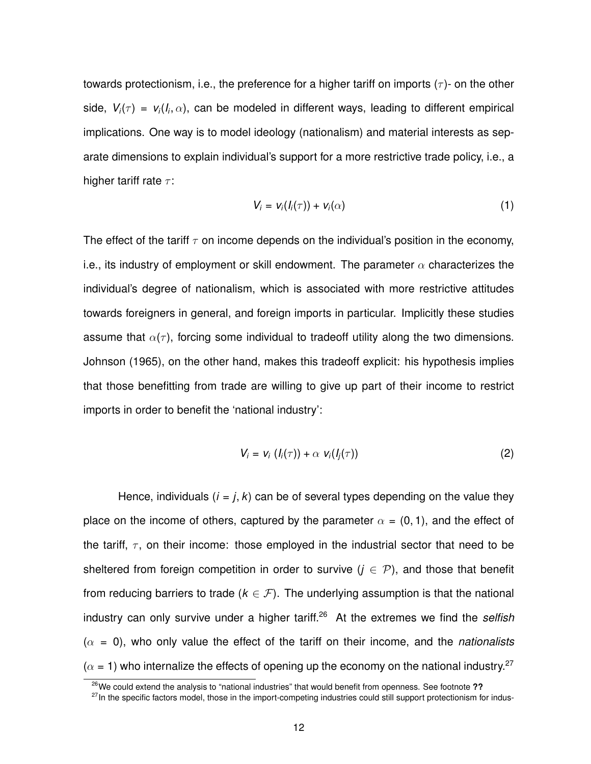towards protectionism, i.e., the preference for a higher tariff on imports ($\tau$)- on the other side, $V_i(\tau) = v_i(I_i, \alpha)$, can be modeled in different ways, leading to different empirical implications. One way is to model ideology (nationalism) and material interests as separate dimensions to explain individual's support for a more restrictive trade policy, i.e., a higher tariff rate $\tau$:

$$V_i = v_i(I_i(\tau)) + v_i(\alpha) \tag{1}$$

The effect of the tariff $\tau$ on income depends on the individual's position in the economy, i.e., its industry of employment or skill endowment. The parameter $\alpha$ characterizes the individual's degree of nationalism, which is associated with more restrictive attitudes towards foreigners in general, and foreign imports in particular. Implicitly these studies assume that $\alpha(\tau)$, forcing some individual to tradeoff utility along the two dimensions. Johnson (1965), on the other hand, makes this tradeoff explicit: his hypothesis implies that those benefitting from trade are willing to give up part of their income to restrict imports in order to benefit the 'national industry':

$$V_i = v_i\ (I_i(\tau)) + \alpha\ v_i(I_j(\tau)) \tag{2}$$

Hence, individuals ($i = j, k$) can be of several types depending on the value they place on the income of others, captured by the parameter $\alpha = (0, 1)$, and the effect of the tariff, $\tau$, on their income: those employed in the industrial sector that need to be sheltered from foreign competition in order to survive ($j \in \mathcal{P}$), and those that benefit from reducing barriers to trade ($k \in \mathcal{F}$). The underlying assumption is that the national industry can only survive under a higher tariff.[26] At the extremes we find the *selfish* ($\alpha = 0$), who only value the effect of the tariff on their income, and the *nationalists* ($\alpha = 1$) who internalize the effects of opening up the economy on the national industry.[27]

[26] We could extend the analysis to "national industries" that would benefit from openness. See footnote **??**

[27] In the specific factors model, those in the import-competing industries could still support protectionism for indus-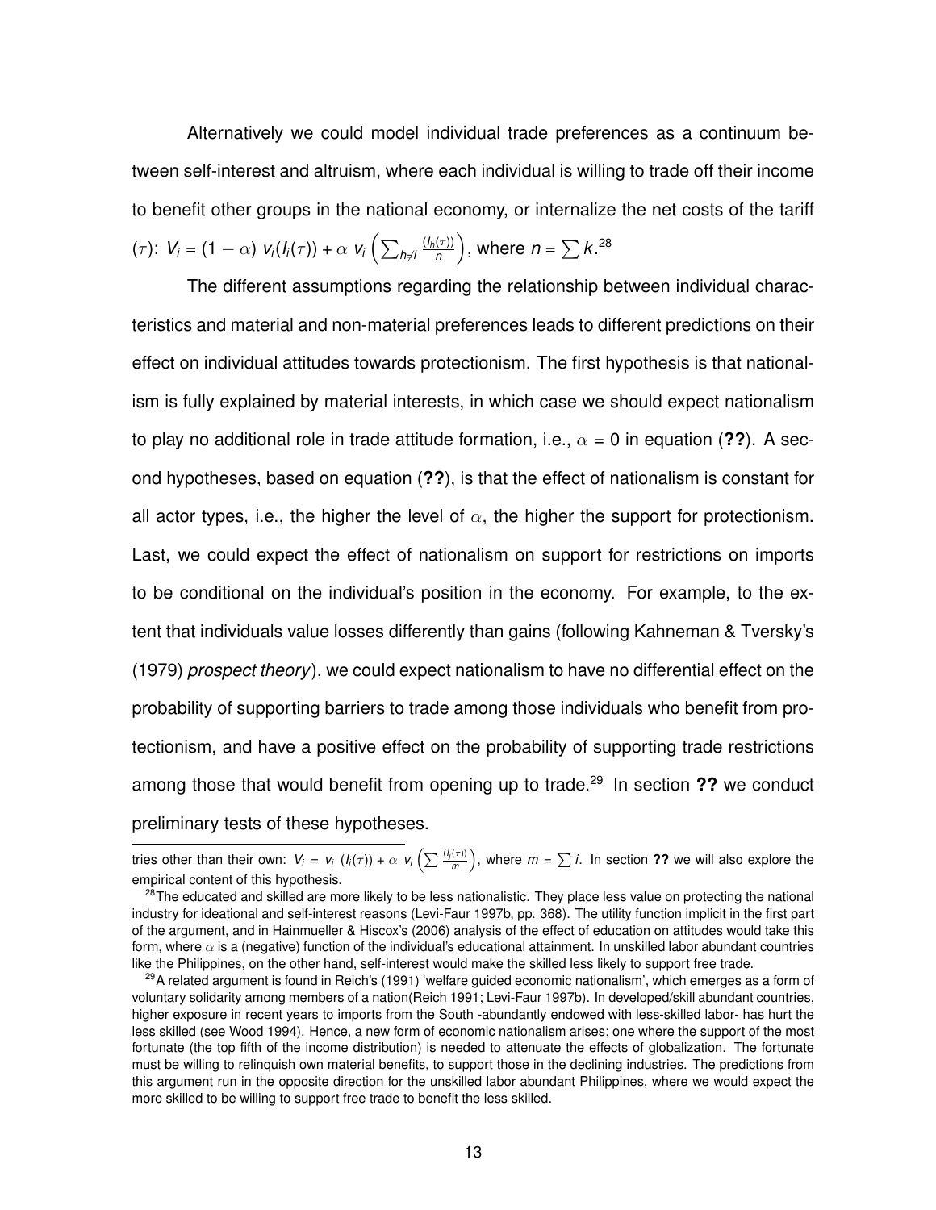Alternatively we could model individual trade preferences as a continuum between self-interest and altruism, where each individual is willing to trade off their income to benefit other groups in the national economy, or internalize the net costs of the tariff ($\tau$): $V_i = (1-\alpha)\ v_i(I_i(\tau)) + \alpha\ v_i\left(\sum_{h \neq i} \frac{(I_h(\tau))}{n}\right)$, where $n = \sum k$.[28]

The different assumptions regarding the relationship between individual characteristics and material and non-material preferences leads to different predictions on their effect on individual attitudes towards protectionism. The first hypothesis is that nationalism is fully explained by material interests, in which case we should expect nationalism to play no additional role in trade attitude formation, i.e., $\alpha = 0$ in equation (**??**). A second hypotheses, based on equation (**??**), is that the effect of nationalism is constant for all actor types, i.e., the higher the level of $\alpha$, the higher the support for protectionism. Last, we could expect the effect of nationalism on support for restrictions on imports to be conditional on the individual's position in the economy. For example, to the extent that individuals value losses differently than gains (following Kahneman & Tversky's (1979) *prospect theory*), we could expect nationalism to have no differential effect on the probability of supporting barriers to trade among those individuals who benefit from protectionism, and have a positive effect on the probability of supporting trade restrictions among those that would benefit from opening up to trade.[29] In section **??** we conduct preliminary tests of these hypotheses.

---

tries other than their own: $V_i = v_i\ (I_i(\tau)) + \alpha\ v_i\left(\sum \frac{(I_j(\tau))}{m}\right)$, where $m = \sum i$. In section **??** we will also explore the empirical content of this hypothesis.

[28] The educated and skilled are more likely to be less nationalistic. They place less value on protecting the national industry for ideational and self-interest reasons (Levi-Faur 1997b, pp. 368). The utility function implicit in the first part of the argument, and in Hainmueller & Hiscox's (2006) analysis of the effect of education on attitudes would take this form, where $\alpha$ is a (negative) function of the individual's educational attainment. In unskilled labor abundant countries like the Philippines, on the other hand, self-interest would make the skilled less likely to support free trade.

[29] A related argument is found in Reich's (1991) 'welfare guided economic nationalism', which emerges as a form of voluntary solidarity among members of a nation(Reich 1991; Levi-Faur 1997b). In developed/skill abundant countries, higher exposure in recent years to imports from the South -abundantly endowed with less-skilled labor- has hurt the less skilled (see Wood 1994). Hence, a new form of economic nationalism arises; one where the support of the most fortunate (the top fifth of the income distribution) is needed to attenuate the effects of globalization. The fortunate must be willing to relinquish own material benefits, to support those in the declining industries. The predictions from this argument run in the opposite direction for the unskilled labor abundant Philippines, where we would expect the more skilled to be willing to support free trade to benefit the less skilled.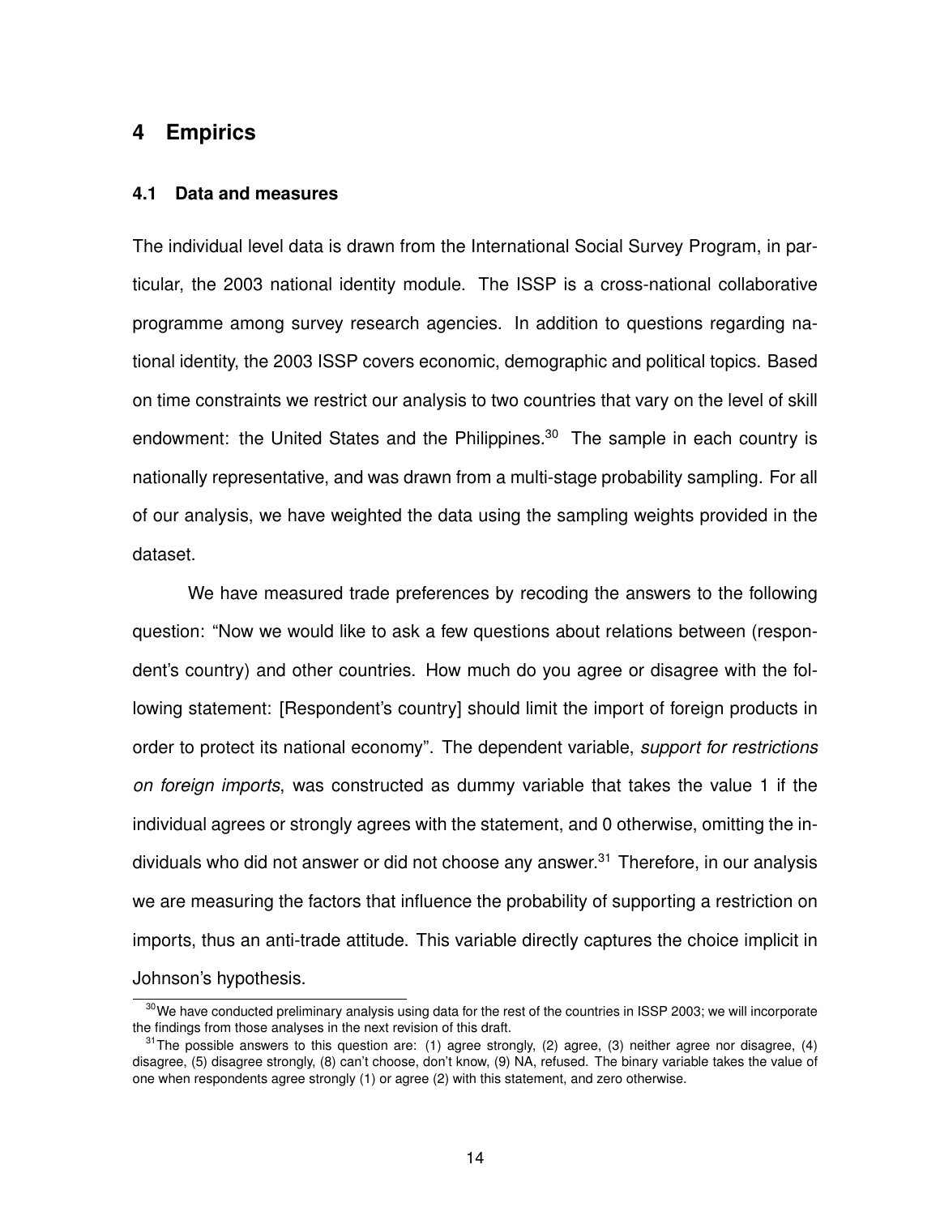# 4 Empirics

## 4.1 Data and measures

The individual level data is drawn from the International Social Survey Program, in particular, the 2003 national identity module. The ISSP is a cross-national collaborative programme among survey research agencies. In addition to questions regarding national identity, the 2003 ISSP covers economic, demographic and political topics. Based on time constraints we restrict our analysis to two countries that vary on the level of skill endowment: the United States and the Philippines.[30] The sample in each country is nationally representative, and was drawn from a multi-stage probability sampling. For all of our analysis, we have weighted the data using the sampling weights provided in the dataset.

We have measured trade preferences by recoding the answers to the following question: "Now we would like to ask a few questions about relations between (respondent's country) and other countries. How much do you agree or disagree with the following statement: [Respondent's country] should limit the import of foreign products in order to protect its national economy". The dependent variable, *support for restrictions on foreign imports*, was constructed as dummy variable that takes the value 1 if the individual agrees or strongly agrees with the statement, and 0 otherwise, omitting the individuals who did not answer or did not choose any answer.[31] Therefore, in our analysis we are measuring the factors that influence the probability of supporting a restriction on imports, thus an anti-trade attitude. This variable directly captures the choice implicit in Johnson's hypothesis.

[30] We have conducted preliminary analysis using data for the rest of the countries in ISSP 2003; we will incorporate the findings from those analyses in the next revision of this draft.

[31] The possible answers to this question are: (1) agree strongly, (2) agree, (3) neither agree nor disagree, (4) disagree, (5) disagree strongly, (8) can't choose, don't know, (9) NA, refused. The binary variable takes the value of one when respondents agree strongly (1) or agree (2) with this statement, and zero otherwise.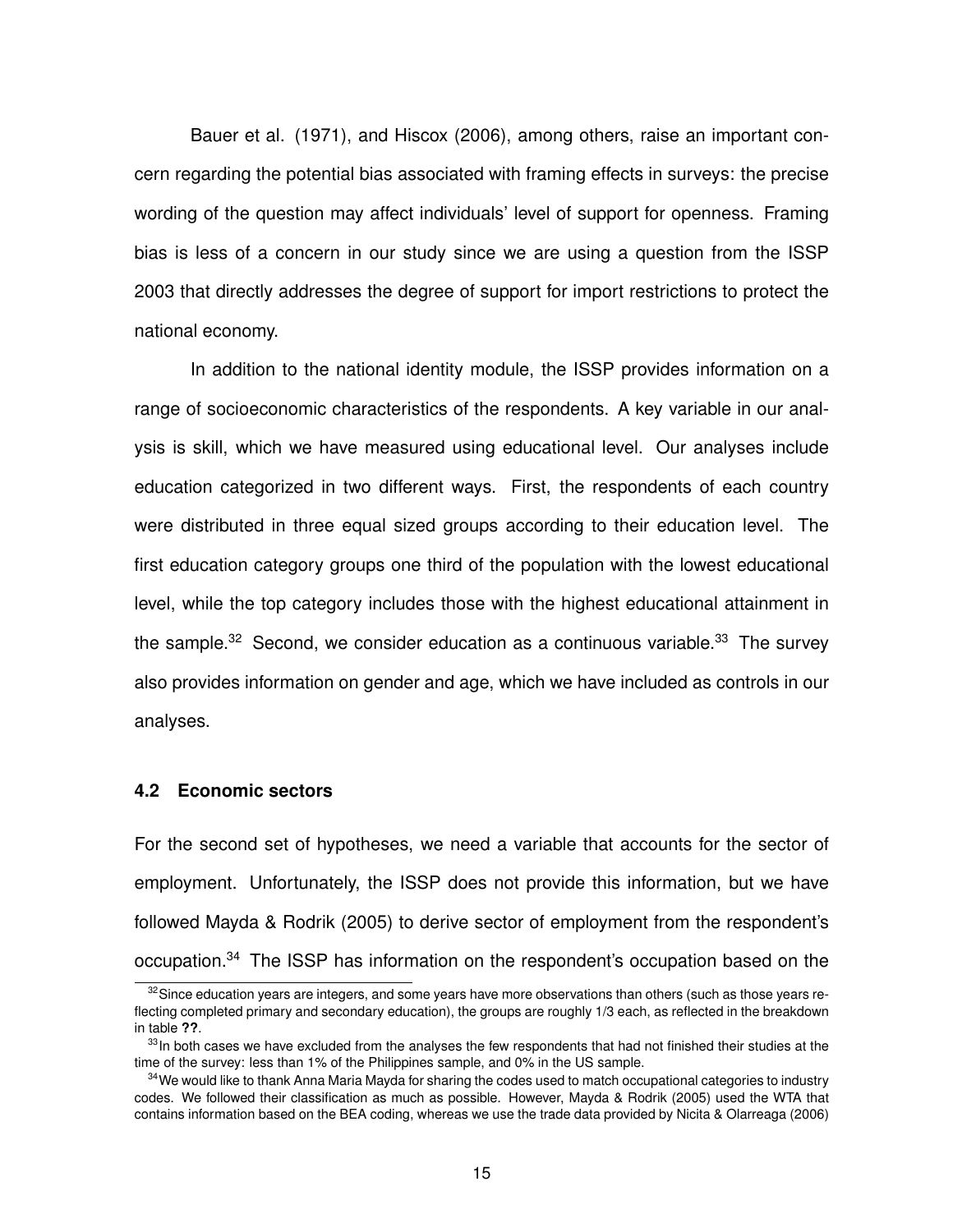Bauer et al. (1971), and Hiscox (2006), among others, raise an important concern regarding the potential bias associated with framing effects in surveys: the precise wording of the question may affect individuals' level of support for openness. Framing bias is less of a concern in our study since we are using a question from the ISSP 2003 that directly addresses the degree of support for import restrictions to protect the national economy.

In addition to the national identity module, the ISSP provides information on a range of socioeconomic characteristics of the respondents. A key variable in our analysis is skill, which we have measured using educational level. Our analyses include education categorized in two different ways. First, the respondents of each country were distributed in three equal sized groups according to their education level. The first education category groups one third of the population with the lowest educational level, while the top category includes those with the highest educational attainment in the sample.[32] Second, we consider education as a continuous variable.[33] The survey also provides information on gender and age, which we have included as controls in our analyses.

### 4.2 Economic sectors

For the second set of hypotheses, we need a variable that accounts for the sector of employment. Unfortunately, the ISSP does not provide this information, but we have followed Mayda & Rodrik (2005) to derive sector of employment from the respondent's occupation.[34] The ISSP has information on the respondent's occupation based on the

---

[32] Since education years are integers, and some years have more observations than others (such as those years reflecting completed primary and secondary education), the groups are roughly 1/3 each, as reflected in the breakdown in table **??**.

[33] In both cases we have excluded from the analyses the few respondents that had not finished their studies at the time of the survey: less than 1% of the Philippines sample, and 0% in the US sample.

[34] We would like to thank Anna Maria Mayda for sharing the codes used to match occupational categories to industry codes. We followed their classification as much as possible. However, Mayda & Rodrik (2005) used the WTA that contains information based on the BEA coding, whereas we use the trade data provided by Nicita & Olarreaga (2006)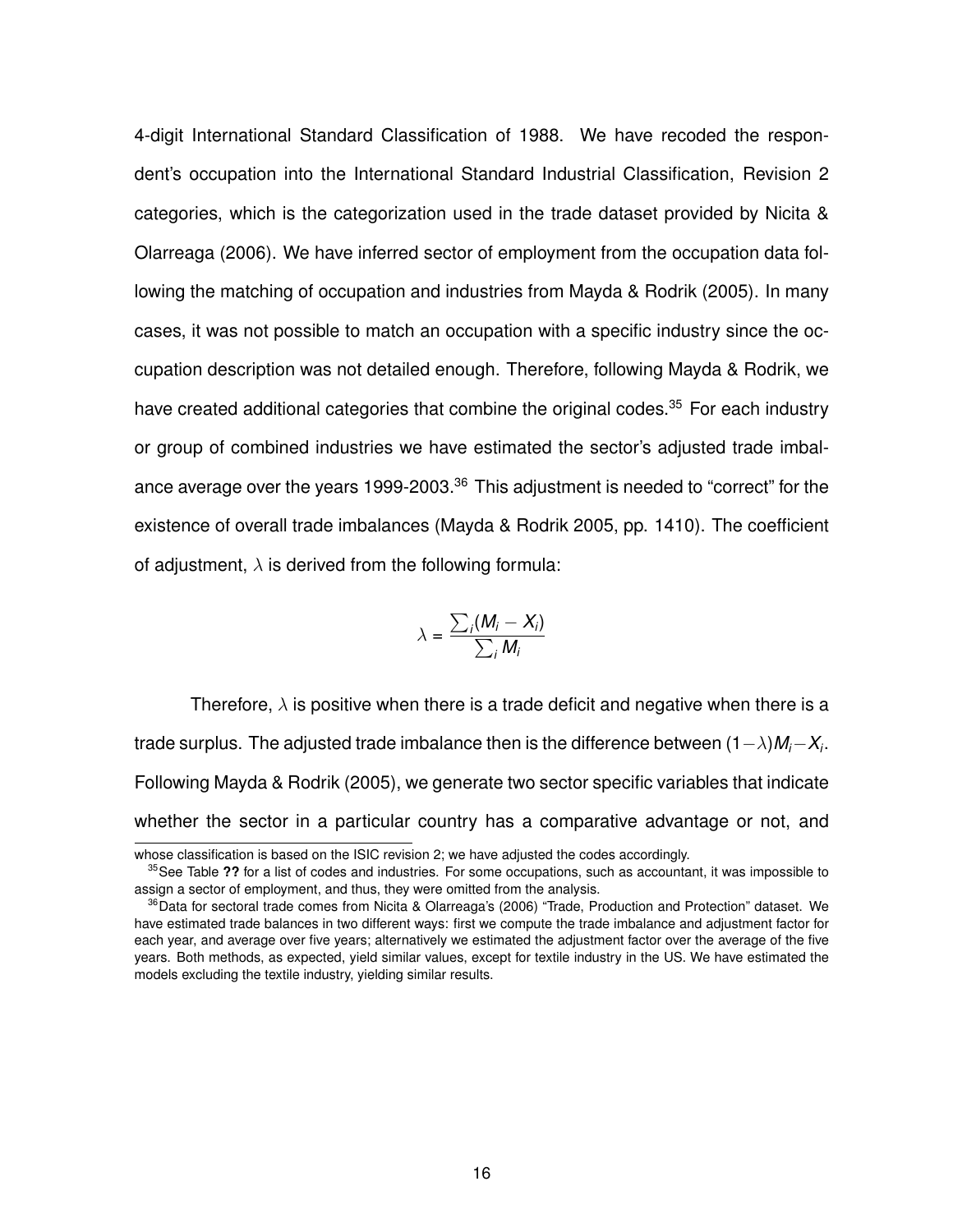4-digit International Standard Classification of 1988. We have recoded the respondent's occupation into the International Standard Industrial Classification, Revision 2 categories, which is the categorization used in the trade dataset provided by Nicita & Olarreaga (2006). We have inferred sector of employment from the occupation data following the matching of occupation and industries from Mayda & Rodrik (2005). In many cases, it was not possible to match an occupation with a specific industry since the occupation description was not detailed enough. Therefore, following Mayda & Rodrik, we have created additional categories that combine the original codes.[35] For each industry or group of combined industries we have estimated the sector's adjusted trade imbalance average over the years 1999-2003.[36] This adjustment is needed to "correct" for the existence of overall trade imbalances (Mayda & Rodrik 2005, pp. 1410). The coefficient of adjustment, $\lambda$ is derived from the following formula:

$$\lambda = \frac{\sum_i (M_i - X_i)}{\sum_i M_i}$$

Therefore, $\lambda$ is positive when there is a trade deficit and negative when there is a trade surplus. The adjusted trade imbalance then is the difference between $(1-\lambda)M_i - X_i$. Following Mayda & Rodrik (2005), we generate two sector specific variables that indicate whether the sector in a particular country has a comparative advantage or not, and

---

whose classification is based on the ISIC revision 2; we have adjusted the codes accordingly.

[35] See Table **??** for a list of codes and industries. For some occupations, such as accountant, it was impossible to assign a sector of employment, and thus, they were omitted from the analysis.

[36] Data for sectoral trade comes from Nicita & Olarreaga's (2006) "Trade, Production and Protection" dataset. We have estimated trade balances in two different ways: first we compute the trade imbalance and adjustment factor for each year, and average over five years; alternatively we estimated the adjustment factor over the average of the five years. Both methods, as expected, yield similar values, except for textile industry in the US. We have estimated the models excluding the textile industry, yielding similar results.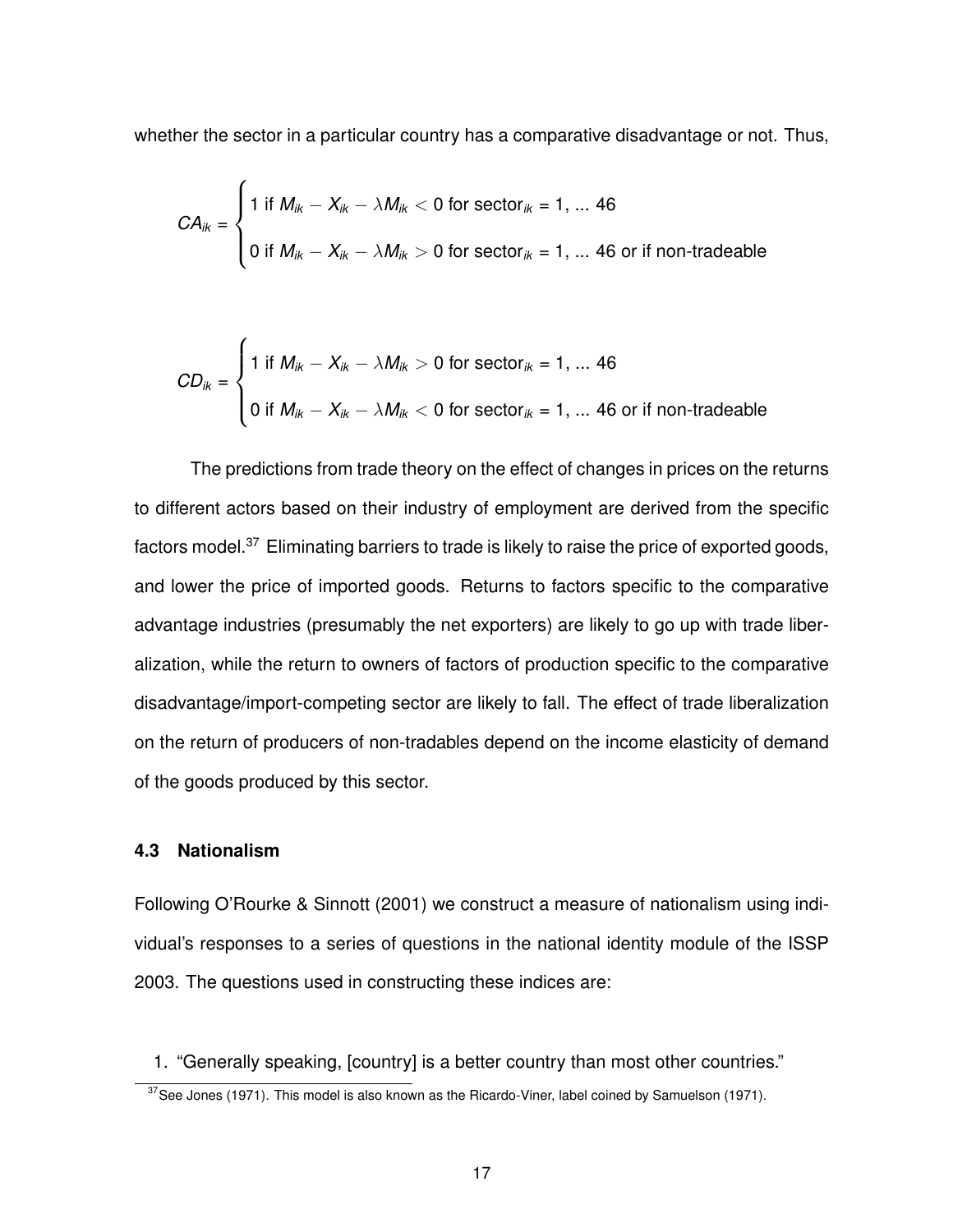whether the sector in a particular country has a comparative disadvantage or not. Thus,

$$CA_{ik} = \begin{cases} 1 \text{ if } M_{ik} - X_{ik} - \lambda M_{ik} < 0 \text{ for sector}_{ik} = 1, \ldots 46 \\ 0 \text{ if } M_{ik} - X_{ik} - \lambda M_{ik} > 0 \text{ for sector}_{ik} = 1, \ldots 46 \text{ or if non-tradeable} \end{cases}$$

$$CD_{ik} = \begin{cases} 1 \text{ if } M_{ik} - X_{ik} - \lambda M_{ik} > 0 \text{ for sector}_{ik} = 1, \ldots 46 \\ 0 \text{ if } M_{ik} - X_{ik} - \lambda M_{ik} < 0 \text{ for sector}_{ik} = 1, \ldots 46 \text{ or if non-tradeable} \end{cases}$$

The predictions from trade theory on the effect of changes in prices on the returns to different actors based on their industry of employment are derived from the specific factors model.[37] Eliminating barriers to trade is likely to raise the price of exported goods, and lower the price of imported goods. Returns to factors specific to the comparative advantage industries (presumably the net exporters) are likely to go up with trade liberalization, while the return to owners of factors of production specific to the comparative disadvantage/import-competing sector are likely to fall. The effect of trade liberalization on the return of producers of non-tradables depend on the income elasticity of demand of the goods produced by this sector.

### 4.3 Nationalism

Following O'Rourke & Sinnott (2001) we construct a measure of nationalism using individual's responses to a series of questions in the national identity module of the ISSP 2003. The questions used in constructing these indices are:

1. "Generally speaking, [country] is a better country than most other countries."

[37] See Jones (1971). This model is also known as the Ricardo-Viner, label coined by Samuelson (1971).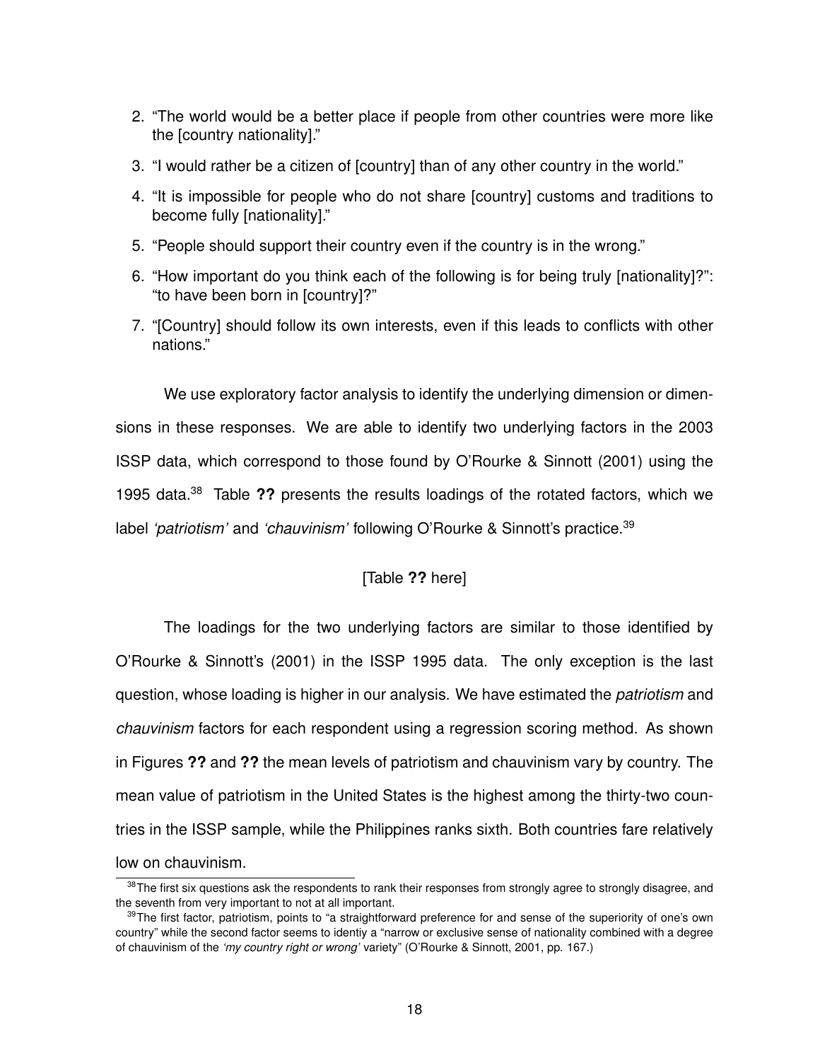2. “The world would be a better place if people from other countries were more like the [country nationality].”
3. “I would rather be a citizen of [country] than of any other country in the world.”
4. “It is impossible for people who do not share [country] customs and traditions to become fully [nationality].”
5. “People should support their country even if the country is in the wrong.”
6. “How important do you think each of the following is for being truly [nationality]?”: “to have been born in [country]?”
7. “[Country] should follow its own interests, even if this leads to conflicts with other nations.”

We use exploratory factor analysis to identify the underlying dimension or dimensions in these responses. We are able to identify two underlying factors in the 2003 ISSP data, which correspond to those found by O’Rourke & Sinnott (2001) using the 1995 data.[38] Table **??** presents the results loadings of the rotated factors, which we label *‘patriotism’* and *‘chauvinism’* following O’Rourke & Sinnott’s practice.[39]

[Table **??** here]

The loadings for the two underlying factors are similar to those identified by O’Rourke & Sinnott’s (2001) in the ISSP 1995 data. The only exception is the last question, whose loading is higher in our analysis. We have estimated the *patriotism* and *chauvinism* factors for each respondent using a regression scoring method. As shown in Figures **??** and **??** the mean levels of patriotism and chauvinism vary by country. The mean value of patriotism in the United States is the highest among the thirty-two countries in the ISSP sample, while the Philippines ranks sixth. Both countries fare relatively low on chauvinism.

[38] The first six questions ask the respondents to rank their responses from strongly agree to strongly disagree, and the seventh from very important to not at all important.

[39] The first factor, patriotism, points to “a straightforward preference for and sense of the superiority of one’s own country” while the second factor seems to identiy a “narrow or exclusive sense of nationality combined with a degree of chauvinism of the *‘my country right or wrong’* variety” (O’Rourke & Sinnott, 2001, pp. 167.)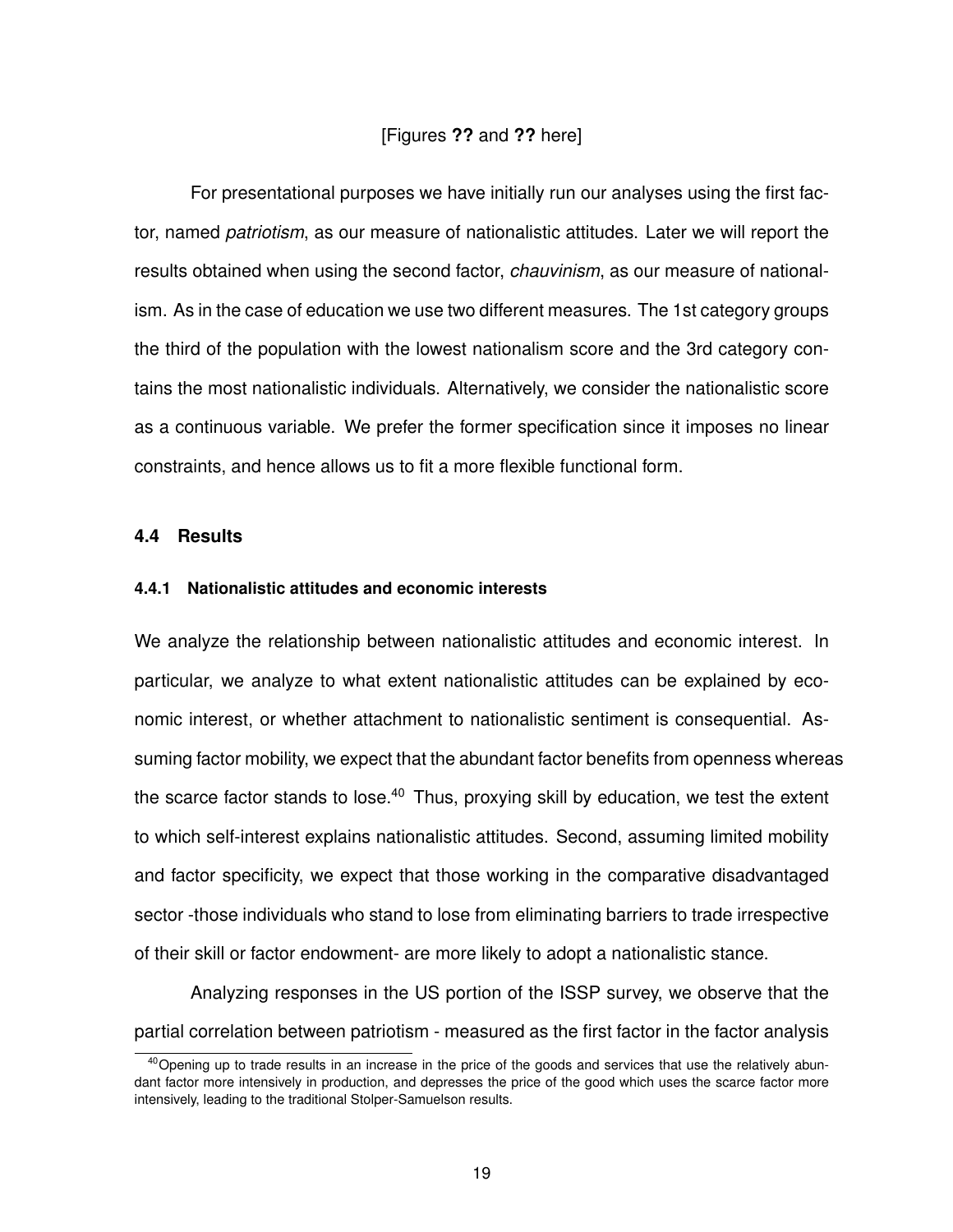[Figures **??** and **??** here]

For presentational purposes we have initially run our analyses using the first factor, named *patriotism*, as our measure of nationalistic attitudes. Later we will report the results obtained when using the second factor, *chauvinism*, as our measure of nationalism. As in the case of education we use two different measures. The 1st category groups the third of the population with the lowest nationalism score and the 3rd category contains the most nationalistic individuals. Alternatively, we consider the nationalistic score as a continuous variable. We prefer the former specification since it imposes no linear constraints, and hence allows us to fit a more flexible functional form.

### 4.4 Results

#### 4.4.1 Nationalistic attitudes and economic interests

We analyze the relationship between nationalistic attitudes and economic interest. In particular, we analyze to what extent nationalistic attitudes can be explained by economic interest, or whether attachment to nationalistic sentiment is consequential. Assuming factor mobility, we expect that the abundant factor benefits from openness whereas the scarce factor stands to lose.[40] Thus, proxying skill by education, we test the extent to which self-interest explains nationalistic attitudes. Second, assuming limited mobility and factor specificity, we expect that those working in the comparative disadvantaged sector -those individuals who stand to lose from eliminating barriers to trade irrespective of their skill or factor endowment- are more likely to adopt a nationalistic stance.

Analyzing responses in the US portion of the ISSP survey, we observe that the partial correlation between patriotism - measured as the first factor in the factor analysis

[40] Opening up to trade results in an increase in the price of the goods and services that use the relatively abundant factor more intensively in production, and depresses the price of the good which uses the scarce factor more intensively, leading to the traditional Stolper-Samuelson results.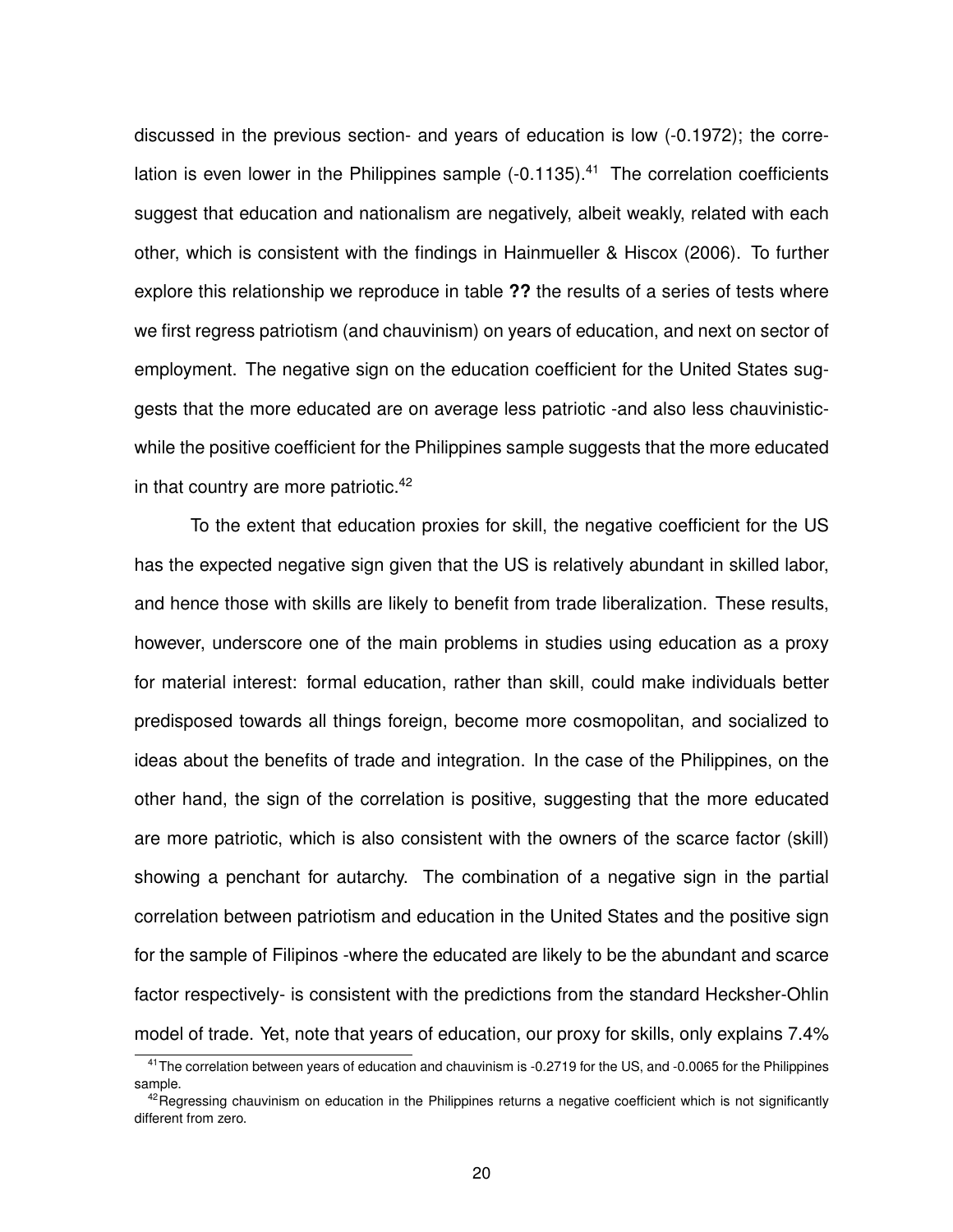discussed in the previous section- and years of education is low (-0.1972); the correlation is even lower in the Philippines sample (-0.1135).[41] The correlation coefficients suggest that education and nationalism are negatively, albeit weakly, related with each other, which is consistent with the findings in Hainmueller & Hiscox (2006). To further explore this relationship we reproduce in table **??** the results of a series of tests where we first regress patriotism (and chauvinism) on years of education, and next on sector of employment. The negative sign on the education coefficient for the United States suggests that the more educated are on average less patriotic -and also less chauvinistic- while the positive coefficient for the Philippines sample suggests that the more educated in that country are more patriotic.[42]

To the extent that education proxies for skill, the negative coefficient for the US has the expected negative sign given that the US is relatively abundant in skilled labor, and hence those with skills are likely to benefit from trade liberalization. These results, however, underscore one of the main problems in studies using education as a proxy for material interest: formal education, rather than skill, could make individuals better predisposed towards all things foreign, become more cosmopolitan, and socialized to ideas about the benefits of trade and integration. In the case of the Philippines, on the other hand, the sign of the correlation is positive, suggesting that the more educated are more patriotic, which is also consistent with the owners of the scarce factor (skill) showing a penchant for autarchy. The combination of a negative sign in the partial correlation between patriotism and education in the United States and the positive sign for the sample of Filipinos -where the educated are likely to be the abundant and scarce factor respectively- is consistent with the predictions from the standard Hecksher-Ohlin model of trade. Yet, note that years of education, our proxy for skills, only explains 7.4%

[41] The correlation between years of education and chauvinism is -0.2719 for the US, and -0.0065 for the Philippines sample.

[42] Regressing chauvinism on education in the Philippines returns a negative coefficient which is not significantly different from zero.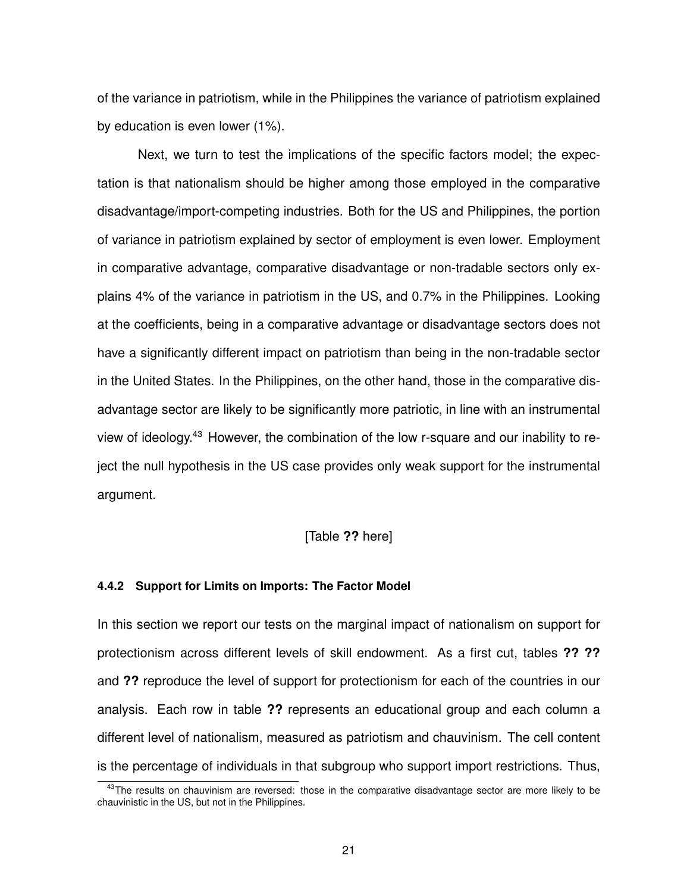of the variance in patriotism, while in the Philippines the variance of patriotism explained by education is even lower (1%).

Next, we turn to test the implications of the specific factors model; the expectation is that nationalism should be higher among those employed in the comparative disadvantage/import-competing industries. Both for the US and Philippines, the portion of variance in patriotism explained by sector of employment is even lower. Employment in comparative advantage, comparative disadvantage or non-tradable sectors only explains 4% of the variance in patriotism in the US, and 0.7% in the Philippines. Looking at the coefficients, being in a comparative advantage or disadvantage sectors does not have a significantly different impact on patriotism than being in the non-tradable sector in the United States. In the Philippines, on the other hand, those in the comparative disadvantage sector are likely to be significantly more patriotic, in line with an instrumental view of ideology.[43] However, the combination of the low r-square and our inability to reject the null hypothesis in the US case provides only weak support for the instrumental argument.

[Table **??** here]

#### 4.4.2 Support for Limits on Imports: The Factor Model

In this section we report our tests on the marginal impact of nationalism on support for protectionism across different levels of skill endowment. As a first cut, tables **?? ??** and **??** reproduce the level of support for protectionism for each of the countries in our analysis. Each row in table **??** represents an educational group and each column a different level of nationalism, measured as patriotism and chauvinism. The cell content is the percentage of individuals in that subgroup who support import restrictions. Thus,

[43] The results on chauvinism are reversed: those in the comparative disadvantage sector are more likely to be chauvinistic in the US, but not in the Philippines.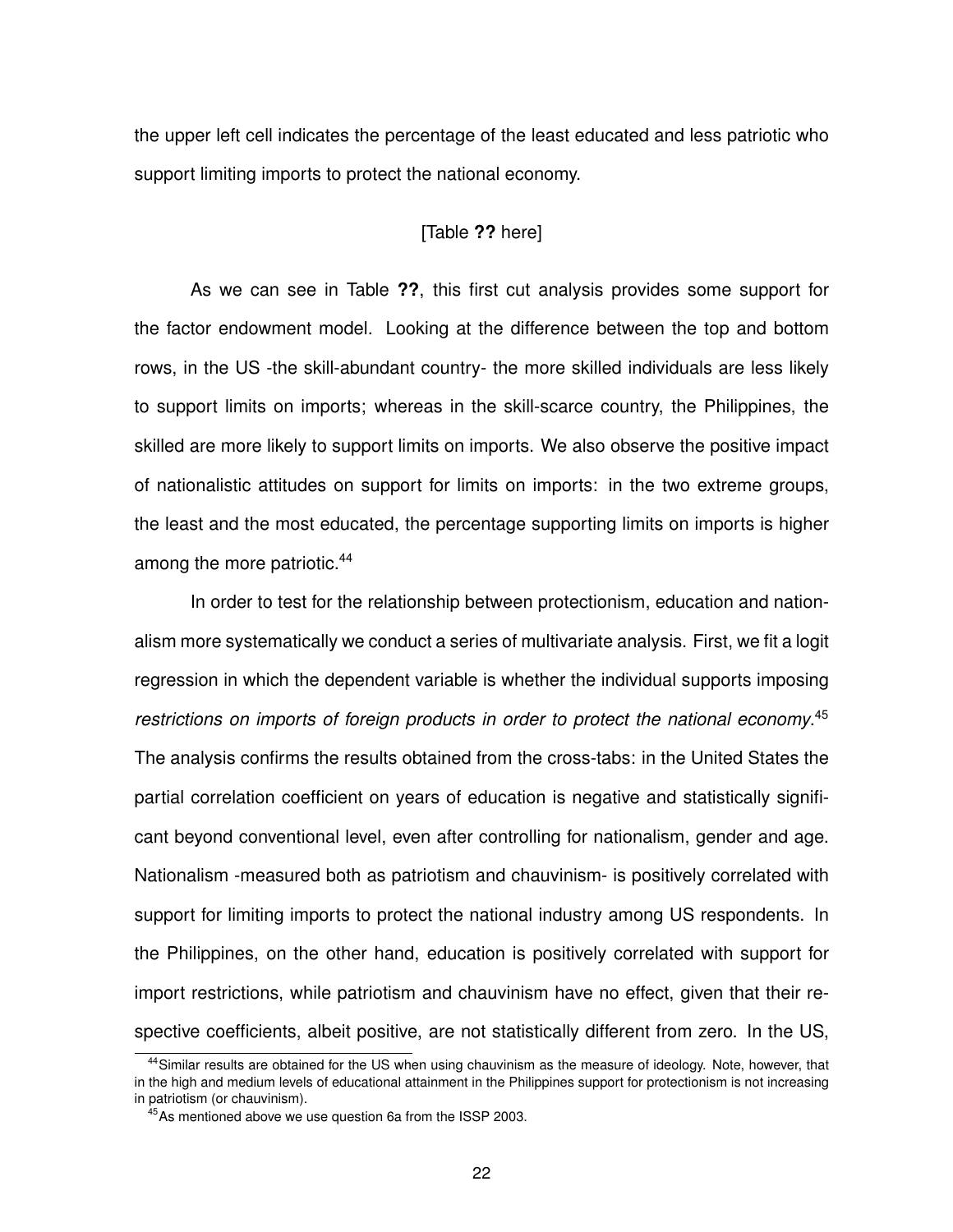the upper left cell indicates the percentage of the least educated and less patriotic who support limiting imports to protect the national economy.

[Table **??** here]

As we can see in Table **??**, this first cut analysis provides some support for the factor endowment model. Looking at the difference between the top and bottom rows, in the US -the skill-abundant country- the more skilled individuals are less likely to support limits on imports; whereas in the skill-scarce country, the Philippines, the skilled are more likely to support limits on imports. We also observe the positive impact of nationalistic attitudes on support for limits on imports: in the two extreme groups, the least and the most educated, the percentage supporting limits on imports is higher among the more patriotic.[44]

In order to test for the relationship between protectionism, education and nationalism more systematically we conduct a series of multivariate analysis. First, we fit a logit regression in which the dependent variable is whether the individual supports imposing *restrictions on imports of foreign products in order to protect the national economy*.[45] The analysis confirms the results obtained from the cross-tabs: in the United States the partial correlation coefficient on years of education is negative and statistically significant beyond conventional level, even after controlling for nationalism, gender and age. Nationalism -measured both as patriotism and chauvinism- is positively correlated with support for limiting imports to protect the national industry among US respondents. In the Philippines, on the other hand, education is positively correlated with support for import restrictions, while patriotism and chauvinism have no effect, given that their respective coefficients, albeit positive, are not statistically different from zero. In the US,

[44] Similar results are obtained for the US when using chauvinism as the measure of ideology. Note, however, that in the high and medium levels of educational attainment in the Philippines support for protectionism is not increasing in patriotism (or chauvinism).

[45] As mentioned above we use question 6a from the ISSP 2003.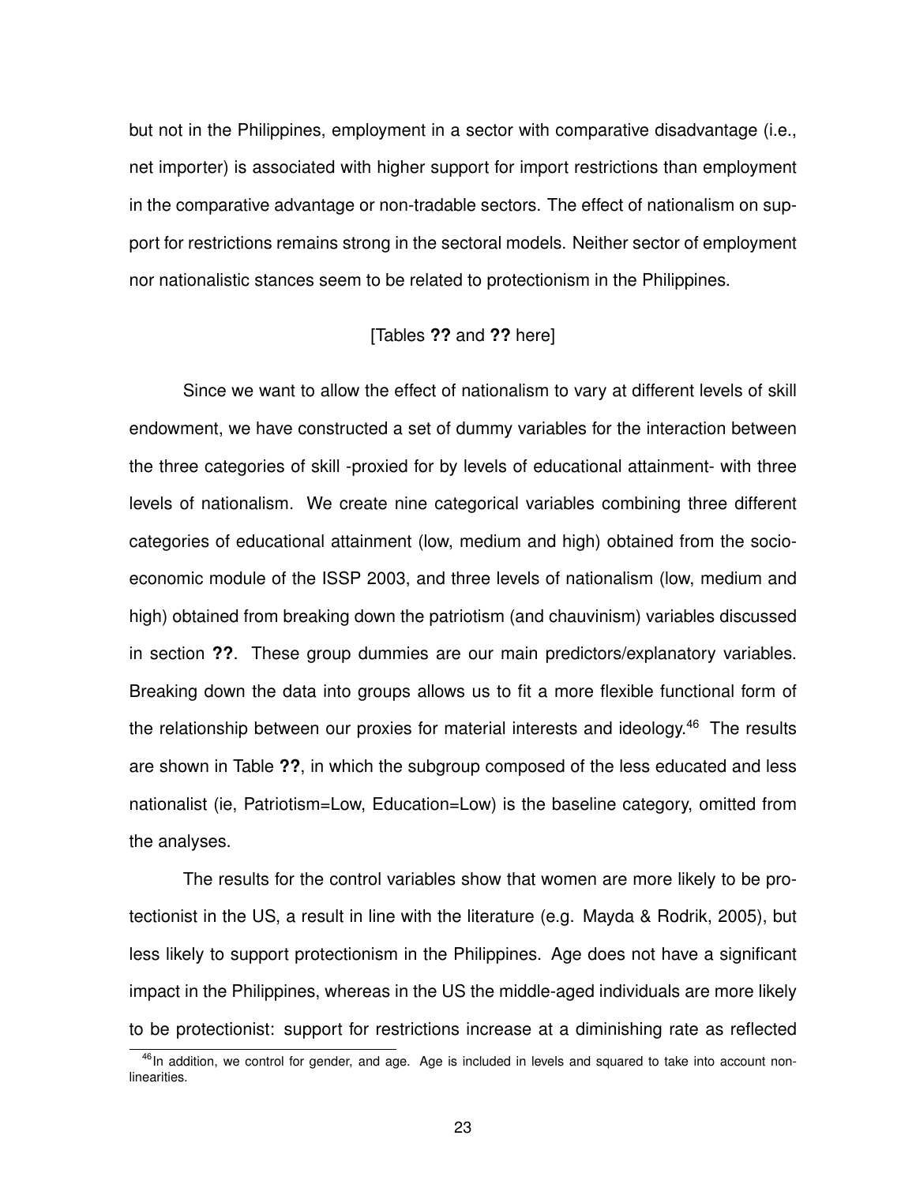but not in the Philippines, employment in a sector with comparative disadvantage (i.e., net importer) is associated with higher support for import restrictions than employment in the comparative advantage or non-tradable sectors. The effect of nationalism on support for restrictions remains strong in the sectoral models. Neither sector of employment nor nationalistic stances seem to be related to protectionism in the Philippines.

[Tables **??** and **??** here]

Since we want to allow the effect of nationalism to vary at different levels of skill endowment, we have constructed a set of dummy variables for the interaction between the three categories of skill -proxied for by levels of educational attainment- with three levels of nationalism. We create nine categorical variables combining three different categories of educational attainment (low, medium and high) obtained from the socio-economic module of the ISSP 2003, and three levels of nationalism (low, medium and high) obtained from breaking down the patriotism (and chauvinism) variables discussed in section **??**. These group dummies are our main predictors/explanatory variables. Breaking down the data into groups allows us to fit a more flexible functional form of the relationship between our proxies for material interests and ideology.[46] The results are shown in Table **??**, in which the subgroup composed of the less educated and less nationalist (ie, Patriotism=Low, Education=Low) is the baseline category, omitted from the analyses.

The results for the control variables show that women are more likely to be protectionist in the US, a result in line with the literature (e.g. Mayda & Rodrik, 2005), but less likely to support protectionism in the Philippines. Age does not have a significant impact in the Philippines, whereas in the US the middle-aged individuals are more likely to be protectionist: support for restrictions increase at a diminishing rate as reflected

[46] In addition, we control for gender, and age. Age is included in levels and squared to take into account non-linearities.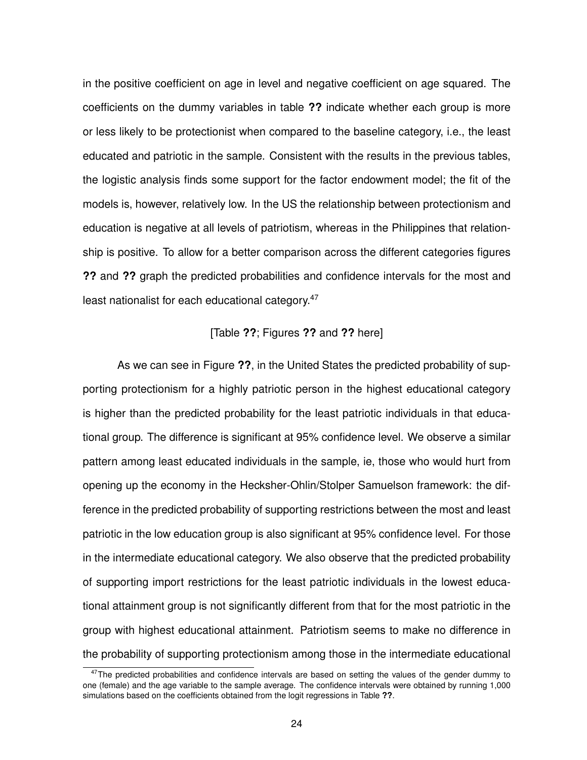in the positive coefficient on age in level and negative coefficient on age squared. The coefficients on the dummy variables in table **??** indicate whether each group is more or less likely to be protectionist when compared to the baseline category, i.e., the least educated and patriotic in the sample. Consistent with the results in the previous tables, the logistic analysis finds some support for the factor endowment model; the fit of the models is, however, relatively low. In the US the relationship between protectionism and education is negative at all levels of patriotism, whereas in the Philippines that relationship is positive. To allow for a better comparison across the different categories figures **??** and **??** graph the predicted probabilities and confidence intervals for the most and least nationalist for each educational category.[47]

[Table **??**; Figures **??** and **??** here]

As we can see in Figure **??**, in the United States the predicted probability of supporting protectionism for a highly patriotic person in the highest educational category is higher than the predicted probability for the least patriotic individuals in that educational group. The difference is significant at 95% confidence level. We observe a similar pattern among least educated individuals in the sample, ie, those who would hurt from opening up the economy in the Hecksher-Ohlin/Stolper Samuelson framework: the difference in the predicted probability of supporting restrictions between the most and least patriotic in the low education group is also significant at 95% confidence level. For those in the intermediate educational category. We also observe that the predicted probability of supporting import restrictions for the least patriotic individuals in the lowest educational attainment group is not significantly different from that for the most patriotic in the group with highest educational attainment. Patriotism seems to make no difference in the probability of supporting protectionism among those in the intermediate educational

[47]The predicted probabilities and confidence intervals are based on setting the values of the gender dummy to one (female) and the age variable to the sample average. The confidence intervals were obtained by running 1,000 simulations based on the coefficients obtained from the logit regressions in Table **??**.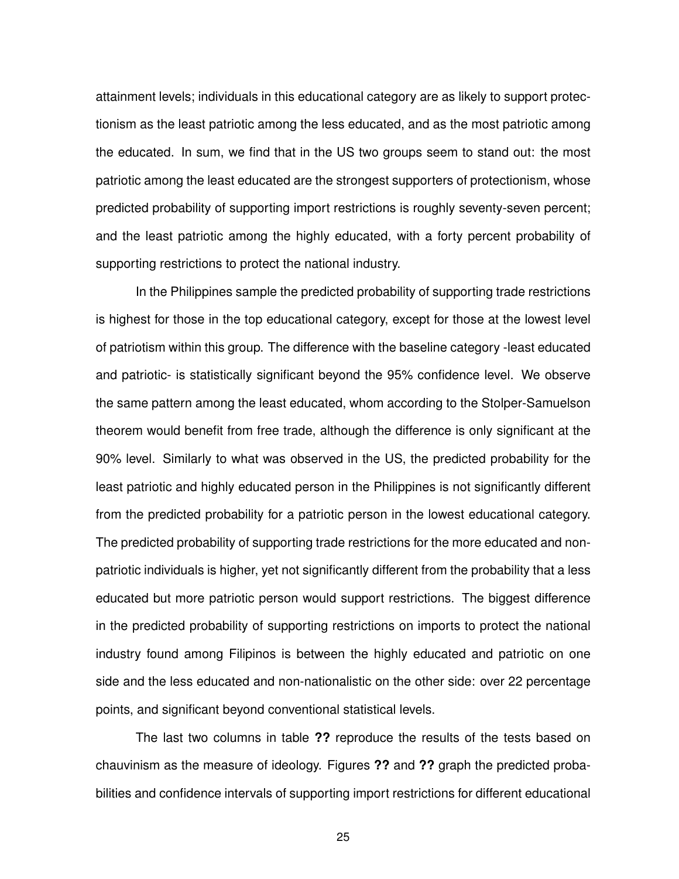attainment levels; individuals in this educational category are as likely to support protectionism as the least patriotic among the less educated, and as the most patriotic among the educated. In sum, we find that in the US two groups seem to stand out: the most patriotic among the least educated are the strongest supporters of protectionism, whose predicted probability of supporting import restrictions is roughly seventy-seven percent; and the least patriotic among the highly educated, with a forty percent probability of supporting restrictions to protect the national industry.

In the Philippines sample the predicted probability of supporting trade restrictions is highest for those in the top educational category, except for those at the lowest level of patriotism within this group. The difference with the baseline category -least educated and patriotic- is statistically significant beyond the 95% confidence level. We observe the same pattern among the least educated, whom according to the Stolper-Samuelson theorem would benefit from free trade, although the difference is only significant at the 90% level. Similarly to what was observed in the US, the predicted probability for the least patriotic and highly educated person in the Philippines is not significantly different from the predicted probability for a patriotic person in the lowest educational category. The predicted probability of supporting trade restrictions for the more educated and non-patriotic individuals is higher, yet not significantly different from the probability that a less educated but more patriotic person would support restrictions. The biggest difference in the predicted probability of supporting restrictions on imports to protect the national industry found among Filipinos is between the highly educated and patriotic on one side and the less educated and non-nationalistic on the other side: over 22 percentage points, and significant beyond conventional statistical levels.

The last two columns in table **??** reproduce the results of the tests based on chauvinism as the measure of ideology. Figures **??** and **??** graph the predicted probabilities and confidence intervals of supporting import restrictions for different educational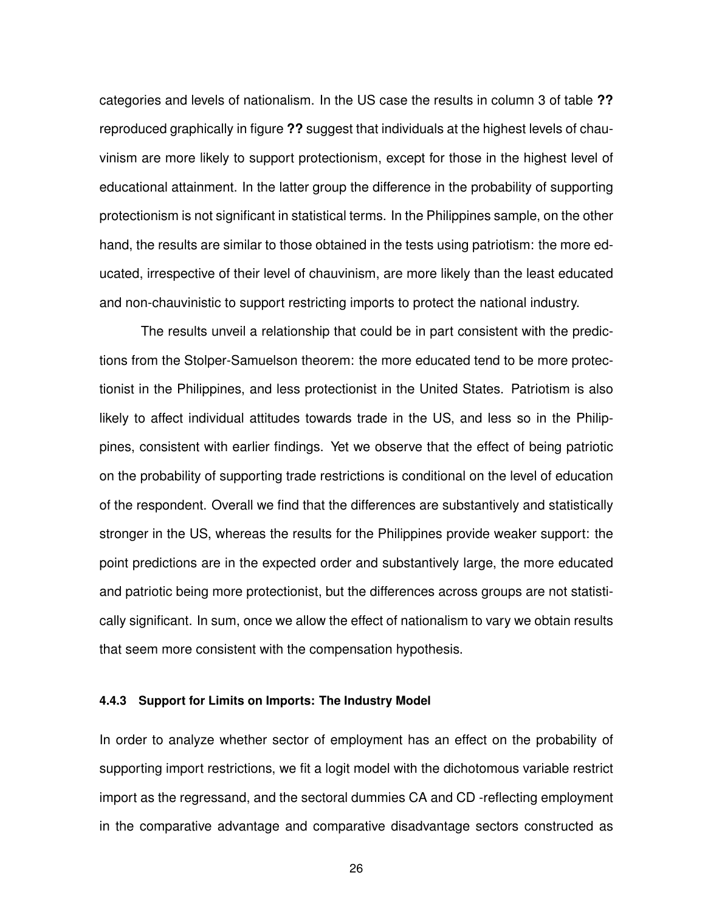categories and levels of nationalism. In the US case the results in column 3 of table **??** reproduced graphically in figure **??** suggest that individuals at the highest levels of chauvinism are more likely to support protectionism, except for those in the highest level of educational attainment. In the latter group the difference in the probability of supporting protectionism is not significant in statistical terms. In the Philippines sample, on the other hand, the results are similar to those obtained in the tests using patriotism: the more educated, irrespective of their level of chauvinism, are more likely than the least educated and non-chauvinistic to support restricting imports to protect the national industry.

The results unveil a relationship that could be in part consistent with the predictions from the Stolper-Samuelson theorem: the more educated tend to be more protectionist in the Philippines, and less protectionist in the United States. Patriotism is also likely to affect individual attitudes towards trade in the US, and less so in the Philippines, consistent with earlier findings. Yet we observe that the effect of being patriotic on the probability of supporting trade restrictions is conditional on the level of education of the respondent. Overall we find that the differences are substantively and statistically stronger in the US, whereas the results for the Philippines provide weaker support: the point predictions are in the expected order and substantively large, the more educated and patriotic being more protectionist, but the differences across groups are not statistically significant. In sum, once we allow the effect of nationalism to vary we obtain results that seem more consistent with the compensation hypothesis.

#### 4.4.3 Support for Limits on Imports: The Industry Model

In order to analyze whether sector of employment has an effect on the probability of supporting import restrictions, we fit a logit model with the dichotomous variable restrict import as the regressand, and the sectoral dummies CA and CD -reflecting employment in the comparative advantage and comparative disadvantage sectors constructed as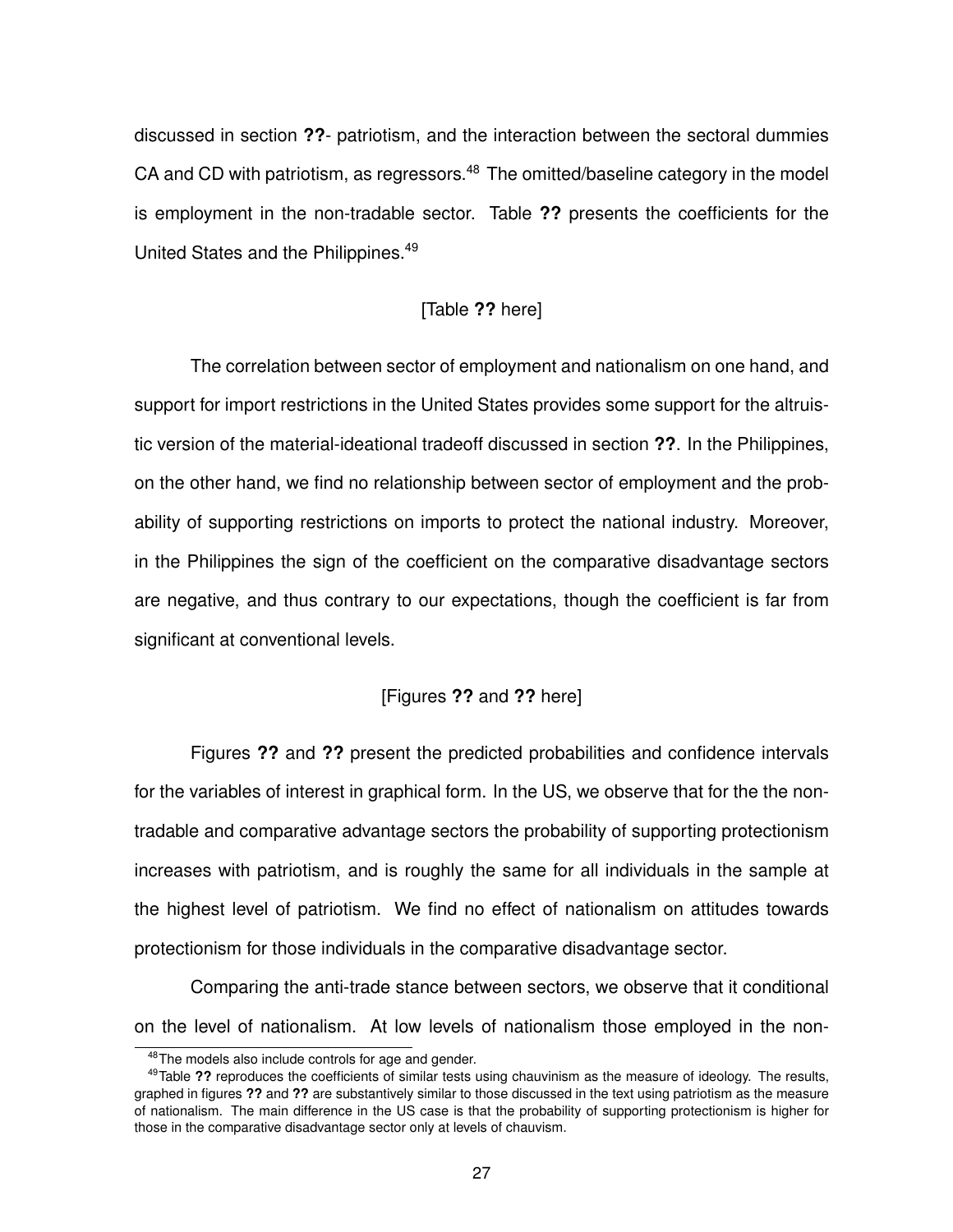discussed in section **??**- patriotism, and the interaction between the sectoral dummies CA and CD with patriotism, as regressors.[48] The omitted/baseline category in the model is employment in the non-tradable sector. Table **??** presents the coefficients for the United States and the Philippines.[49]

[Table **??** here]

The correlation between sector of employment and nationalism on one hand, and support for import restrictions in the United States provides some support for the altruistic version of the material-ideational tradeoff discussed in section **??**. In the Philippines, on the other hand, we find no relationship between sector of employment and the probability of supporting restrictions on imports to protect the national industry. Moreover, in the Philippines the sign of the coefficient on the comparative disadvantage sectors are negative, and thus contrary to our expectations, though the coefficient is far from significant at conventional levels.

[Figures **??** and **??** here]

Figures **??** and **??** present the predicted probabilities and confidence intervals for the variables of interest in graphical form. In the US, we observe that for the the non-tradable and comparative advantage sectors the probability of supporting protectionism increases with patriotism, and is roughly the same for all individuals in the sample at the highest level of patriotism. We find no effect of nationalism on attitudes towards protectionism for those individuals in the comparative disadvantage sector.

Comparing the anti-trade stance between sectors, we observe that it conditional on the level of nationalism. At low levels of nationalism those employed in the non-

[48] The models also include controls for age and gender.

[49] Table **??** reproduces the coefficients of similar tests using chauvinism as the measure of ideology. The results, graphed in figures **??** and **??** are substantively similar to those discussed in the text using patriotism as the measure of nationalism. The main difference in the US case is that the probability of supporting protectionism is higher for those in the comparative disadvantage sector only at levels of chauvism.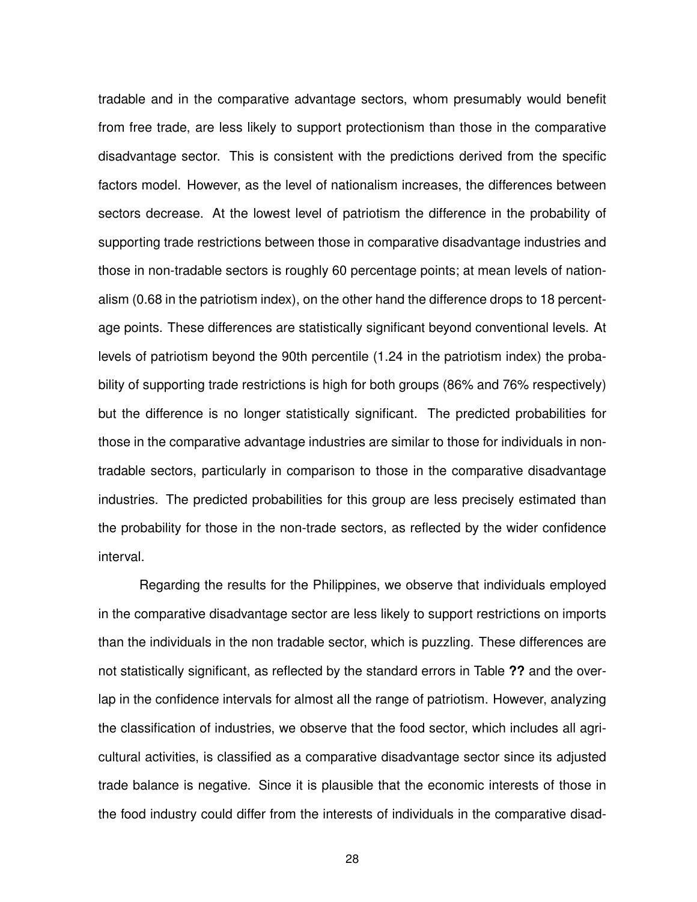tradable and in the comparative advantage sectors, whom presumably would benefit from free trade, are less likely to support protectionism than those in the comparative disadvantage sector. This is consistent with the predictions derived from the specific factors model. However, as the level of nationalism increases, the differences between sectors decrease. At the lowest level of patriotism the difference in the probability of supporting trade restrictions between those in comparative disadvantage industries and those in non-tradable sectors is roughly 60 percentage points; at mean levels of nationalism (0.68 in the patriotism index), on the other hand the difference drops to 18 percentage points. These differences are statistically significant beyond conventional levels. At levels of patriotism beyond the 90th percentile (1.24 in the patriotism index) the probability of supporting trade restrictions is high for both groups (86% and 76% respectively) but the difference is no longer statistically significant. The predicted probabilities for those in the comparative advantage industries are similar to those for individuals in non-tradable sectors, particularly in comparison to those in the comparative disadvantage industries. The predicted probabilities for this group are less precisely estimated than the probability for those in the non-trade sectors, as reflected by the wider confidence interval.

Regarding the results for the Philippines, we observe that individuals employed in the comparative disadvantage sector are less likely to support restrictions on imports than the individuals in the non tradable sector, which is puzzling. These differences are not statistically significant, as reflected by the standard errors in Table **??** and the overlap in the confidence intervals for almost all the range of patriotism. However, analyzing the classification of industries, we observe that the food sector, which includes all agricultural activities, is classified as a comparative disadvantage sector since its adjusted trade balance is negative. Since it is plausible that the economic interests of those in the food industry could differ from the interests of individuals in the comparative disad-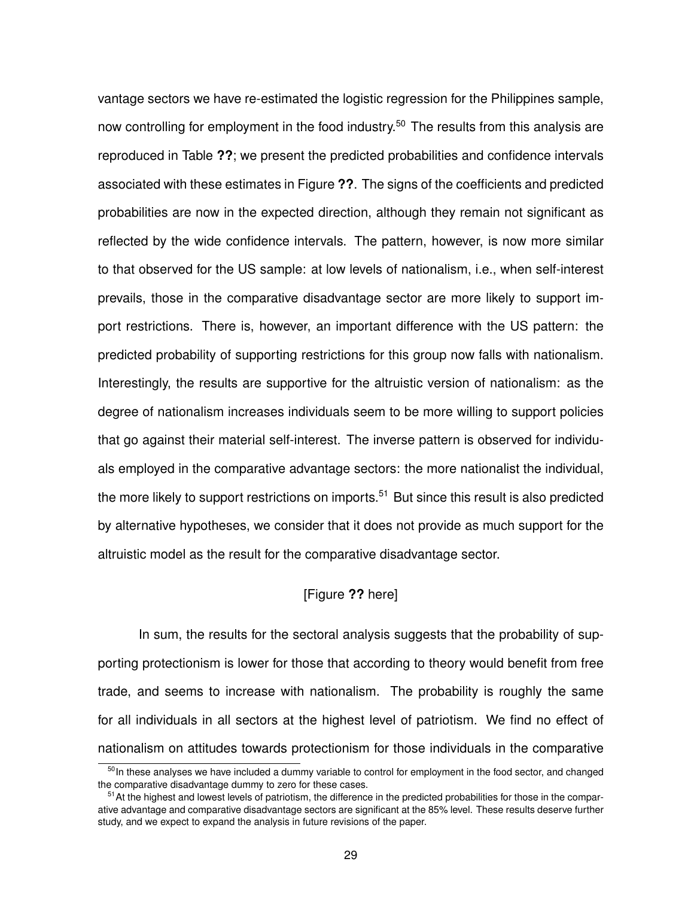vantage sectors we have re-estimated the logistic regression for the Philippines sample, now controlling for employment in the food industry.[50] The results from this analysis are reproduced in Table **??**; we present the predicted probabilities and confidence intervals associated with these estimates in Figure **??**. The signs of the coefficients and predicted probabilities are now in the expected direction, although they remain not significant as reflected by the wide confidence intervals. The pattern, however, is now more similar to that observed for the US sample: at low levels of nationalism, i.e., when self-interest prevails, those in the comparative disadvantage sector are more likely to support import restrictions. There is, however, an important difference with the US pattern: the predicted probability of supporting restrictions for this group now falls with nationalism. Interestingly, the results are supportive for the altruistic version of nationalism: as the degree of nationalism increases individuals seem to be more willing to support policies that go against their material self-interest. The inverse pattern is observed for individuals employed in the comparative advantage sectors: the more nationalist the individual, the more likely to support restrictions on imports.[51] But since this result is also predicted by alternative hypotheses, we consider that it does not provide as much support for the altruistic model as the result for the comparative disadvantage sector.

[Figure **??** here]

In sum, the results for the sectoral analysis suggests that the probability of supporting protectionism is lower for those that according to theory would benefit from free trade, and seems to increase with nationalism. The probability is roughly the same for all individuals in all sectors at the highest level of patriotism. We find no effect of nationalism on attitudes towards protectionism for those individuals in the comparative

[50] In these analyses we have included a dummy variable to control for employment in the food sector, and changed the comparative disadvantage dummy to zero for these cases.

[51] At the highest and lowest levels of patriotism, the difference in the predicted probabilities for those in the comparative advantage and comparative disadvantage sectors are significant at the 85% level. These results deserve further study, and we expect to expand the analysis in future revisions of the paper.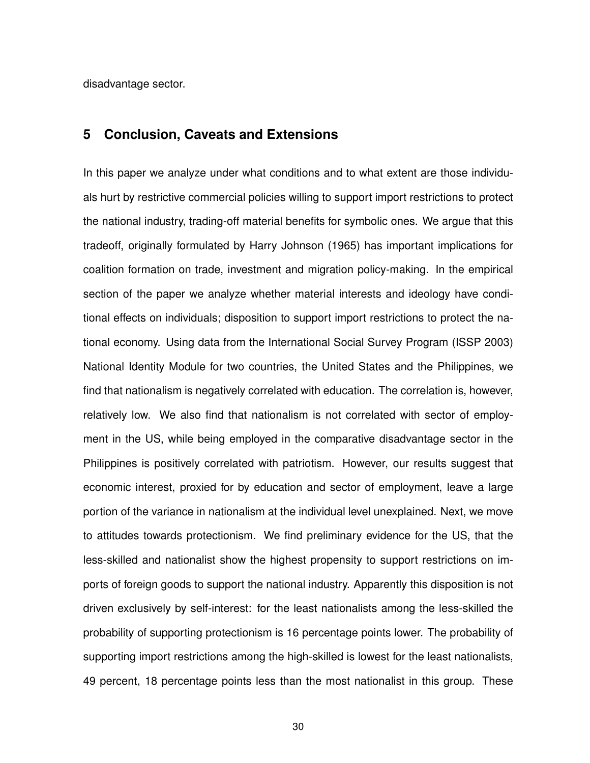disadvantage sector.

## 5 Conclusion, Caveats and Extensions

In this paper we analyze under what conditions and to what extent are those individuals hurt by restrictive commercial policies willing to support import restrictions to protect the national industry, trading-off material benefits for symbolic ones. We argue that this tradeoff, originally formulated by Harry Johnson (1965) has important implications for coalition formation on trade, investment and migration policy-making. In the empirical section of the paper we analyze whether material interests and ideology have conditional effects on individuals; disposition to support import restrictions to protect the national economy. Using data from the International Social Survey Program (ISSP 2003) National Identity Module for two countries, the United States and the Philippines, we find that nationalism is negatively correlated with education. The correlation is, however, relatively low. We also find that nationalism is not correlated with sector of employment in the US, while being employed in the comparative disadvantage sector in the Philippines is positively correlated with patriotism. However, our results suggest that economic interest, proxied for by education and sector of employment, leave a large portion of the variance in nationalism at the individual level unexplained. Next, we move to attitudes towards protectionism. We find preliminary evidence for the US, that the less-skilled and nationalist show the highest propensity to support restrictions on imports of foreign goods to support the national industry. Apparently this disposition is not driven exclusively by self-interest: for the least nationalists among the less-skilled the probability of supporting protectionism is 16 percentage points lower. The probability of supporting import restrictions among the high-skilled is lowest for the least nationalists, 49 percent, 18 percentage points less than the most nationalist in this group. These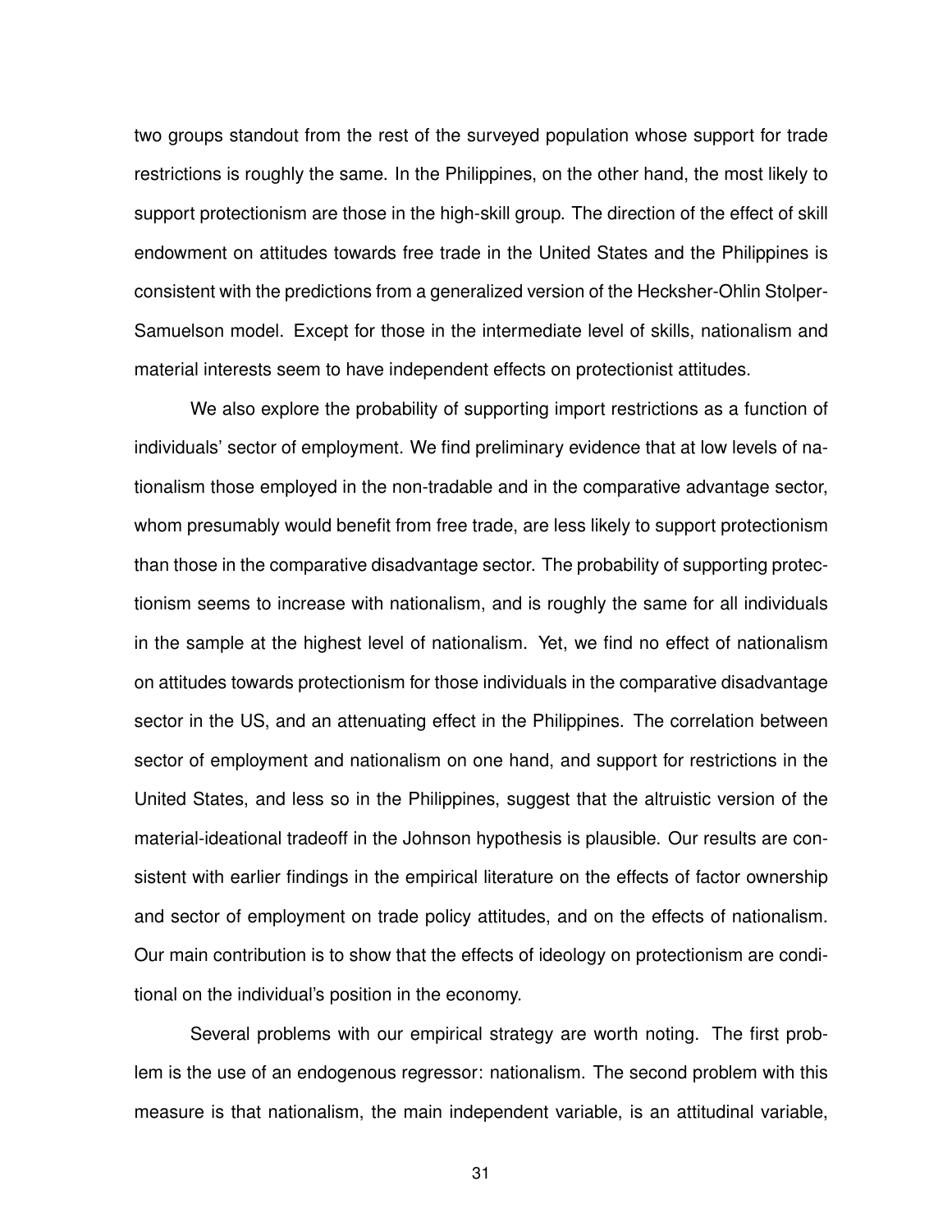two groups standout from the rest of the surveyed population whose support for trade restrictions is roughly the same. In the Philippines, on the other hand, the most likely to support protectionism are those in the high-skill group. The direction of the effect of skill endowment on attitudes towards free trade in the United States and the Philippines is consistent with the predictions from a generalized version of the Hecksher-Ohlin Stolper-Samuelson model. Except for those in the intermediate level of skills, nationalism and material interests seem to have independent effects on protectionist attitudes.

We also explore the probability of supporting import restrictions as a function of individuals' sector of employment. We find preliminary evidence that at low levels of nationalism those employed in the non-tradable and in the comparative advantage sector, whom presumably would benefit from free trade, are less likely to support protectionism than those in the comparative disadvantage sector. The probability of supporting protectionism seems to increase with nationalism, and is roughly the same for all individuals in the sample at the highest level of nationalism. Yet, we find no effect of nationalism on attitudes towards protectionism for those individuals in the comparative disadvantage sector in the US, and an attenuating effect in the Philippines. The correlation between sector of employment and nationalism on one hand, and support for restrictions in the United States, and less so in the Philippines, suggest that the altruistic version of the material-ideational tradeoff in the Johnson hypothesis is plausible. Our results are consistent with earlier findings in the empirical literature on the effects of factor ownership and sector of employment on trade policy attitudes, and on the effects of nationalism. Our main contribution is to show that the effects of ideology on protectionism are conditional on the individual's position in the economy.

Several problems with our empirical strategy are worth noting. The first problem is the use of an endogenous regressor: nationalism. The second problem with this measure is that nationalism, the main independent variable, is an attitudinal variable,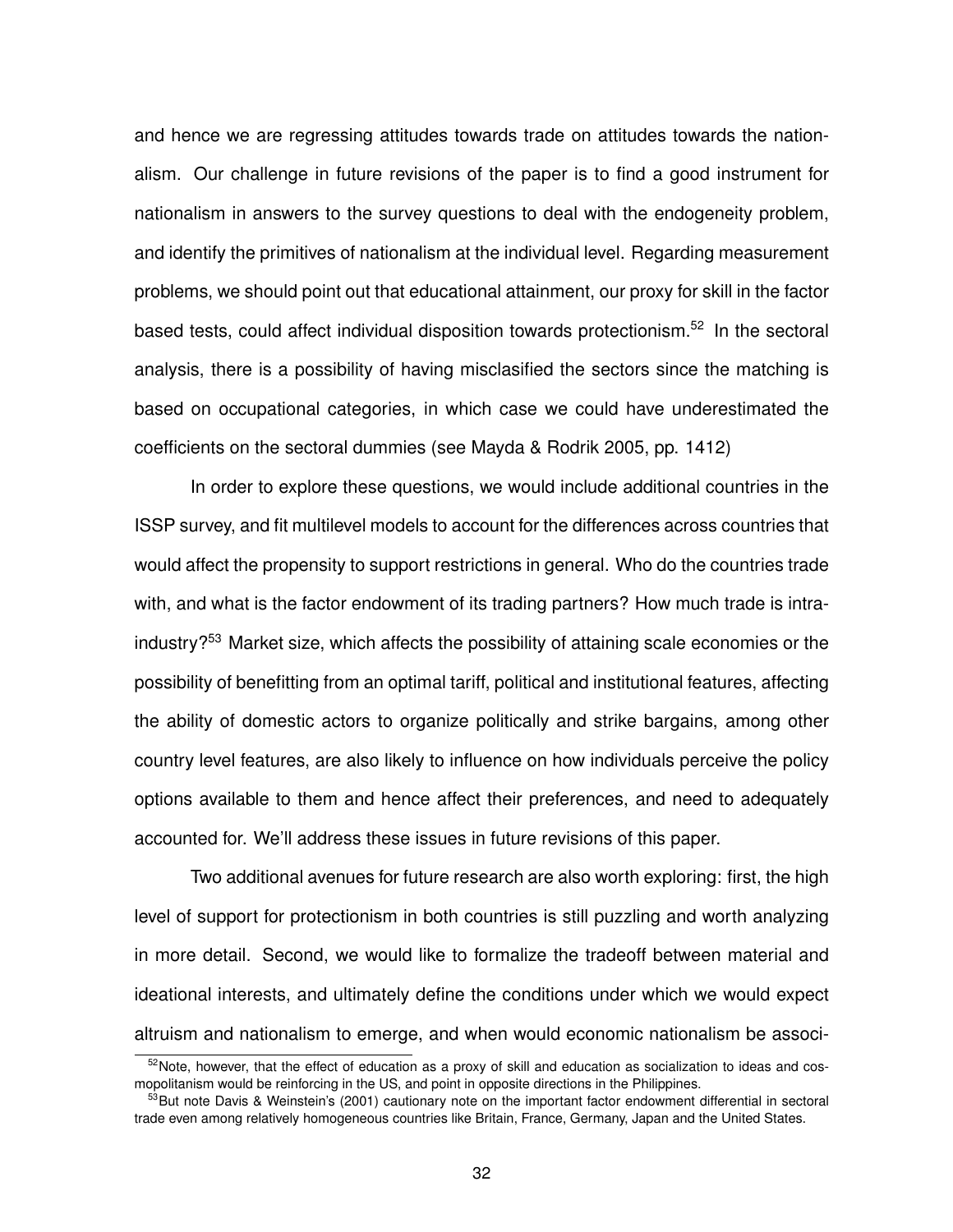and hence we are regressing attitudes towards trade on attitudes towards the nationalism. Our challenge in future revisions of the paper is to find a good instrument for nationalism in answers to the survey questions to deal with the endogeneity problem, and identify the primitives of nationalism at the individual level. Regarding measurement problems, we should point out that educational attainment, our proxy for skill in the factor based tests, could affect individual disposition towards protectionism.[52] In the sectoral analysis, there is a possibility of having misclasified the sectors since the matching is based on occupational categories, in which case we could have underestimated the coefficients on the sectoral dummies (see Mayda & Rodrik 2005, pp. 1412)

In order to explore these questions, we would include additional countries in the ISSP survey, and fit multilevel models to account for the differences across countries that would affect the propensity to support restrictions in general. Who do the countries trade with, and what is the factor endowment of its trading partners? How much trade is intra-industry?[53] Market size, which affects the possibility of attaining scale economies or the possibility of benefitting from an optimal tariff, political and institutional features, affecting the ability of domestic actors to organize politically and strike bargains, among other country level features, are also likely to influence on how individuals perceive the policy options available to them and hence affect their preferences, and need to adequately accounted for. We'll address these issues in future revisions of this paper.

Two additional avenues for future research are also worth exploring: first, the high level of support for protectionism in both countries is still puzzling and worth analyzing in more detail. Second, we would like to formalize the tradeoff between material and ideational interests, and ultimately define the conditions under which we would expect altruism and nationalism to emerge, and when would economic nationalism be associ-

[52] Note, however, that the effect of education as a proxy of skill and education as socialization to ideas and cosmopolitanism would be reinforcing in the US, and point in opposite directions in the Philippines.

[53] But note Davis & Weinstein's (2001) cautionary note on the important factor endowment differential in sectoral trade even among relatively homogeneous countries like Britain, France, Germany, Japan and the United States.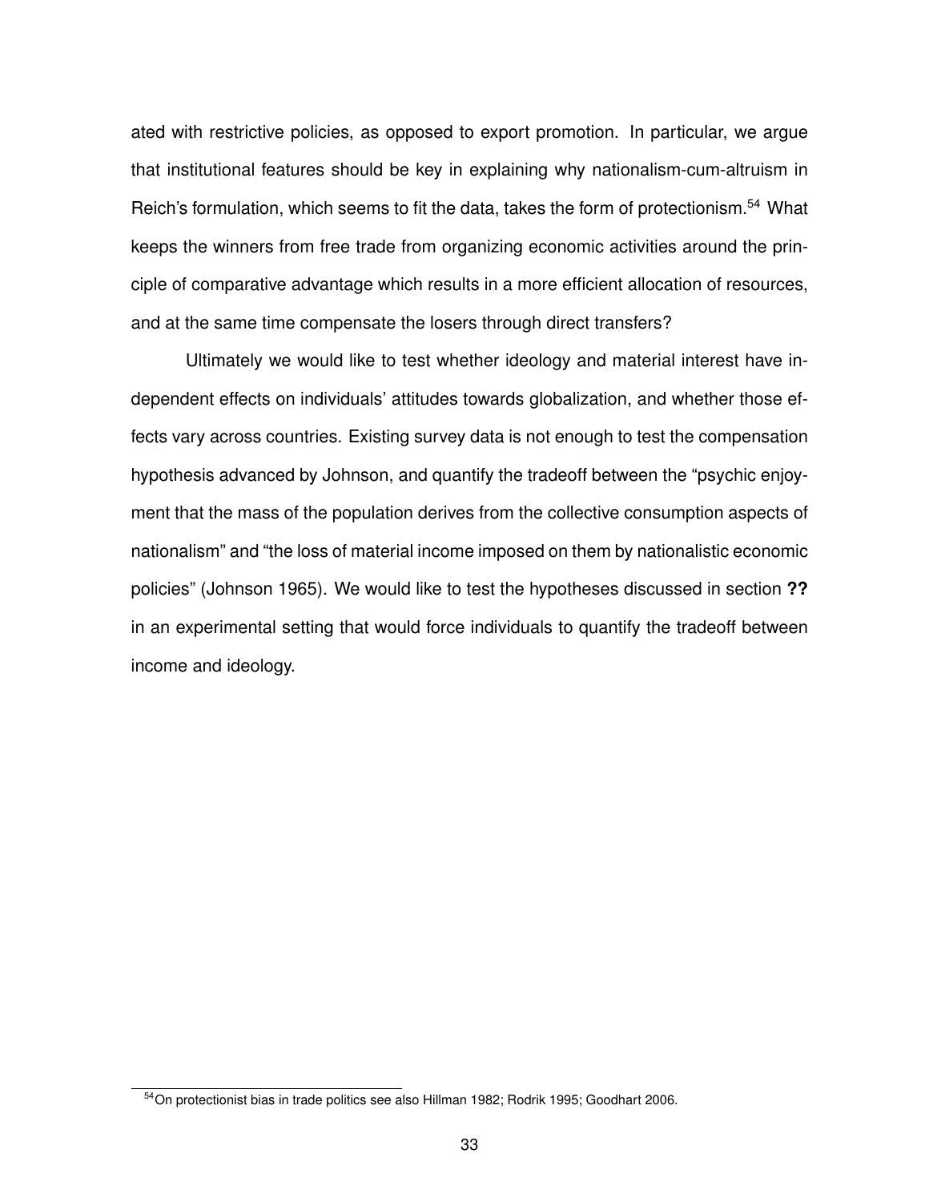ated with restrictive policies, as opposed to export promotion. In particular, we argue that institutional features should be key in explaining why nationalism-cum-altruism in Reich's formulation, which seems to fit the data, takes the form of protectionism.[54] What keeps the winners from free trade from organizing economic activities around the principle of comparative advantage which results in a more efficient allocation of resources, and at the same time compensate the losers through direct transfers?

Ultimately we would like to test whether ideology and material interest have independent effects on individuals' attitudes towards globalization, and whether those effects vary across countries. Existing survey data is not enough to test the compensation hypothesis advanced by Johnson, and quantify the tradeoff between the "psychic enjoyment that the mass of the population derives from the collective consumption aspects of nationalism" and "the loss of material income imposed on them by nationalistic economic policies" (Johnson 1965). We would like to test the hypotheses discussed in section **??** in an experimental setting that would force individuals to quantify the tradeoff between income and ideology.

[54] On protectionist bias in trade politics see also Hillman 1982; Rodrik 1995; Goodhart 2006.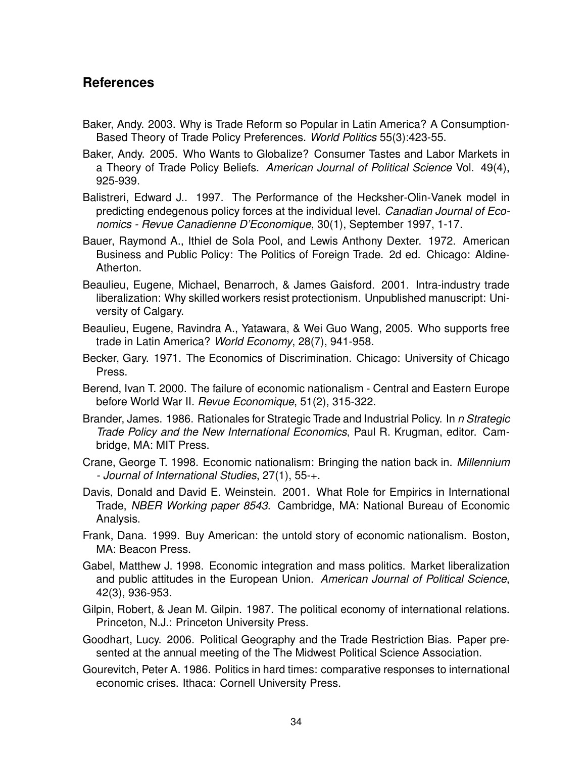## References

Baker, Andy. 2003. Why is Trade Reform so Popular in Latin America? A Consumption-Based Theory of Trade Policy Preferences. *World Politics* 55(3):423-55.

Baker, Andy. 2005. Who Wants to Globalize? Consumer Tastes and Labor Markets in a Theory of Trade Policy Beliefs. *American Journal of Political Science* Vol. 49(4), 925-939.

Balistreri, Edward J.. 1997. The Performance of the Hecksher-Olin-Vanek model in predicting endegenous policy forces at the individual level. *Canadian Journal of Economics - Revue Canadienne D'Economique*, 30(1), September 1997, 1-17.

Bauer, Raymond A., Ithiel de Sola Pool, and Lewis Anthony Dexter. 1972. American Business and Public Policy: The Politics of Foreign Trade. 2d ed. Chicago: Aldine-Atherton.

Beaulieu, Eugene, Michael, Benarroch, & James Gaisford. 2001. Intra-industry trade liberalization: Why skilled workers resist protectionism. Unpublished manuscript: University of Calgary.

Beaulieu, Eugene, Ravindra A., Yatawara, & Wei Guo Wang, 2005. Who supports free trade in Latin America? *World Economy*, 28(7), 941-958.

Becker, Gary. 1971. The Economics of Discrimination. Chicago: University of Chicago Press.

Berend, Ivan T. 2000. The failure of economic nationalism - Central and Eastern Europe before World War II. *Revue Economique*, 51(2), 315-322.

Brander, James. 1986. Rationales for Strategic Trade and Industrial Policy. In *n Strategic Trade Policy and the New International Economics*, Paul R. Krugman, editor. Cambridge, MA: MIT Press.

Crane, George T. 1998. Economic nationalism: Bringing the nation back in. *Millennium - Journal of International Studies*, 27(1), 55-+.

Davis, Donald and David E. Weinstein. 2001. What Role for Empirics in International Trade, *NBER Working paper 8543*. Cambridge, MA: National Bureau of Economic Analysis.

Frank, Dana. 1999. Buy American: the untold story of economic nationalism. Boston, MA: Beacon Press.

Gabel, Matthew J. 1998. Economic integration and mass politics. Market liberalization and public attitudes in the European Union. *American Journal of Political Science*, 42(3), 936-953.

Gilpin, Robert, & Jean M. Gilpin. 1987. The political economy of international relations. Princeton, N.J.: Princeton University Press.

Goodhart, Lucy. 2006. Political Geography and the Trade Restriction Bias. Paper presented at the annual meeting of the The Midwest Political Science Association.

Gourevitch, Peter A. 1986. Politics in hard times: comparative responses to international economic crises. Ithaca: Cornell University Press.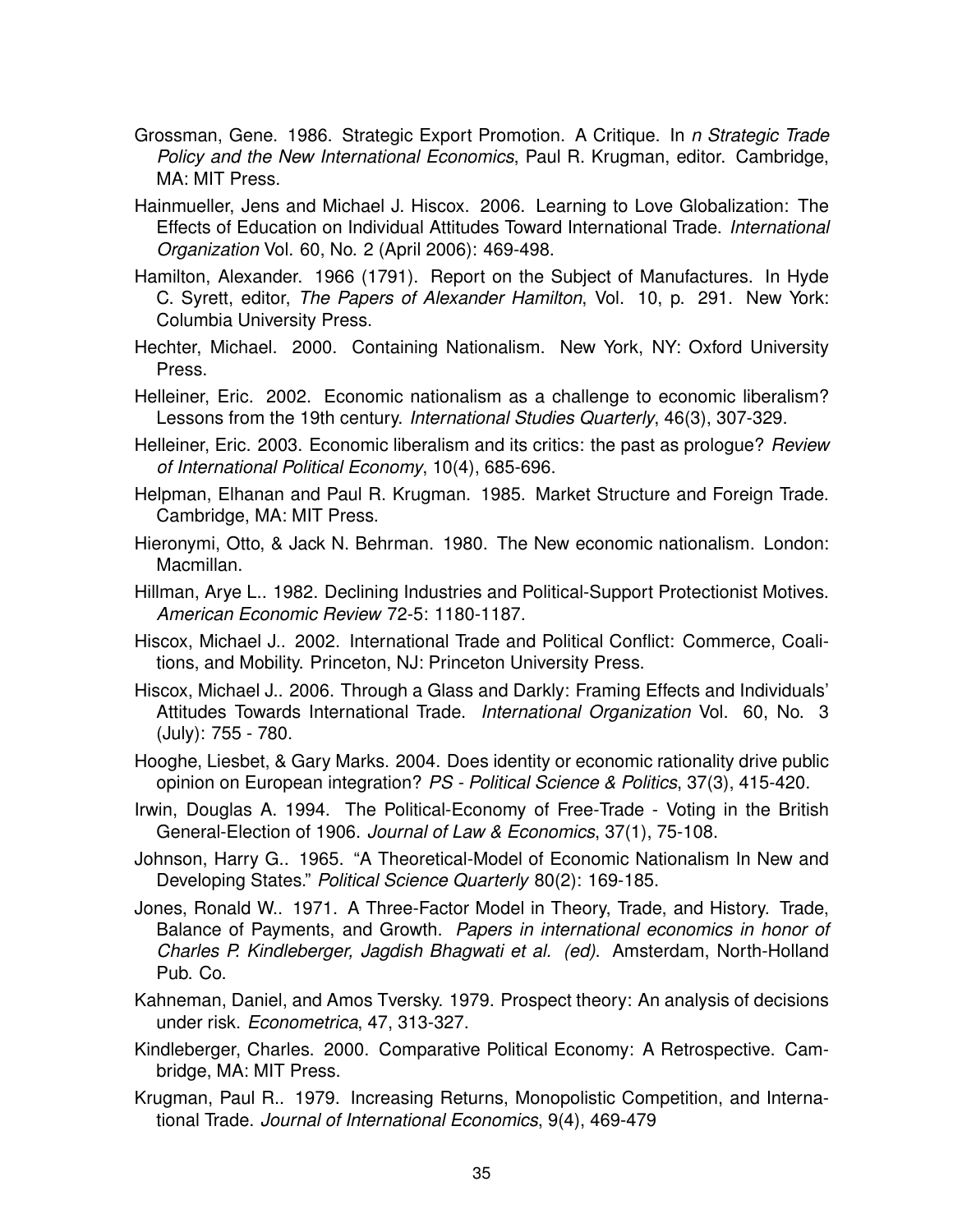Grossman, Gene. 1986. Strategic Export Promotion. A Critique. In *n Strategic Trade Policy and the New International Economics*, Paul R. Krugman, editor. Cambridge, MA: MIT Press.

Hainmueller, Jens and Michael J. Hiscox. 2006. Learning to Love Globalization: The Effects of Education on Individual Attitudes Toward International Trade. *International Organization* Vol. 60, No. 2 (April 2006): 469-498.

Hamilton, Alexander. 1966 (1791). Report on the Subject of Manufactures. In Hyde C. Syrett, editor, *The Papers of Alexander Hamilton*, Vol. 10, p. 291. New York: Columbia University Press.

Hechter, Michael. 2000. Containing Nationalism. New York, NY: Oxford University Press.

Helleiner, Eric. 2002. Economic nationalism as a challenge to economic liberalism? Lessons from the 19th century. *International Studies Quarterly*, 46(3), 307-329.

Helleiner, Eric. 2003. Economic liberalism and its critics: the past as prologue? *Review of International Political Economy*, 10(4), 685-696.

Helpman, Elhanan and Paul R. Krugman. 1985. Market Structure and Foreign Trade. Cambridge, MA: MIT Press.

Hieronymi, Otto, & Jack N. Behrman. 1980. The New economic nationalism. London: Macmillan.

Hillman, Arye L.. 1982. Declining Industries and Political-Support Protectionist Motives. *American Economic Review* 72-5: 1180-1187.

Hiscox, Michael J.. 2002. International Trade and Political Conflict: Commerce, Coalitions, and Mobility. Princeton, NJ: Princeton University Press.

Hiscox, Michael J.. 2006. Through a Glass and Darkly: Framing Effects and Individuals' Attitudes Towards International Trade. *International Organization* Vol. 60, No. 3 (July): 755 - 780.

Hooghe, Liesbet, & Gary Marks. 2004. Does identity or economic rationality drive public opinion on European integration? *PS - Political Science & Politics*, 37(3), 415-420.

Irwin, Douglas A. 1994. The Political-Economy of Free-Trade - Voting in the British General-Election of 1906. *Journal of Law & Economics*, 37(1), 75-108.

Johnson, Harry G.. 1965. "A Theoretical-Model of Economic Nationalism In New and Developing States." *Political Science Quarterly* 80(2): 169-185.

Jones, Ronald W.. 1971. A Three-Factor Model in Theory, Trade, and History. Trade, Balance of Payments, and Growth. *Papers in international economics in honor of Charles P. Kindleberger, Jagdish Bhagwati et al. (ed).* Amsterdam, North-Holland Pub. Co.

Kahneman, Daniel, and Amos Tversky. 1979. Prospect theory: An analysis of decisions under risk. *Econometrica*, 47, 313-327.

Kindleberger, Charles. 2000. Comparative Political Economy: A Retrospective. Cambridge, MA: MIT Press.

Krugman, Paul R.. 1979. Increasing Returns, Monopolistic Competition, and International Trade. *Journal of International Economics*, 9(4), 469-479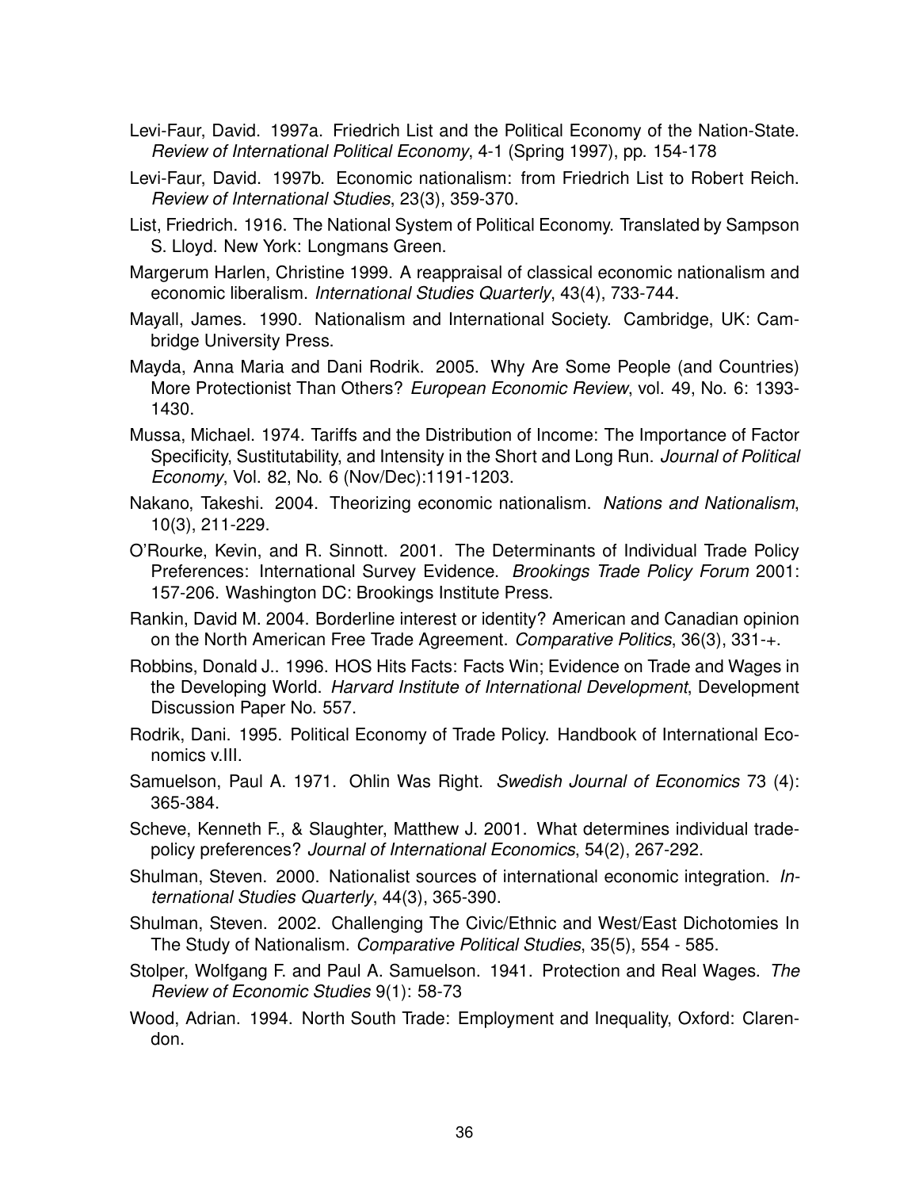Levi-Faur, David. 1997a. Friedrich List and the Political Economy of the Nation-State. *Review of International Political Economy*, 4-1 (Spring 1997), pp. 154-178

Levi-Faur, David. 1997b. Economic nationalism: from Friedrich List to Robert Reich. *Review of International Studies*, 23(3), 359-370.

List, Friedrich. 1916. The National System of Political Economy. Translated by Sampson S. Lloyd. New York: Longmans Green.

Margerum Harlen, Christine 1999. A reappraisal of classical economic nationalism and economic liberalism. *International Studies Quarterly*, 43(4), 733-744.

Mayall, James. 1990. Nationalism and International Society. Cambridge, UK: Cambridge University Press.

Mayda, Anna Maria and Dani Rodrik. 2005. Why Are Some People (and Countries) More Protectionist Than Others? *European Economic Review*, vol. 49, No. 6: 1393-1430.

Mussa, Michael. 1974. Tariffs and the Distribution of Income: The Importance of Factor Specificity, Sustitutability, and Intensity in the Short and Long Run. *Journal of Political Economy*, Vol. 82, No. 6 (Nov/Dec):1191-1203.

Nakano, Takeshi. 2004. Theorizing economic nationalism. *Nations and Nationalism*, 10(3), 211-229.

O'Rourke, Kevin, and R. Sinnott. 2001. The Determinants of Individual Trade Policy Preferences: International Survey Evidence. *Brookings Trade Policy Forum* 2001: 157-206. Washington DC: Brookings Institute Press.

Rankin, David M. 2004. Borderline interest or identity? American and Canadian opinion on the North American Free Trade Agreement. *Comparative Politics*, 36(3), 331-+.

Robbins, Donald J.. 1996. HOS Hits Facts: Facts Win; Evidence on Trade and Wages in the Developing World. *Harvard Institute of International Development*, Development Discussion Paper No. 557.

Rodrik, Dani. 1995. Political Economy of Trade Policy. Handbook of International Economics v.III.

Samuelson, Paul A. 1971. Ohlin Was Right. *Swedish Journal of Economics* 73 (4): 365-384.

Scheve, Kenneth F., & Slaughter, Matthew J. 2001. What determines individual trade-policy preferences? *Journal of International Economics*, 54(2), 267-292.

Shulman, Steven. 2000. Nationalist sources of international economic integration. *International Studies Quarterly*, 44(3), 365-390.

Shulman, Steven. 2002. Challenging The Civic/Ethnic and West/East Dichotomies In The Study of Nationalism. *Comparative Political Studies*, 35(5), 554 - 585.

Stolper, Wolfgang F. and Paul A. Samuelson. 1941. Protection and Real Wages. *The Review of Economic Studies* 9(1): 58-73

Wood, Adrian. 1994. North South Trade: Employment and Inequality, Oxford: Clarendon.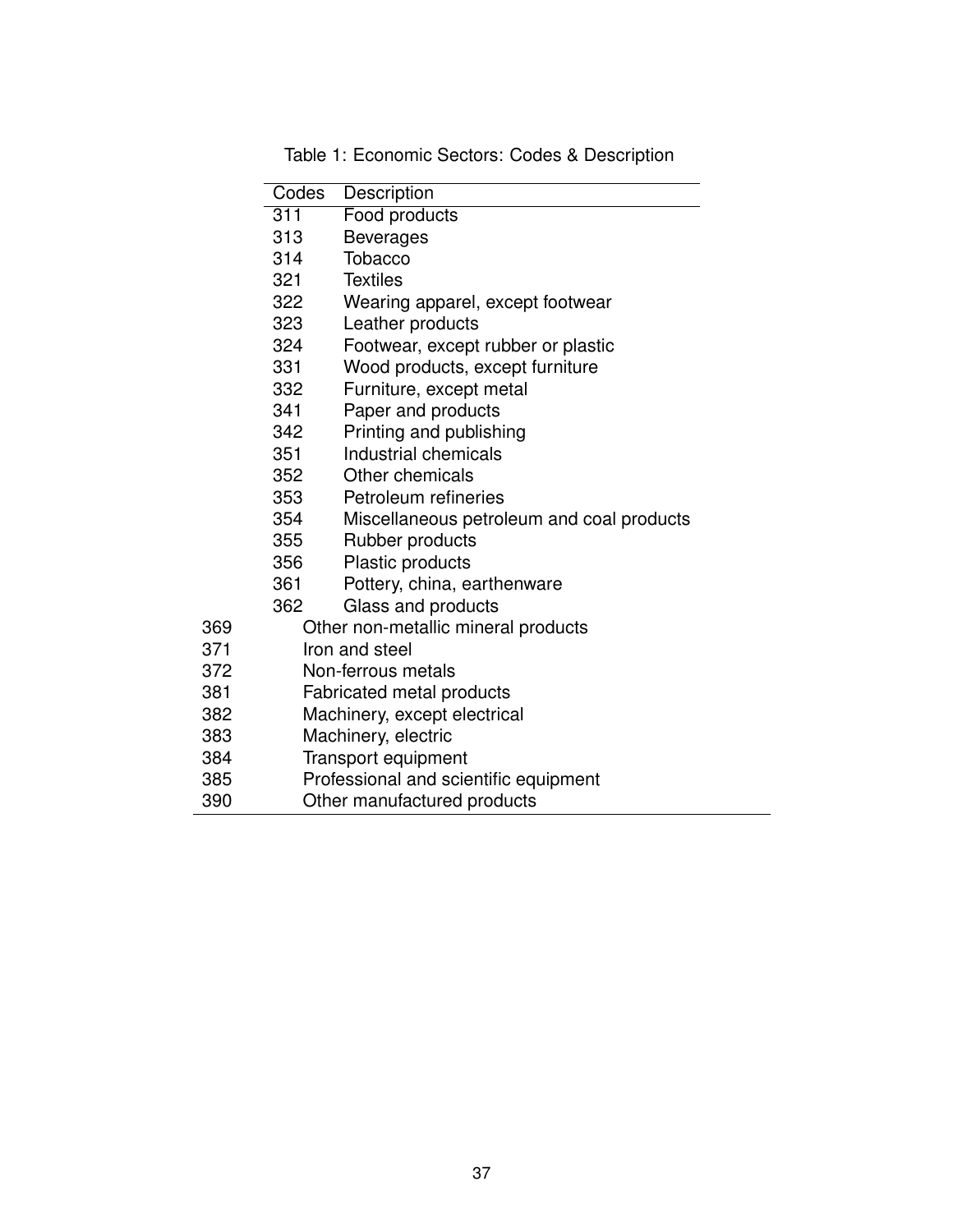Table 1: Economic Sectors: Codes & Description

| Codes | Description |
| --- | --- |
| 311 | Food products |
| 313 | Beverages |
| 314 | Tobacco |
| 321 | Textiles |
| 322 | Wearing apparel, except footwear |
| 323 | Leather products |
| 324 | Footwear, except rubber or plastic |
| 331 | Wood products, except furniture |
| 332 | Furniture, except metal |
| 341 | Paper and products |
| 342 | Printing and publishing |
| 351 | Industrial chemicals |
| 352 | Other chemicals |
| 353 | Petroleum refineries |
| 354 | Miscellaneous petroleum and coal products |
| 355 | Rubber products |
| 356 | Plastic products |
| 361 | Pottery, china, earthenware |
| 362 | Glass and products |
| 369 | Other non-metallic mineral products |
| 371 | Iron and steel |
| 372 | Non-ferrous metals |
| 381 | Fabricated metal products |
| 382 | Machinery, except electrical |
| 383 | Machinery, electric |
| 384 | Transport equipment |
| 385 | Professional and scientific equipment |
| 390 | Other manufactured products |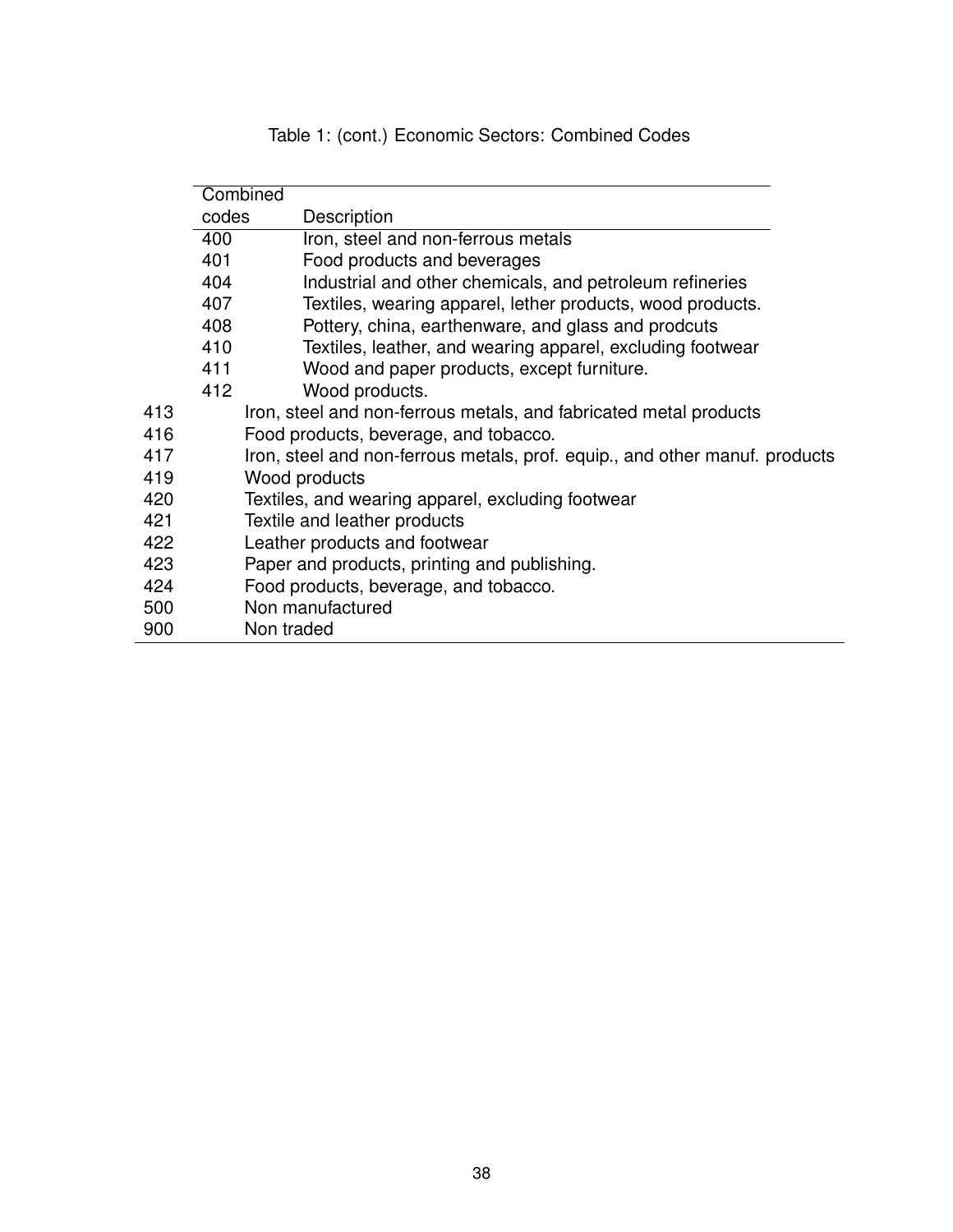Table 1: (cont.) Economic Sectors: Combined Codes

| Combined codes | Description |
|---|---|
| 400 | Iron, steel and non-ferrous metals |
| 401 | Food products and beverages |
| 404 | Industrial and other chemicals, and petroleum refineries |
| 407 | Textiles, wearing apparel, lether products, wood products. |
| 408 | Pottery, china, earthenware, and glass and prodcuts |
| 410 | Textiles, leather, and wearing apparel, excluding footwear |
| 411 | Wood and paper products, except furniture. |
| 412 | Wood products. |
| 413 | Iron, steel and non-ferrous metals, and fabricated metal products |
| 416 | Food products, beverage, and tobacco. |
| 417 | Iron, steel and non-ferrous metals, prof. equip., and other manuf. products |
| 419 | Wood products |
| 420 | Textiles, and wearing apparel, excluding footwear |
| 421 | Textile and leather products |
| 422 | Leather products and footwear |
| 423 | Paper and products, printing and publishing. |
| 424 | Food products, beverage, and tobacco. |
| 500 | Non manufactured |
| 900 | Non traded |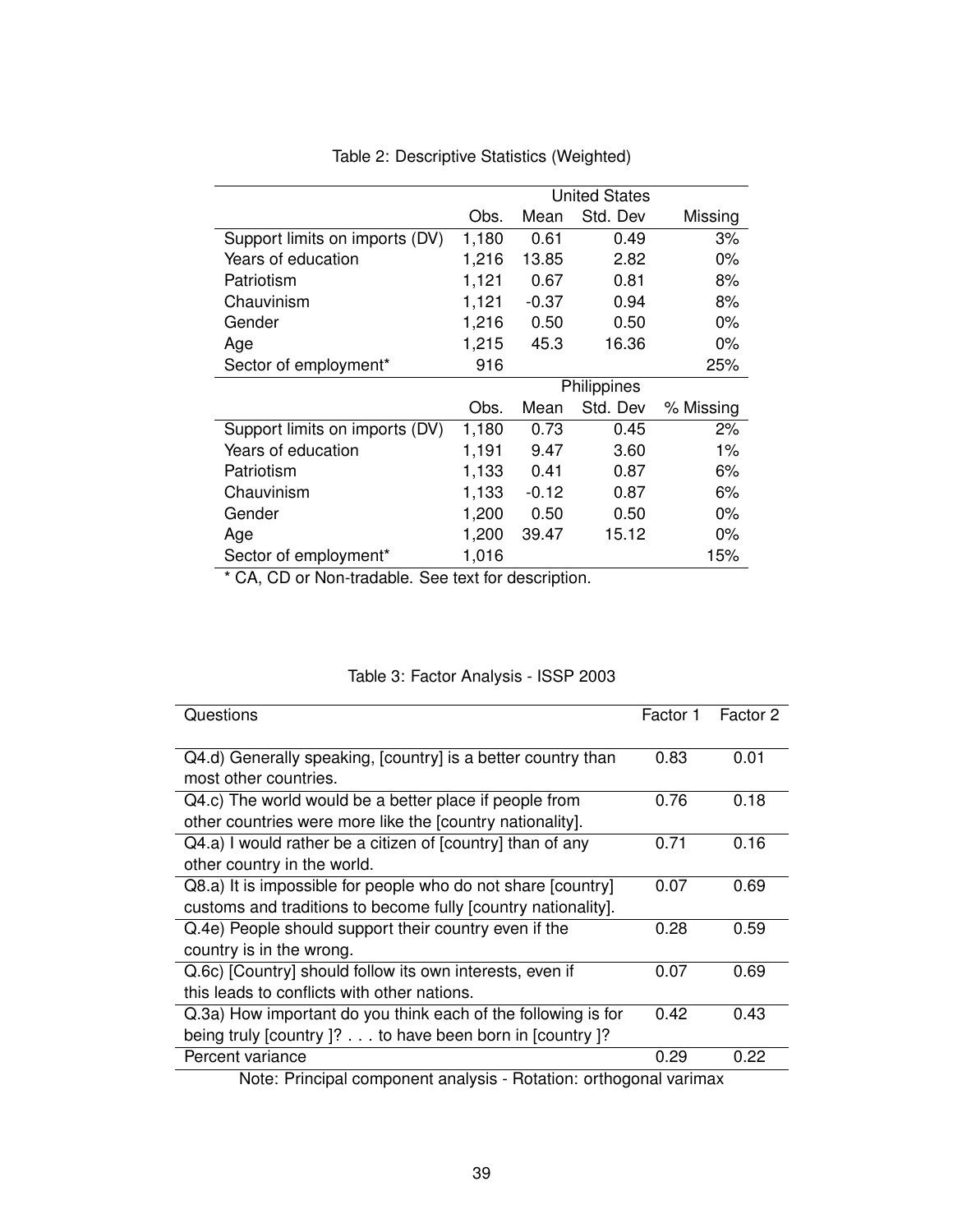Table 2: Descriptive Statistics (Weighted)

| | United States | | | |
|---|---|---|---|---|
| | Obs. | Mean | Std. Dev | Missing |
| Support limits on imports (DV) | 1,180 | 0.61 | 0.49 | 3% |
| Years of education | 1,216 | 13.85 | 2.82 | 0% |
| Patriotism | 1,121 | 0.67 | 0.81 | 8% |
| Chauvinism | 1,121 | -0.37 | 0.94 | 8% |
| Gender | 1,216 | 0.50 | 0.50 | 0% |
| Age | 1,215 | 45.3 | 16.36 | 0% |
| Sector of employment* | 916 | | | 25% |
| | Philippines | | | |
| | Obs. | Mean | Std. Dev | % Missing |
| Support limits on imports (DV) | 1,180 | 0.73 | 0.45 | 2% |
| Years of education | 1,191 | 9.47 | 3.60 | 1% |
| Patriotism | 1,133 | 0.41 | 0.87 | 6% |
| Chauvinism | 1,133 | -0.12 | 0.87 | 6% |
| Gender | 1,200 | 0.50 | 0.50 | 0% |
| Age | 1,200 | 39.47 | 15.12 | 0% |
| Sector of employment* | 1,016 | | | 15% |

* CA, CD or Non-tradable. See text for description.

Table 3: Factor Analysis - ISSP 2003

| Questions | Factor 1 | Factor 2 |
|---|---|---|
| Q4.d) Generally speaking, [country] is a better country than most other countries. | 0.83 | 0.01 |
| Q4.c) The world would be a better place if people from other countries were more like the [country nationality]. | 0.76 | 0.18 |
| Q4.a) I would rather be a citizen of [country] than of any other country in the world. | 0.71 | 0.16 |
| Q8.a) It is impossible for people who do not share [country] customs and traditions to become fully [country nationality]. | 0.07 | 0.69 |
| Q.4e) People should support their country even if the country is in the wrong. | 0.28 | 0.59 |
| Q.6c) [Country] should follow its own interests, even if this leads to conflicts with other nations. | 0.07 | 0.69 |
| Q.3a) How important do you think each of the following is for being truly [country ]? . . . to have been born in [country ]? | 0.42 | 0.43 |
| Percent variance | 0.29 | 0.22 |

Note: Principal component analysis - Rotation: orthogonal varimax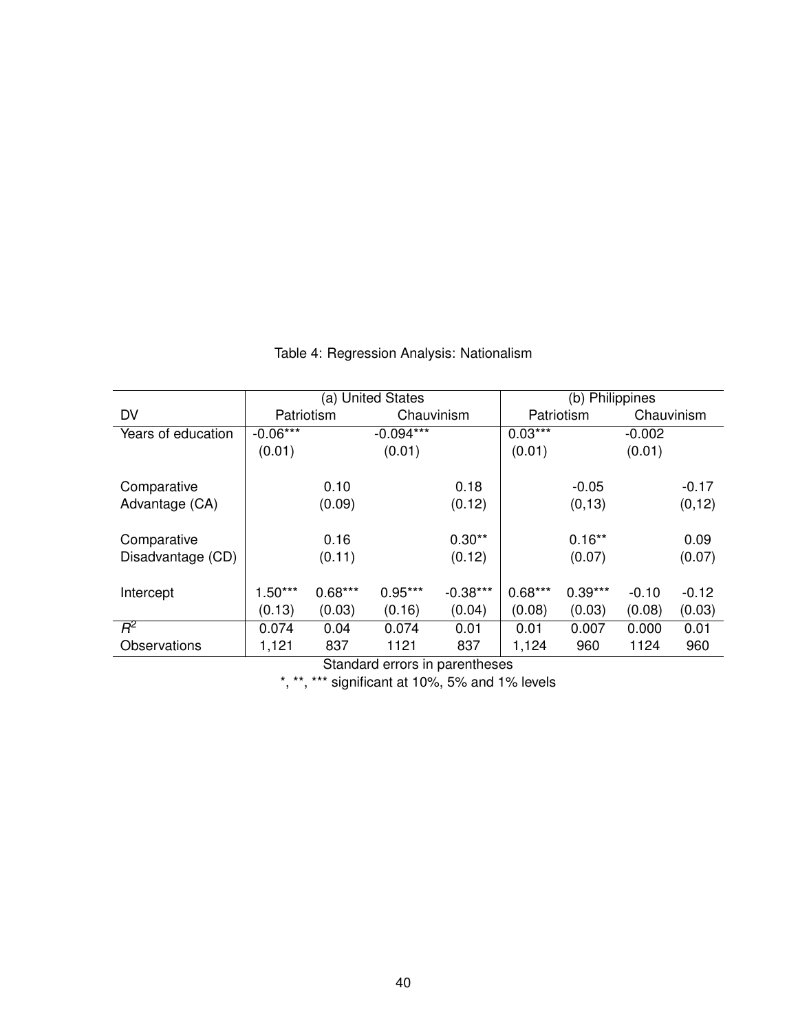Table 4: Regression Analysis: Nationalism

| | (a) United States | | | | (b) Philippines | | | |
|---|---|---|---|---|---|---|---|---|
| DV | Patriotism | | Chauvinism | | Patriotism | | Chauvinism | |
| Years of education | -0.06*** | | -0.094*** | | 0.03*** | | -0.002 | |
| | (0.01) | | (0.01) | | (0.01) | | (0.01) | |
| Comparative Advantage (CA) | | 0.10 | | 0.18 | | -0.05 | | -0.17 |
| | | (0.09) | | (0.12) | | (0,13) | | (0,12) |
| Comparative Disadvantage (CD) | | 0.16 | | 0.30** | | 0.16** | | 0.09 |
| | | (0.11) | | (0.12) | | (0.07) | | (0.07) |
| Intercept | 1.50*** | 0.68*** | 0.95*** | -0.38*** | 0.68*** | 0.39*** | -0.10 | -0.12 |
| | (0.13) | (0.03) | (0.16) | (0.04) | (0.08) | (0.03) | (0.08) | (0.03) |
| $R^2$ | 0.074 | 0.04 | 0.074 | 0.01 | 0.01 | 0.007 | 0.000 | 0.01 |
| Observations | 1,121 | 837 | 1121 | 837 | 1,124 | 960 | 1124 | 960 |

Standard errors in parentheses

*, **, *** significant at 10%, 5% and 1% levels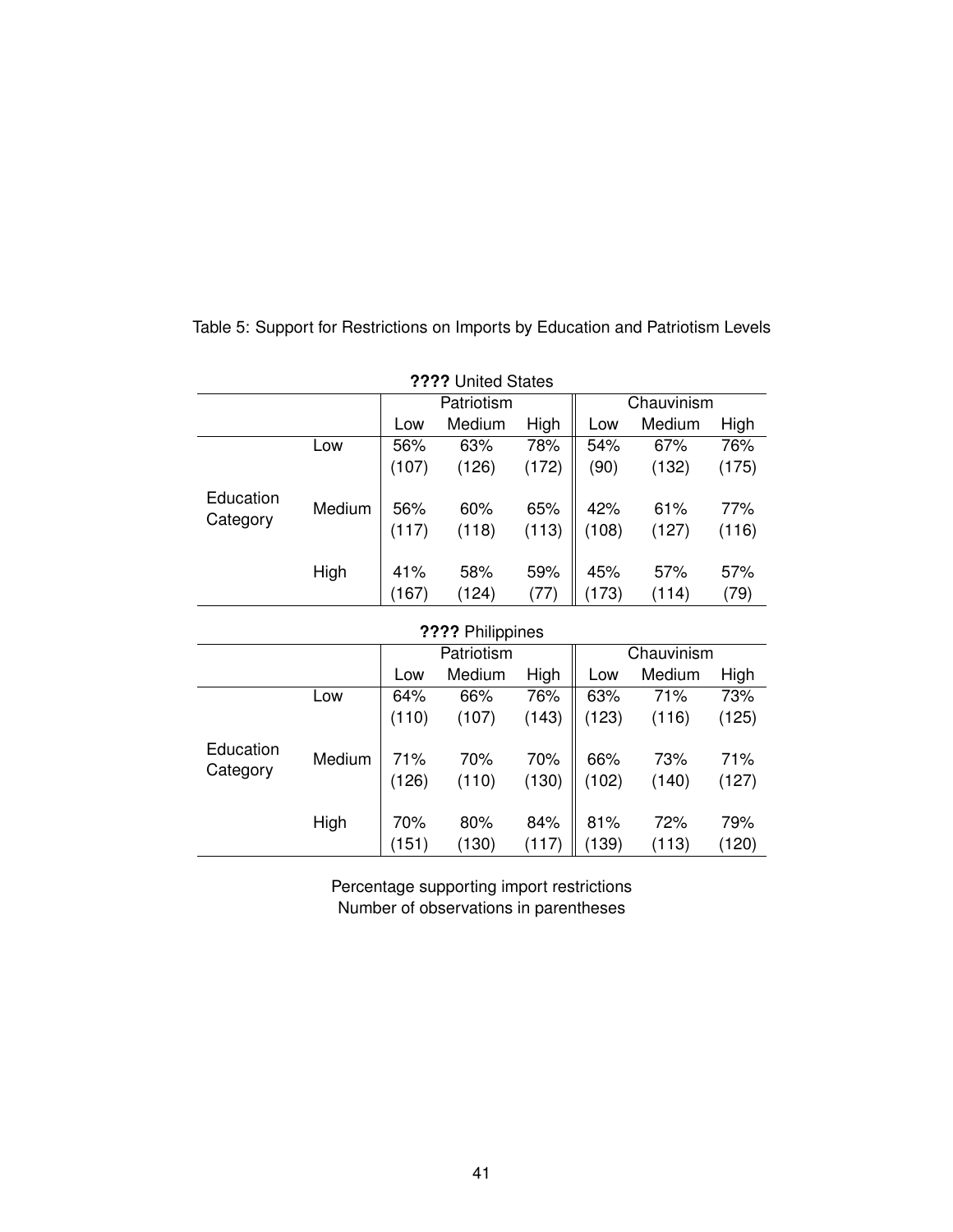Table 5: Support for Restrictions on Imports by Education and Patriotism Levels

**????** United States

| | | Patriotism | | | Chauvinism | | |
|---|---|---|---|---|---|---|---|
| | | Low | Medium | High | Low | Medium | High |
| Education Category | Low | 56% | 63% | 78% | 54% | 67% | 76% |
| | | (107) | (126) | (172) | (90) | (132) | (175) |
| | Medium | 56% | 60% | 65% | 42% | 61% | 77% |
| | | (117) | (118) | (113) | (108) | (127) | (116) |
| | High | 41% | 58% | 59% | 45% | 57% | 57% |
| | | (167) | (124) | (77) | (173) | (114) | (79) |

**????** Philippines

| | | Patriotism | | | Chauvinism | | |
|---|---|---|---|---|---|---|---|
| | | Low | Medium | High | Low | Medium | High |
| Education Category | Low | 64% | 66% | 76% | 63% | 71% | 73% |
| | | (110) | (107) | (143) | (123) | (116) | (125) |
| | Medium | 71% | 70% | 70% | 66% | 73% | 71% |
| | | (126) | (110) | (130) | (102) | (140) | (127) |
| | High | 70% | 80% | 84% | 81% | 72% | 79% |
| | | (151) | (130) | (117) | (139) | (113) | (120) |

Percentage supporting import restrictions
Number of observations in parentheses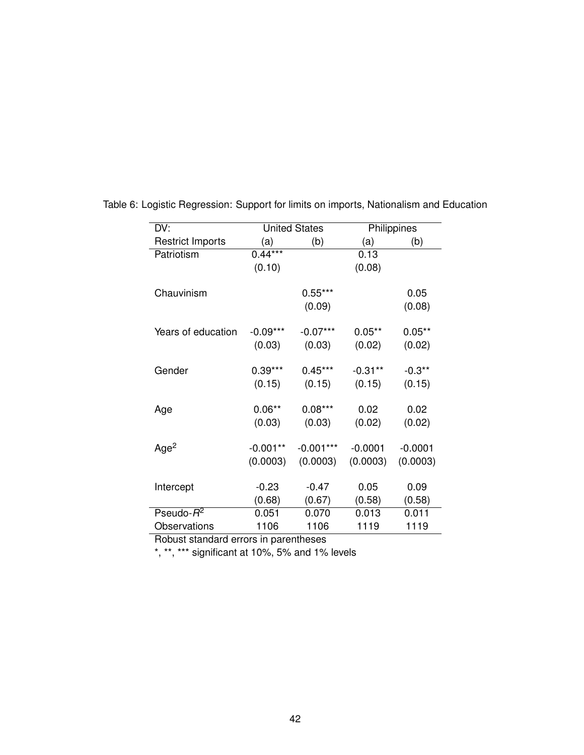Table 6: Logistic Regression: Support for limits on imports, Nationalism and Education

| DV: | United States | | Philippines | |
|---|---|---|---|---|
| Restrict Imports | (a) | (b) | (a) | (b) |
| Patriotism | 0.44*** | | 0.13 | |
| | (0.10) | | (0.08) | |
| Chauvinism | | 0.55*** | | 0.05 |
| | | (0.09) | | (0.08) |
| Years of education | -0.09*** | -0.07*** | 0.05** | 0.05** |
| | (0.03) | (0.03) | (0.02) | (0.02) |
| Gender | 0.39*** | 0.45*** | -0.31** | -0.3** |
| | (0.15) | (0.15) | (0.15) | (0.15) |
| Age | 0.06** | 0.08*** | 0.02 | 0.02 |
| | (0.03) | (0.03) | (0.02) | (0.02) |
| $Age^2$ | -0.001** | -0.001*** | -0.0001 | -0.0001 |
| | (0.0003) | (0.0003) | (0.0003) | (0.0003) |
| Intercept | -0.23 | -0.47 | 0.05 | 0.09 |
| | (0.68) | (0.67) | (0.58) | (0.58) |
| Pseudo-$R^2$ | 0.051 | 0.070 | 0.013 | 0.011 |
| Observations | 1106 | 1106 | 1119 | 1119 |

Robust standard errors in parentheses

*, **, *** significant at 10%, 5% and 1% levels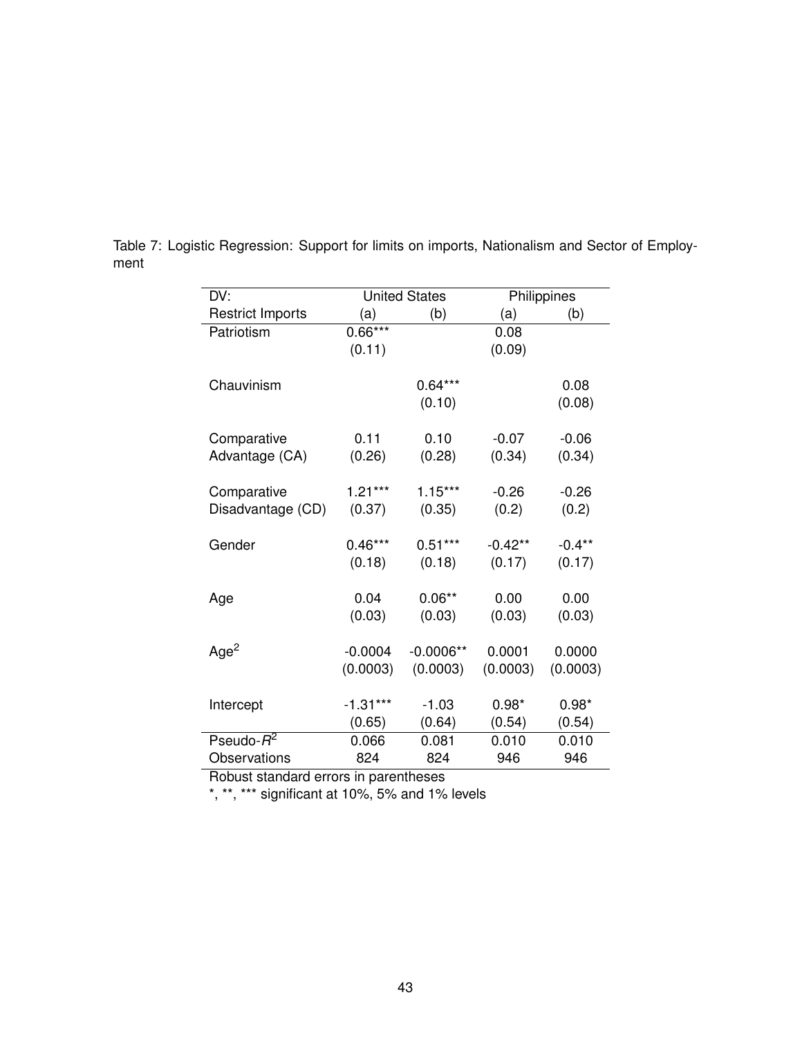Table 7: Logistic Regression: Support for limits on imports, Nationalism and Sector of Employment

| DV: | United States | | Philippines | |
|---|---|---|---|---|
| Restrict Imports | (a) | (b) | (a) | (b) |
| Patriotism | 0.66*** | | 0.08 | |
| | (0.11) | | (0.09) | |
| Chauvinism | | 0.64*** | | 0.08 |
| | | (0.10) | | (0.08) |
| Comparative Advantage (CA) | 0.11 | 0.10 | -0.07 | -0.06 |
| | (0.26) | (0.28) | (0.34) | (0.34) |
| Comparative Disadvantage (CD) | 1.21*** | 1.15*** | -0.26 | -0.26 |
| | (0.37) | (0.35) | (0.2) | (0.2) |
| Gender | 0.46*** | 0.51*** | -0.42** | -0.4** |
| | (0.18) | (0.18) | (0.17) | (0.17) |
| Age | 0.04 | 0.06** | 0.00 | 0.00 |
| | (0.03) | (0.03) | (0.03) | (0.03) |
| $Age^2$ | -0.0004 | -0.0006** | 0.0001 | 0.0000 |
| | (0.0003) | (0.0003) | (0.0003) | (0.0003) |
| Intercept | -1.31*** | -1.03 | 0.98* | 0.98* |
| | (0.65) | (0.64) | (0.54) | (0.54) |
| Pseudo-$R^2$ | 0.066 | 0.081 | 0.010 | 0.010 |
| Observations | 824 | 824 | 946 | 946 |

Robust standard errors in parentheses

*, **, *** significant at 10%, 5% and 1% levels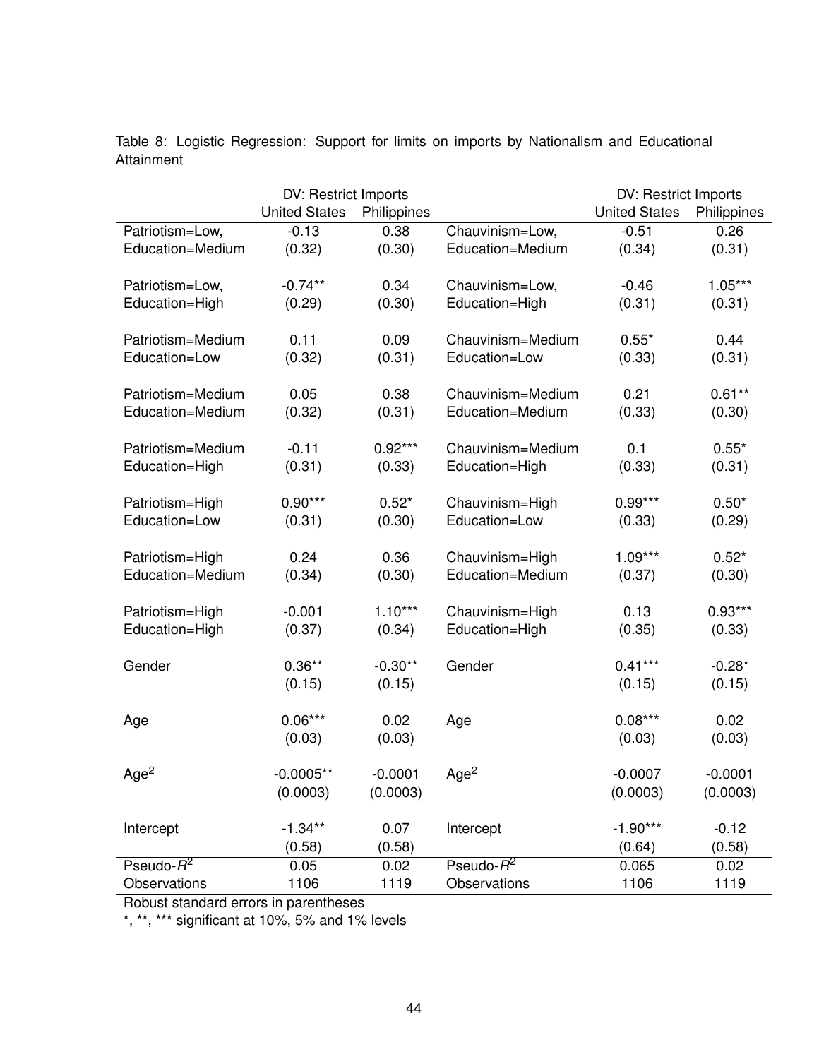Table 8: Logistic Regression: Support for limits on imports by Nationalism and Educational Attainment

| | DV: Restrict Imports | | | DV: Restrict Imports | |
|---|---|---|---|---|---|
| | United States | Philippines | | United States | Philippines |
| Patriotism=Low, Education=Medium | -0.13 | 0.38 | Chauvinism=Low, Education=Medium | -0.51 | 0.26 |
| | (0.32) | (0.30) | | (0.34) | (0.31) |
| Patriotism=Low, Education=High | -0.74** | 0.34 | Chauvinism=Low, Education=High | -0.46 | 1.05*** |
| | (0.29) | (0.30) | | (0.31) | (0.31) |
| Patriotism=Medium Education=Low | 0.11 | 0.09 | Chauvinism=Medium Education=Low | 0.55* | 0.44 |
| | (0.32) | (0.31) | | (0.33) | (0.31) |
| Patriotism=Medium Education=Medium | 0.05 | 0.38 | Chauvinism=Medium Education=Medium | 0.21 | 0.61** |
| | (0.32) | (0.31) | | (0.33) | (0.30) |
| Patriotism=Medium Education=High | -0.11 | 0.92*** | Chauvinism=Medium Education=High | 0.1 | 0.55* |
| | (0.31) | (0.33) | | (0.33) | (0.31) |
| Patriotism=High Education=Low | 0.90*** | 0.52* | Chauvinism=High Education=Low | 0.99*** | 0.50* |
| | (0.31) | (0.30) | | (0.33) | (0.29) |
| Patriotism=High Education=Medium | 0.24 | 0.36 | Chauvinism=High Education=Medium | 1.09*** | 0.52* |
| | (0.34) | (0.30) | | (0.37) | (0.30) |
| Patriotism=High Education=High | -0.001 | 1.10*** | Chauvinism=High Education=High | 0.13 | 0.93*** |
| | (0.37) | (0.34) | | (0.35) | (0.33) |
| Gender | 0.36** | -0.30** | Gender | 0.41*** | -0.28* |
| | (0.15) | (0.15) | | (0.15) | (0.15) |
| Age | 0.06*** | 0.02 | Age | 0.08*** | 0.02 |
| | (0.03) | (0.03) | | (0.03) | (0.03) |
| Age$^2$ | -0.0005** | -0.0001 | Age$^2$ | -0.0007 | -0.0001 |
| | (0.0003) | (0.0003) | | (0.0003) | (0.0003) |
| Intercept | -1.34** | 0.07 | Intercept | -1.90*** | -0.12 |
| | (0.58) | (0.58) | | (0.64) | (0.58) |
| Pseudo-$R^2$ | 0.05 | 0.02 | Pseudo-$R^2$ | 0.065 | 0.02 |
| Observations | 1106 | 1119 | Observations | 1106 | 1119 |

Robust standard errors in parentheses

*, **, *** significant at 10%, 5% and 1% levels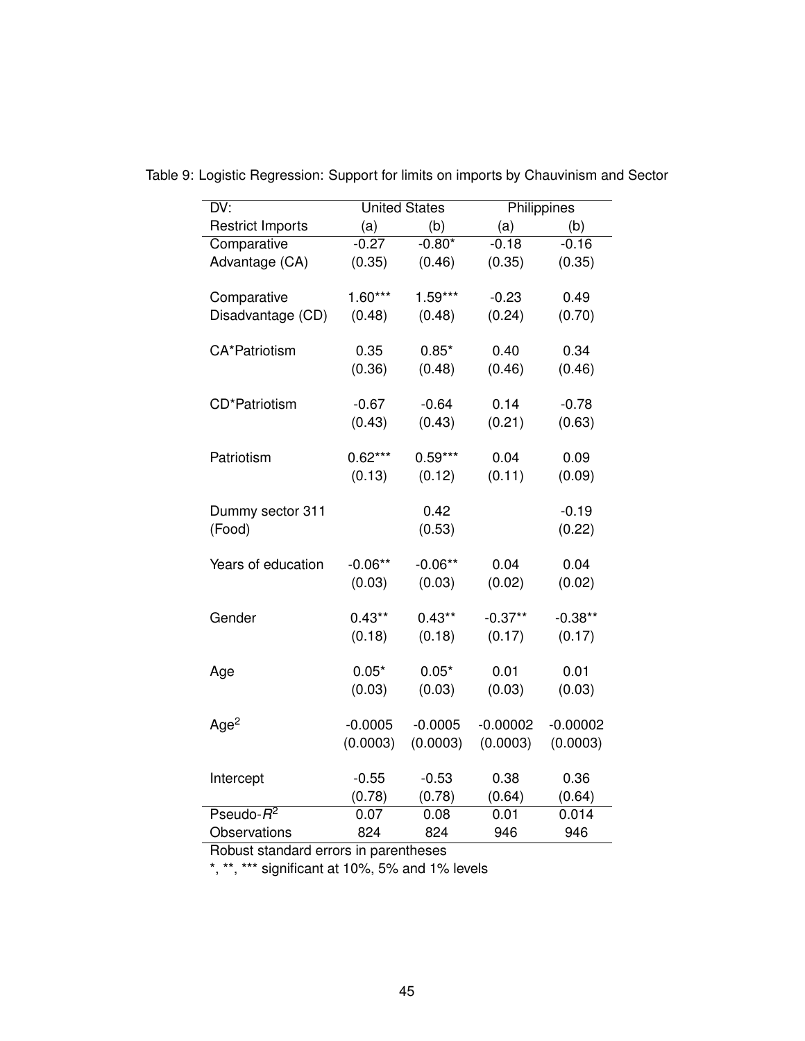Table 9: Logistic Regression: Support for limits on imports by Chauvinism and Sector

| DV: | United States | | Philippines | |
|---|---|---|---|---|
| Restrict Imports | (a) | (b) | (a) | (b) |
| Comparative Advantage (CA) | -0.27 | -0.80* | -0.18 | -0.16 |
| | (0.35) | (0.46) | (0.35) | (0.35) |
| Comparative Disadvantage (CD) | 1.60*** | 1.59*** | -0.23 | 0.49 |
| | (0.48) | (0.48) | (0.24) | (0.70) |
| CA*Patriotism | 0.35 | 0.85* | 0.40 | 0.34 |
| | (0.36) | (0.48) | (0.46) | (0.46) |
| CD*Patriotism | -0.67 | -0.64 | 0.14 | -0.78 |
| | (0.43) | (0.43) | (0.21) | (0.63) |
| Patriotism | 0.62*** | 0.59*** | 0.04 | 0.09 |
| | (0.13) | (0.12) | (0.11) | (0.09) |
| Dummy sector 311 (Food) | | 0.42 | | -0.19 |
| | | (0.53) | | (0.22) |
| Years of education | -0.06** | -0.06** | 0.04 | 0.04 |
| | (0.03) | (0.03) | (0.02) | (0.02) |
| Gender | 0.43** | 0.43** | -0.37** | -0.38** |
| | (0.18) | (0.18) | (0.17) | (0.17) |
| Age | 0.05* | 0.05* | 0.01 | 0.01 |
| | (0.03) | (0.03) | (0.03) | (0.03) |
| Age$^2$ | -0.0005 | -0.0005 | -0.00002 | -0.00002 |
| | (0.0003) | (0.0003) | (0.0003) | (0.0003) |
| Intercept | -0.55 | -0.53 | 0.38 | 0.36 |
| | (0.78) | (0.78) | (0.64) | (0.64) |
| Pseudo-$R^2$ | 0.07 | 0.08 | 0.01 | 0.014 |
| Observations | 824 | 824 | 946 | 946 |

Robust standard errors in parentheses

*, **, *** significant at 10%, 5% and 1% levels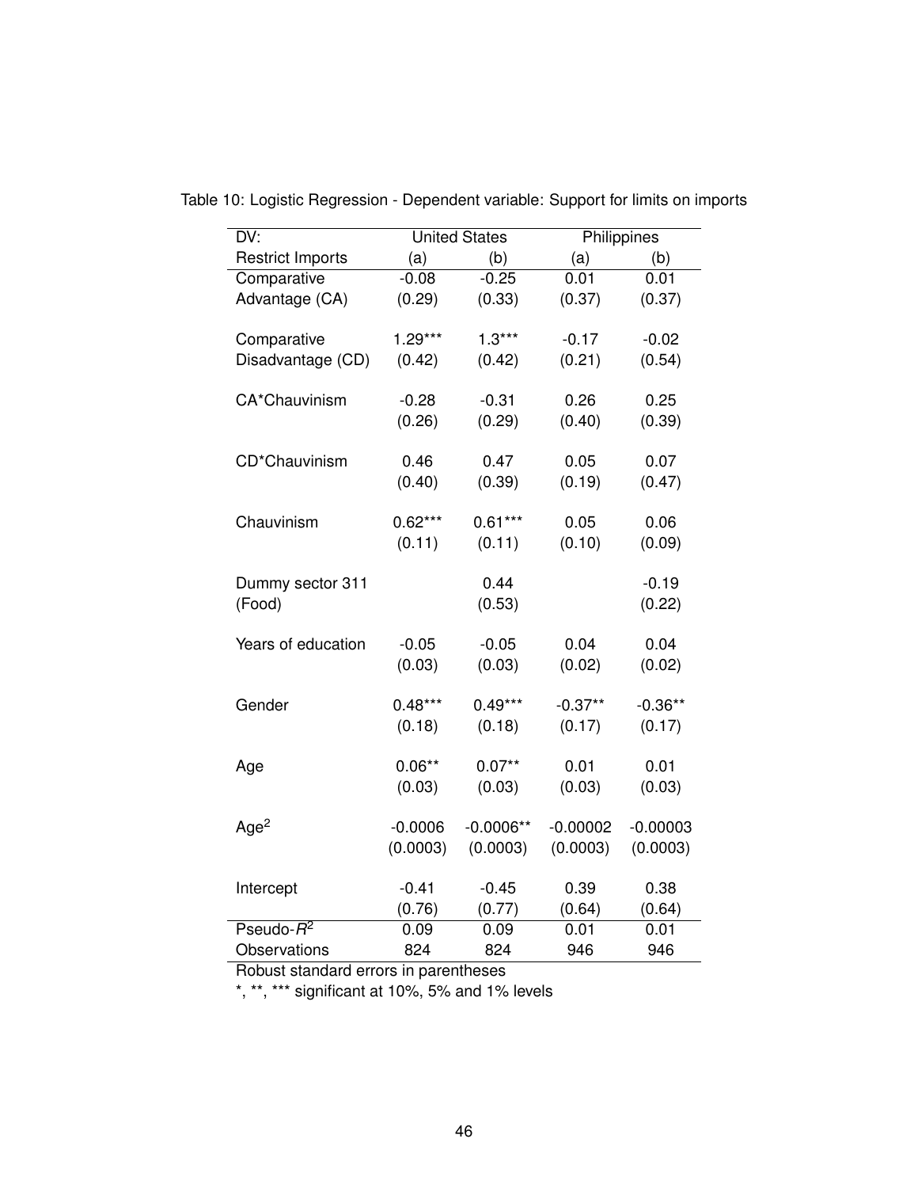Table 10: Logistic Regression - Dependent variable: Support for limits on imports

| DV: | United States | | Philippines | |
|---|---|---|---|---|
| Restrict Imports | (a) | (b) | (a) | (b) |
| Comparative Advantage (CA) | -0.08 | -0.25 | 0.01 | 0.01 |
| | (0.29) | (0.33) | (0.37) | (0.37) |
| Comparative Disadvantage (CD) | 1.29*** | 1.3*** | -0.17 | -0.02 |
| | (0.42) | (0.42) | (0.21) | (0.54) |
| CA*Chauvinism | -0.28 | -0.31 | 0.26 | 0.25 |
| | (0.26) | (0.29) | (0.40) | (0.39) |
| CD*Chauvinism | 0.46 | 0.47 | 0.05 | 0.07 |
| | (0.40) | (0.39) | (0.19) | (0.47) |
| Chauvinism | 0.62*** | 0.61*** | 0.05 | 0.06 |
| | (0.11) | (0.11) | (0.10) | (0.09) |
| Dummy sector 311 (Food) | | 0.44 | | -0.19 |
| | | (0.53) | | (0.22) |
| Years of education | -0.05 | -0.05 | 0.04 | 0.04 |
| | (0.03) | (0.03) | (0.02) | (0.02) |
| Gender | 0.48*** | 0.49*** | -0.37** | -0.36** |
| | (0.18) | (0.18) | (0.17) | (0.17) |
| Age | 0.06** | 0.07** | 0.01 | 0.01 |
| | (0.03) | (0.03) | (0.03) | (0.03) |
| $Age^2$ | -0.0006 | -0.0006** | -0.00002 | -0.00003 |
| | (0.0003) | (0.0003) | (0.0003) | (0.0003) |
| Intercept | -0.41 | -0.45 | 0.39 | 0.38 |
| | (0.76) | (0.77) | (0.64) | (0.64) |
| Pseudo-$R^2$ | 0.09 | 0.09 | 0.01 | 0.01 |
| Observations | 824 | 824 | 946 | 946 |

Robust standard errors in parentheses

*, **, *** significant at 10%, 5% and 1% levels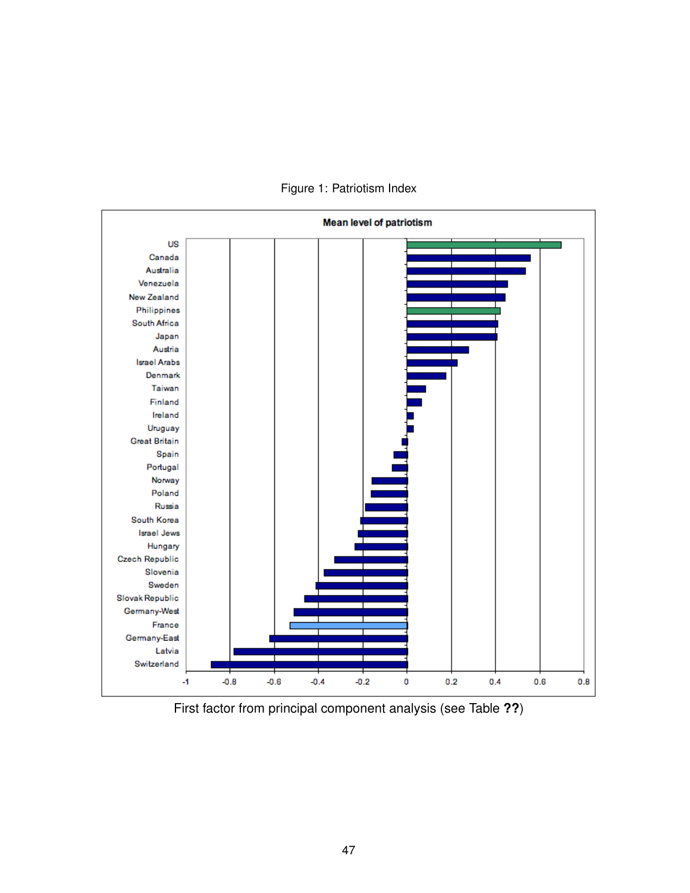Figure 1: Patriotism Index

**Mean level of patriotism**

US, Canada, Australia, Venezuela, New Zealand, Philippines, South Africa, Japan, Austria, Israel Arabs, Denmark, Taiwan, Finland, Ireland, Uruguay, Great Britain, Spain, Portugal, Norway, Poland, Russia, South Korea, Israel Jews, Hungary, Czech Republic, Slovenia, Sweden, Slovak Republic, Germany-West, France, Germany-East, Latvia, Switzerland

-1, -0.8, -0.6, -0.4, -0.2, 0, 0.2, 0.4, 0.6, 0.8

First factor from principal component analysis (see Table **??**)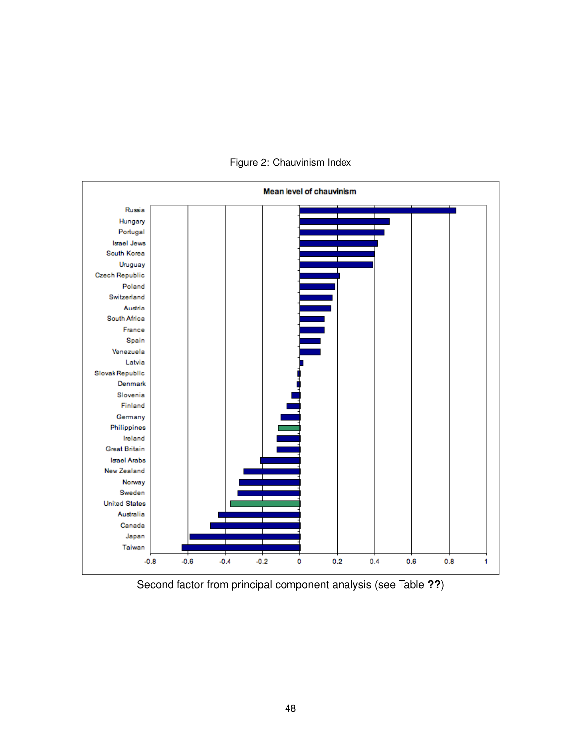Figure 2: Chauvinism Index

Second factor from principal component analysis (see Table **??**)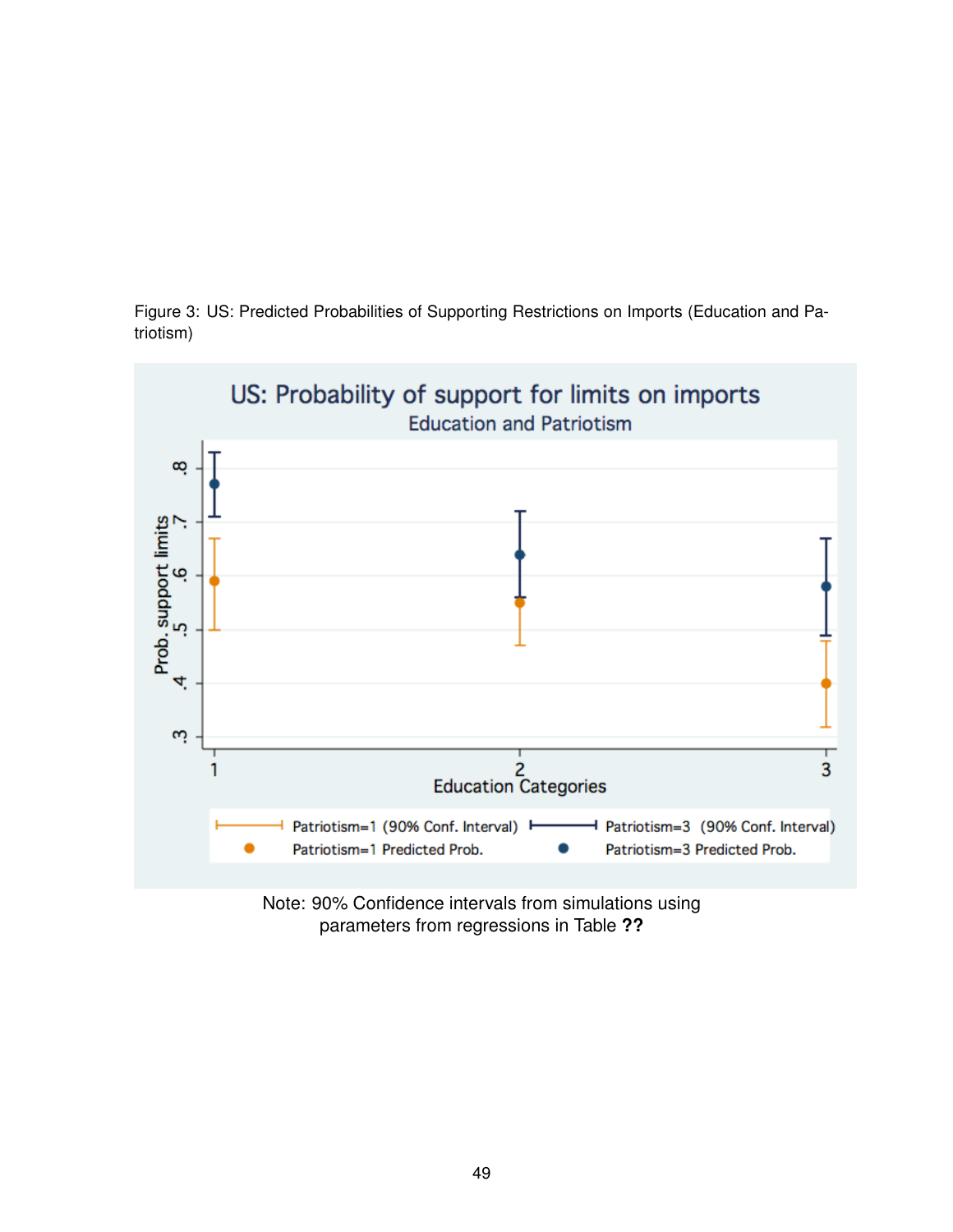Figure 3: US: Predicted Probabilities of Supporting Restrictions on Imports (Education and Patriotism)

Note: 90% Confidence intervals from simulations using parameters from regressions in Table **??**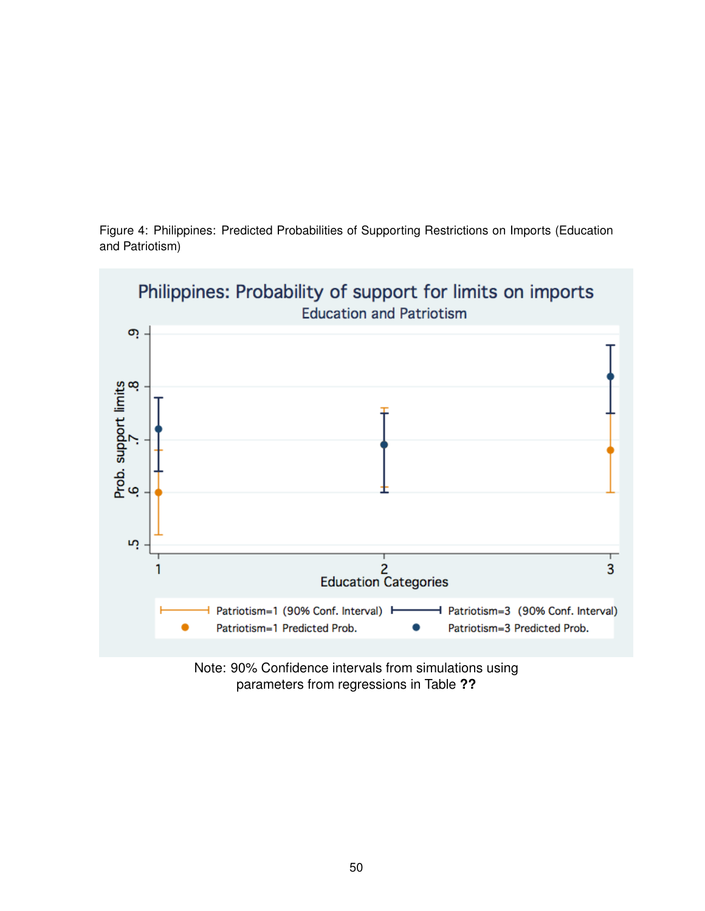Figure 4: Philippines: Predicted Probabilities of Supporting Restrictions on Imports (Education and Patriotism)

Note: 90% Confidence intervals from simulations using parameters from regressions in Table **??**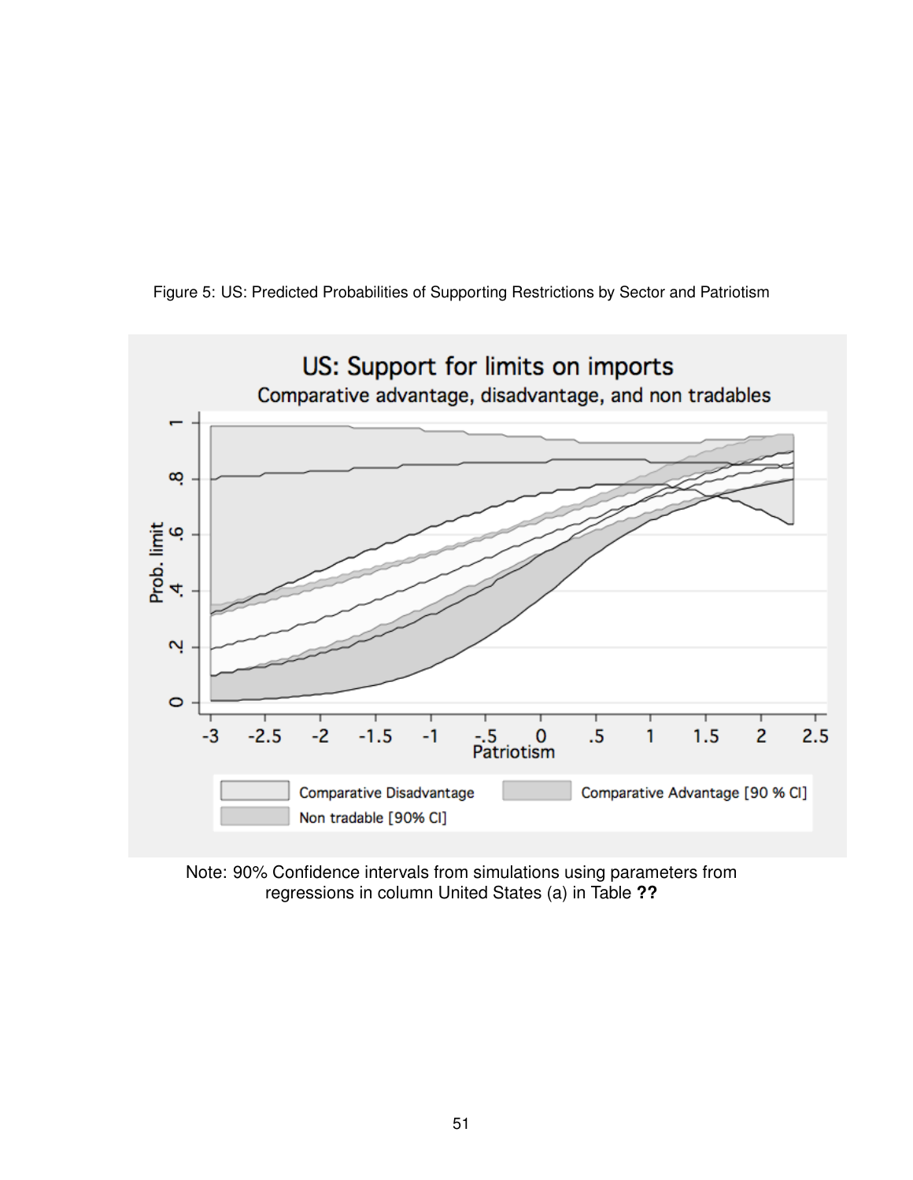Figure 5: US: Predicted Probabilities of Supporting Restrictions by Sector and Patriotism

Note: 90% Confidence intervals from simulations using parameters from regressions in column United States (a) in Table **??**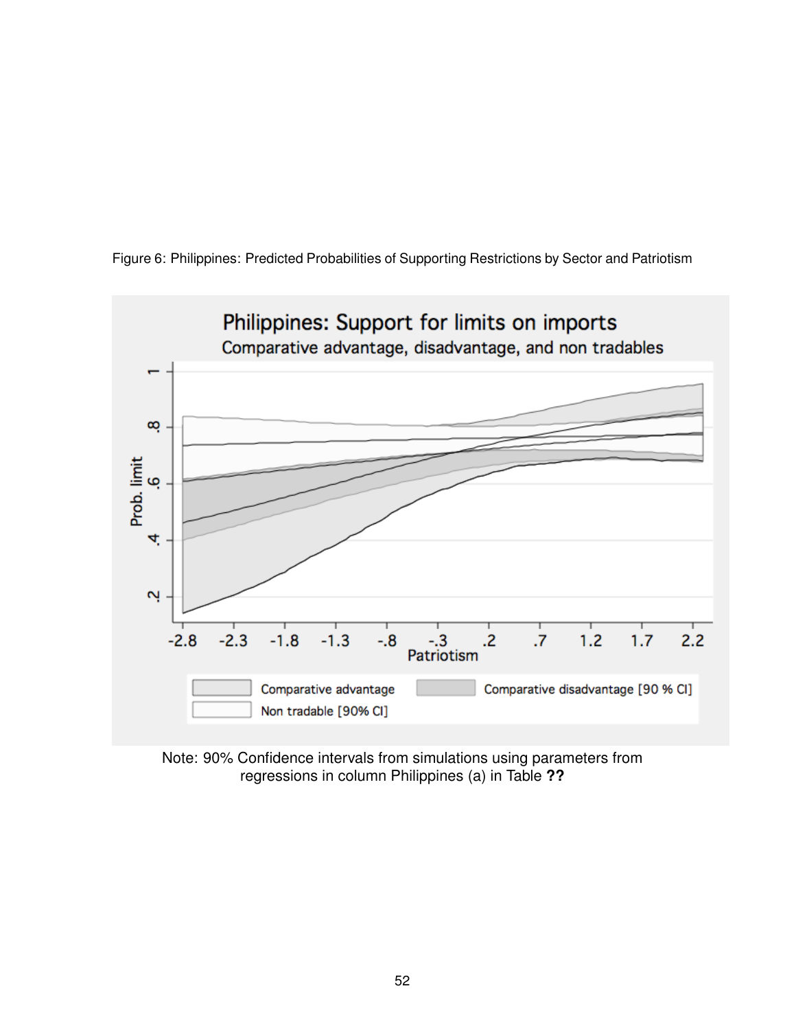Figure 6: Philippines: Predicted Probabilities of Supporting Restrictions by Sector and Patriotism

Note: 90% Confidence intervals from simulations using parameters from regressions in column Philippines (a) in Table **??**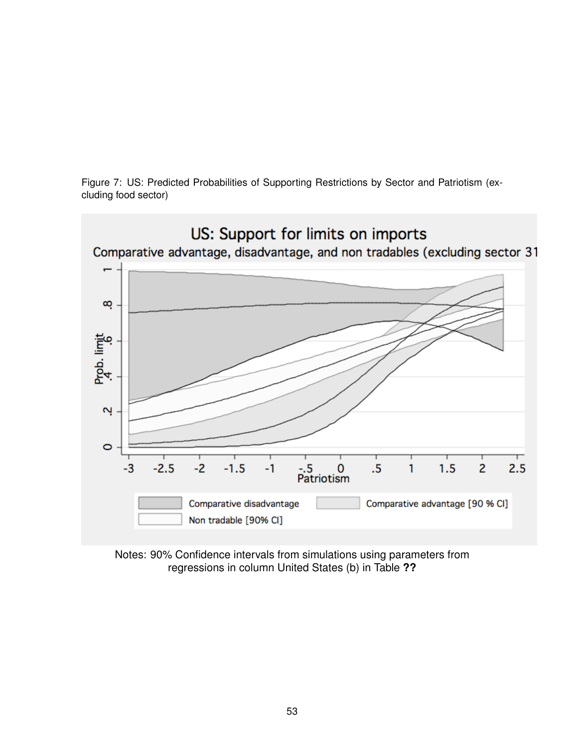Figure 7: US: Predicted Probabilities of Supporting Restrictions by Sector and Patriotism (excluding food sector)

US: Support for limits on imports

Comparative advantage, disadvantage, and non tradables (excluding sector 31

Notes: 90% Confidence intervals from simulations using parameters from regressions in column United States (b) in Table **??**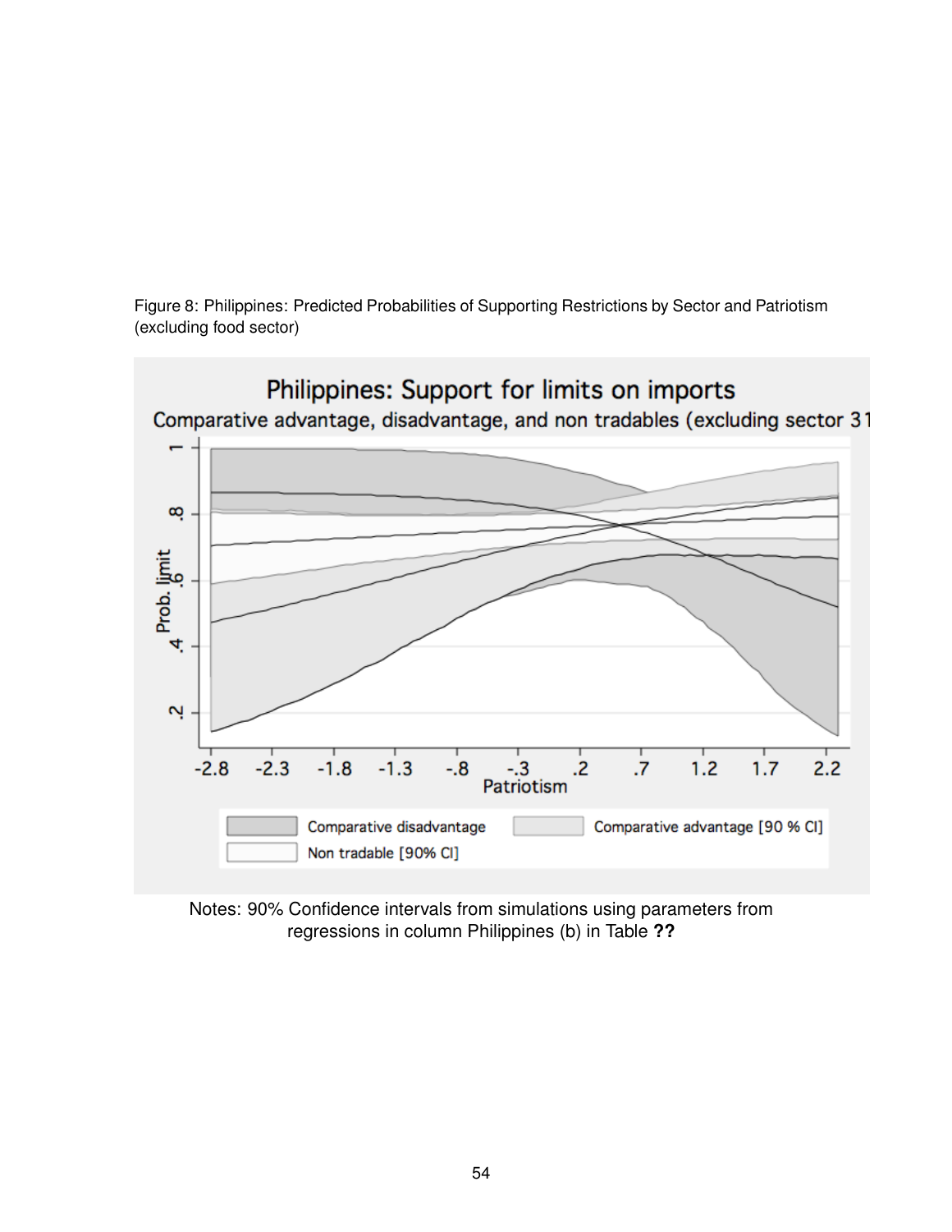Figure 8: Philippines: Predicted Probabilities of Supporting Restrictions by Sector and Patriotism (excluding food sector)

Notes: 90% Confidence intervals from simulations using parameters from regressions in column Philippines (b) in Table **??**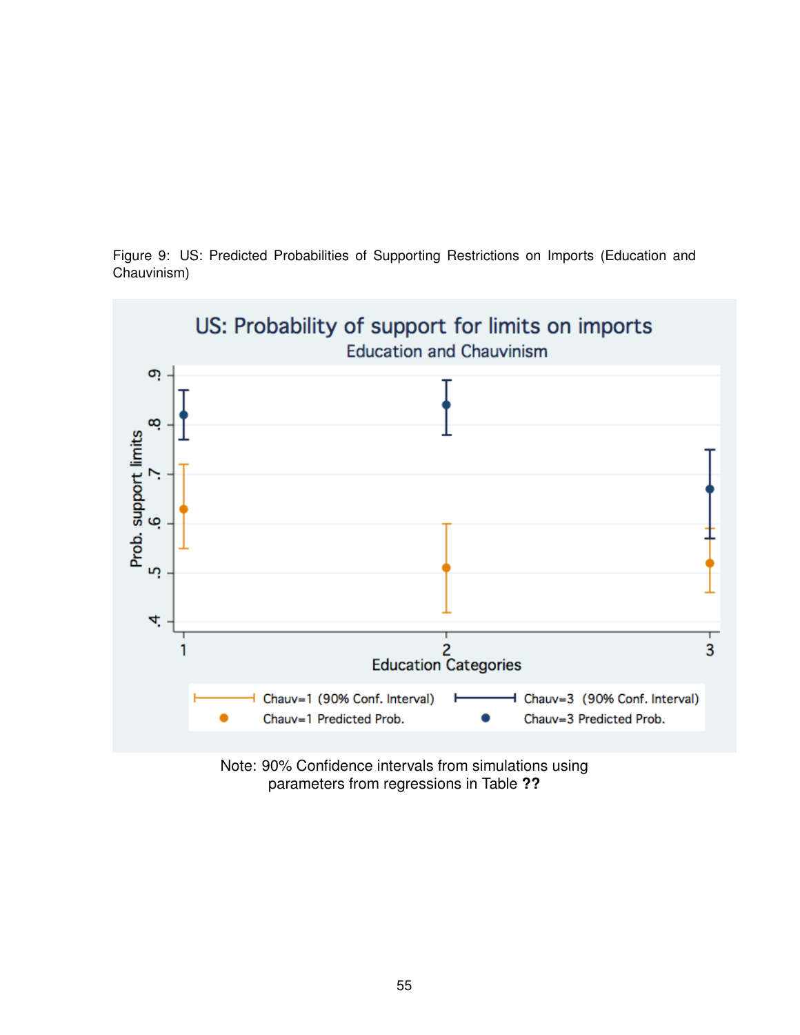Figure 9: US: Predicted Probabilities of Supporting Restrictions on Imports (Education and Chauvinism)

US: Probability of support for limits on imports

Education and Chauvinism

Prob. support limits

.4 .5 .6 .7 .8 .9

1 2 3

Education Categories

Chauv=1 (90% Conf. Interval) Chauv=3 (90% Conf. Interval)

Chauv=1 Predicted Prob. Chauv=3 Predicted Prob.

Note: 90% Confidence intervals from simulations using parameters from regressions in Table **??**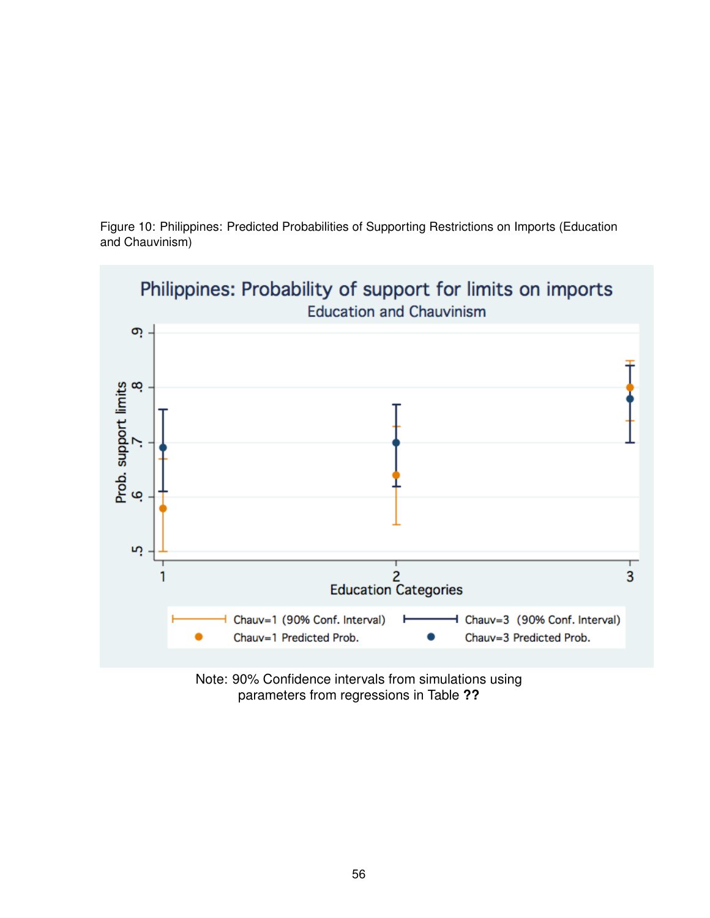Figure 10: Philippines: Predicted Probabilities of Supporting Restrictions on Imports (Education and Chauvinism)

Note: 90% Confidence intervals from simulations using parameters from regressions in Table **??**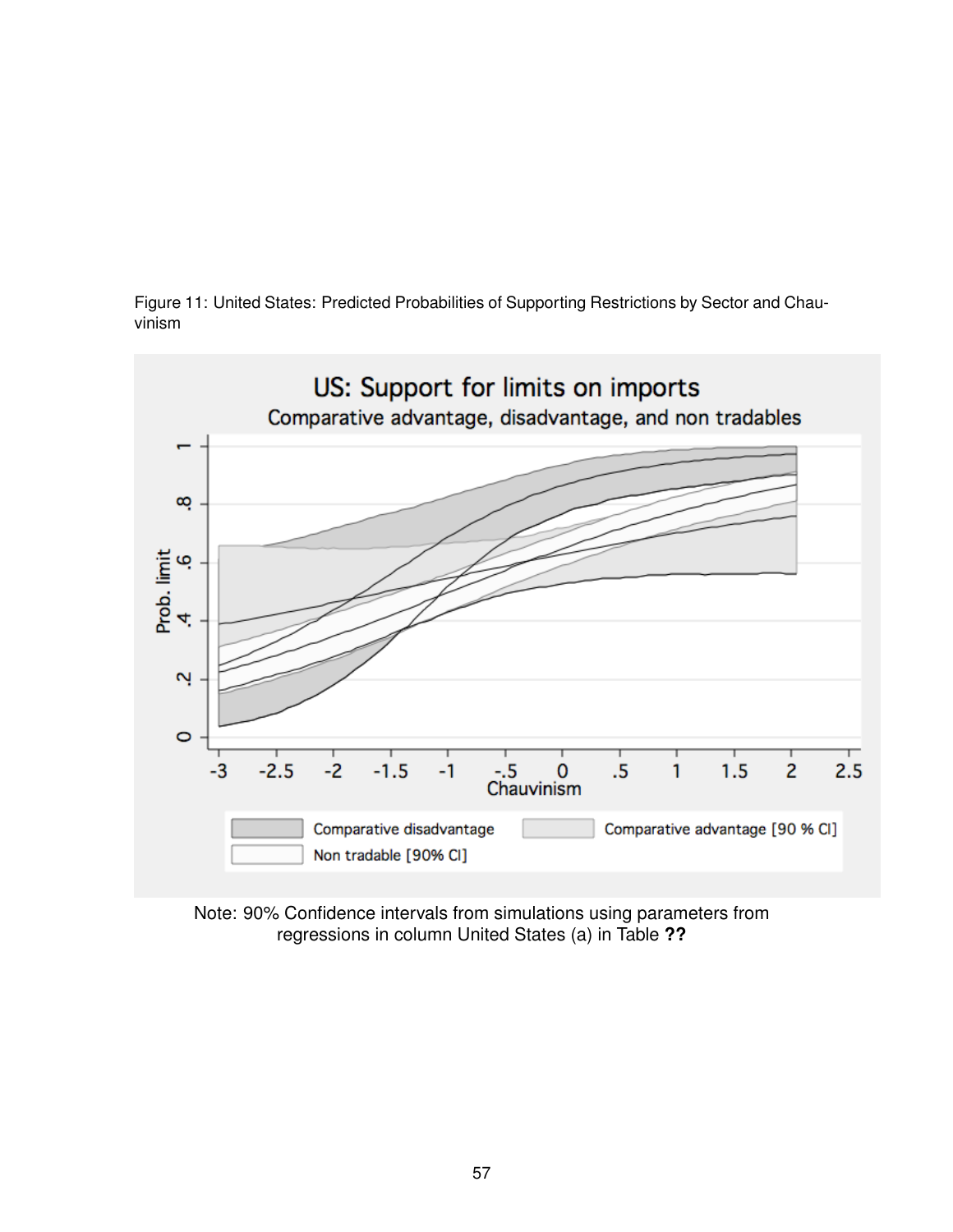Figure 11: United States: Predicted Probabilities of Supporting Restrictions by Sector and Chauvinism

Note: 90% Confidence intervals from simulations using parameters from regressions in column United States (a) in Table **??**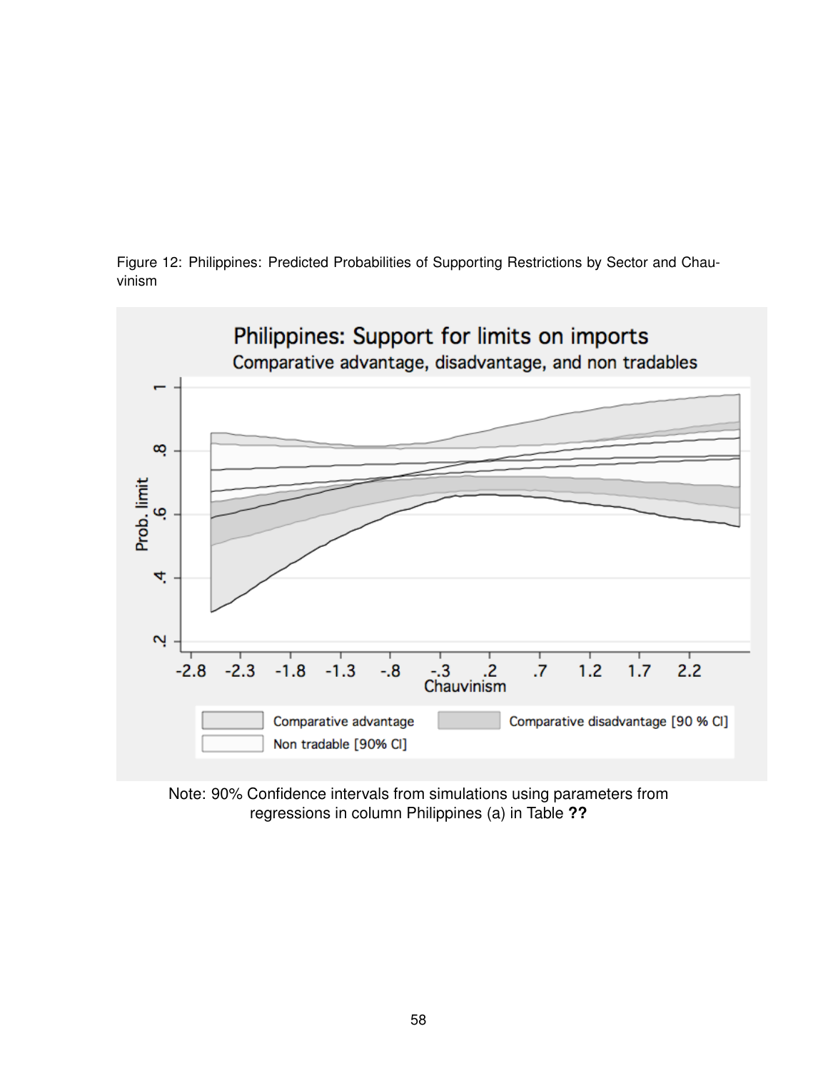Figure 12: Philippines: Predicted Probabilities of Supporting Restrictions by Sector and Chauvinism

Philippines: Support for limits on imports

Comparative advantage, disadvantage, and non tradables

Prob. limit

.2

.4

.6

.8

1

-2.8 -2.3 -1.8 -1.3 -.8 -.3 .2 .7 1.2 1.7 2.2

Chauvinism

Comparative advantage

Comparative disadvantage [90 % CI]

Non tradable [90% CI]

Note: 90% Confidence intervals from simulations using parameters from regressions in column Philippines (a) in Table **??**